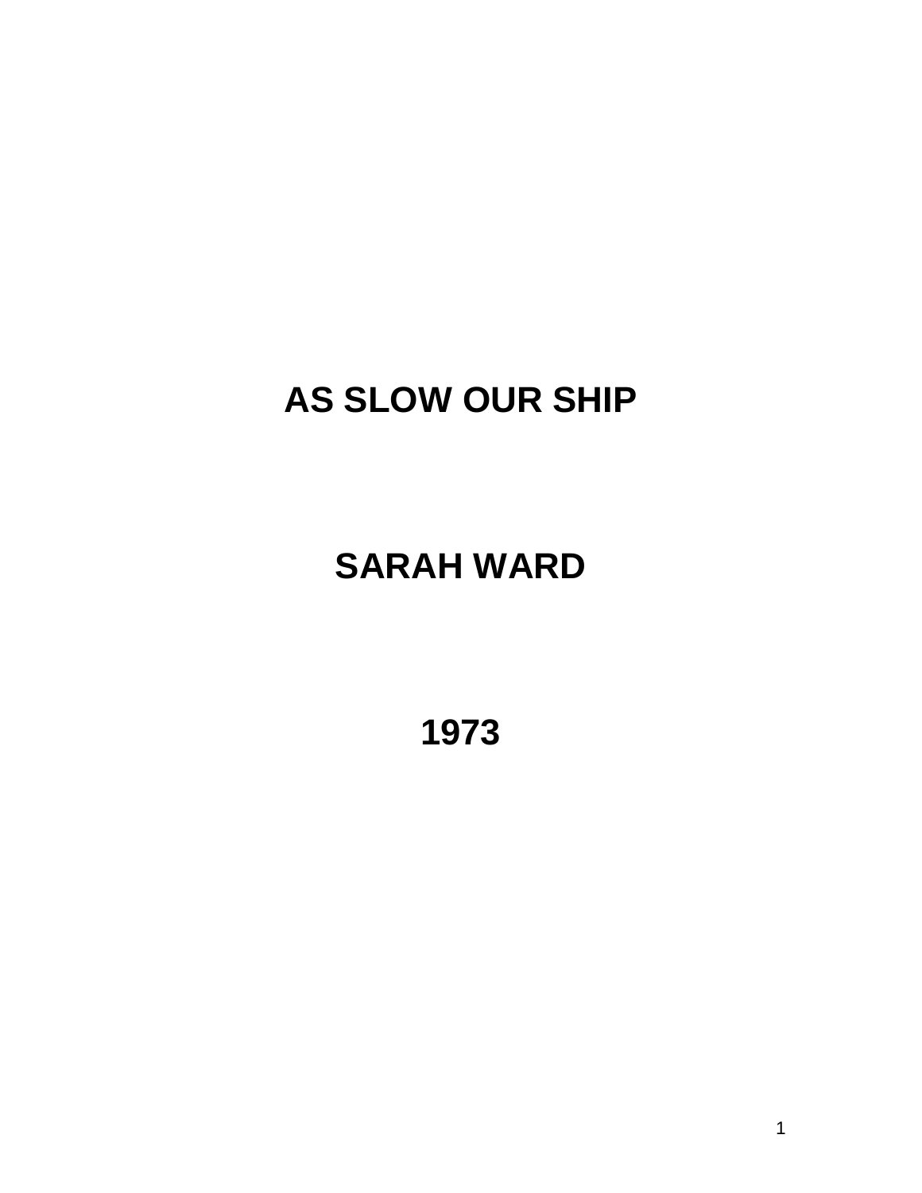# AS SLOW OUR SHIP

## SARAH WARD

## 1973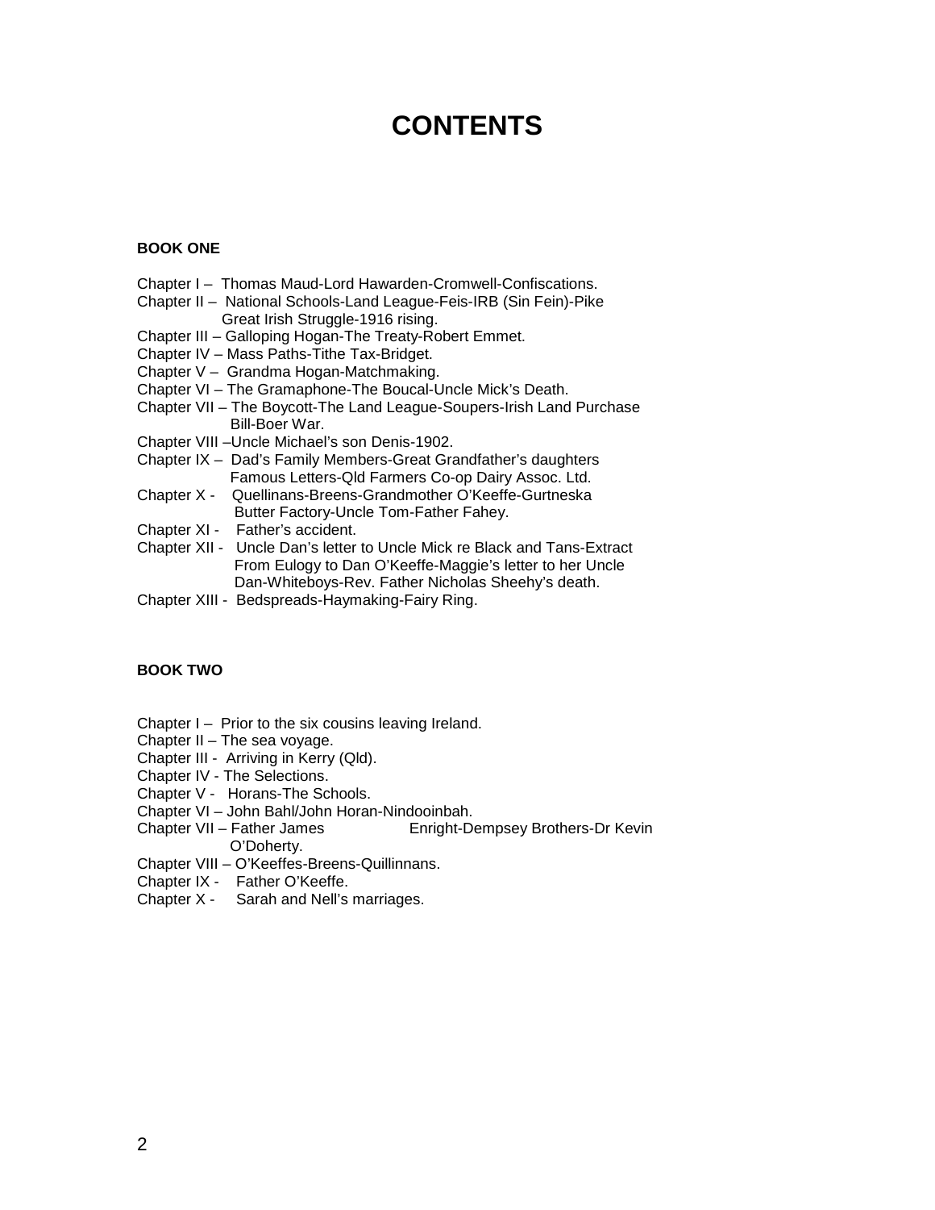# CONTENTS

**BOOK ONE**

Chapter I – Thomas Maud-Lord Hawarden-Cromwell-Confiscations.
Chapter II – National Schools-Land League-Feis-IRB (Sin Fein)-Pike Great Irish Struggle-1916 rising.
Chapter III – Galloping Hogan-The Treaty-Robert Emmet.
Chapter IV – Mass Paths-Tithe Tax-Bridget.
Chapter V – Grandma Hogan-Matchmaking.
Chapter VI – The Gramaphone-The Boucal-Uncle Mick's Death.
Chapter VII – The Boycott-The Land League-Soupers-Irish Land Purchase Bill-Boer War.
Chapter VIII –Uncle Michael's son Denis-1902.
Chapter IX – Dad's Family Members-Great Grandfather's daughters Famous Letters-Qld Farmers Co-op Dairy Assoc. Ltd.
Chapter X - Quellinans-Breens-Grandmother O'Keeffe-Gurtneska Butter Factory-Uncle Tom-Father Fahey.
Chapter XI - Father's accident.
Chapter XII - Uncle Dan's letter to Uncle Mick re Black and Tans-Extract From Eulogy to Dan O'Keeffe-Maggie's letter to her Uncle Dan-Whiteboys-Rev. Father Nicholas Sheehy's death.
Chapter XIII - Bedspreads-Haymaking-Fairy Ring.

**BOOK TWO**

Chapter I – Prior to the six cousins leaving Ireland.
Chapter II – The sea voyage.
Chapter III - Arriving in Kerry (Qld).
Chapter IV - The Selections.
Chapter V - Horans-The Schools.
Chapter VI – John Bahl/John Horan-Nindooinbah.
Chapter VII – Father James Enright-Dempsey Brothers-Dr Kevin O'Doherty.
Chapter VIII – O'Keeffes-Breens-Quillinnans.
Chapter IX - Father O'Keeffe.
Chapter X - Sarah and Nell's marriages.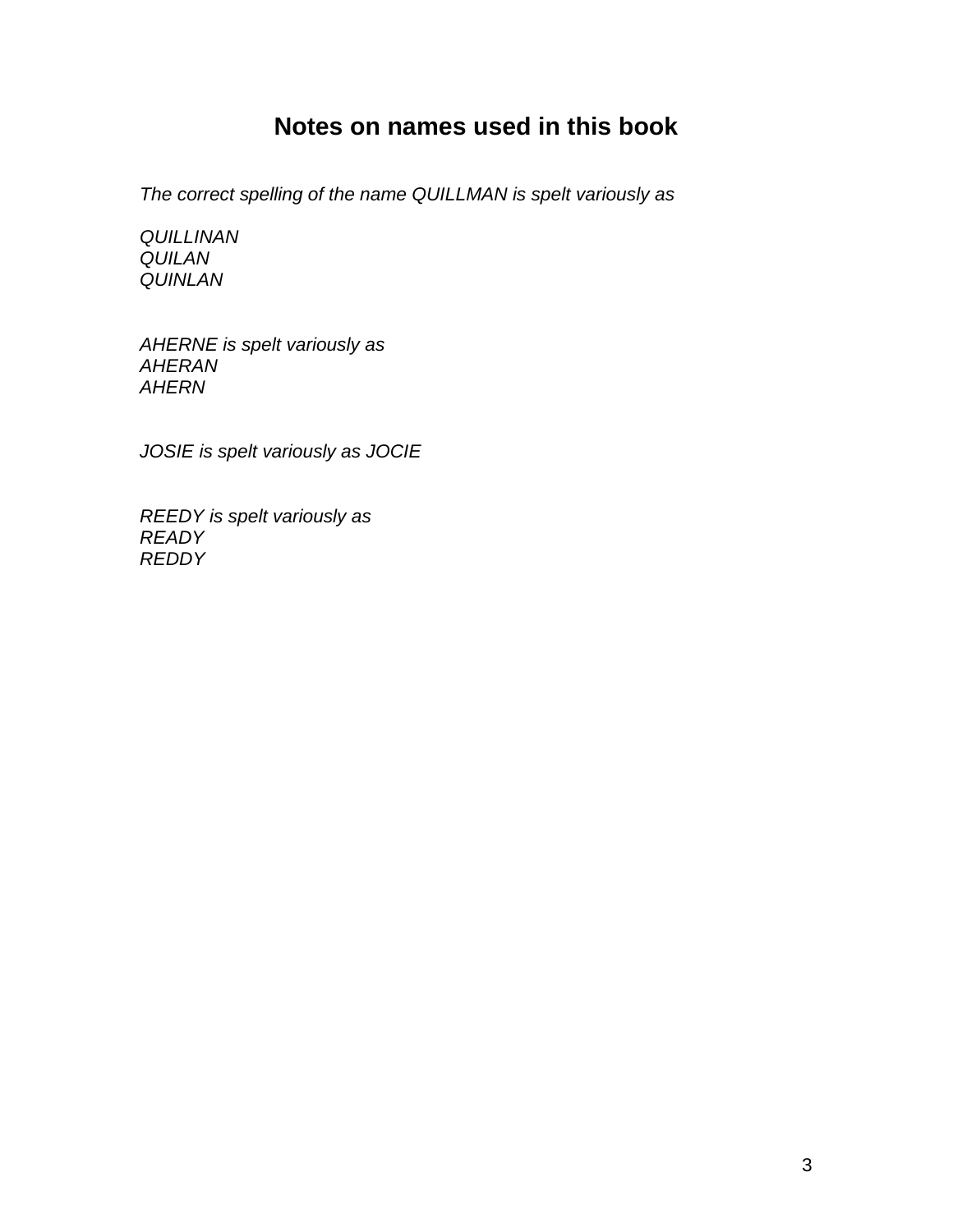# Notes on names used in this book

*The correct spelling of the name QUILLMAN is spelt variously as*

*QUILLINAN*
*QUILAN*
*QUINLAN*

*AHERNE is spelt variously as*
*AHERAN*
*AHERN*

*JOSIE is spelt variously as JOCIE*

*REEDY is spelt variously as*
*READY*
*REDDY*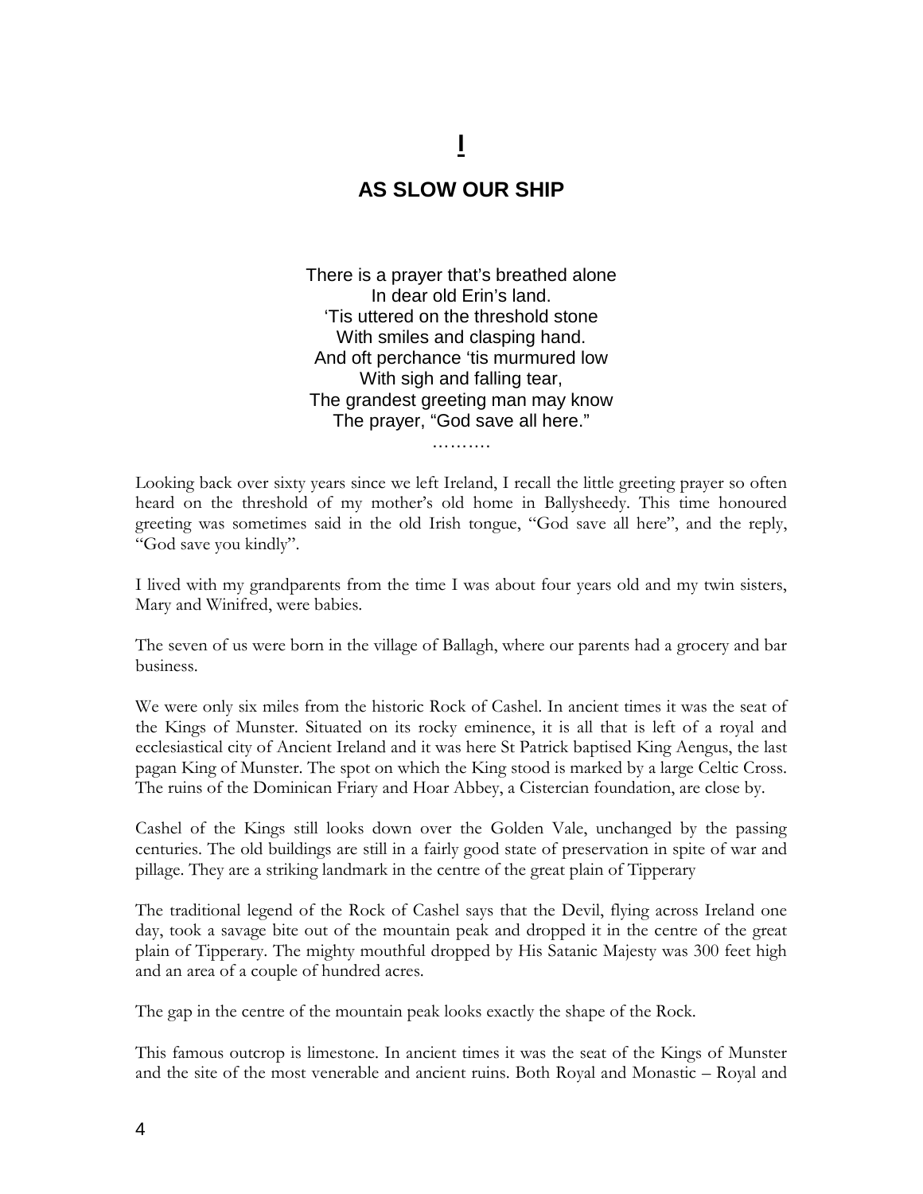# I

## AS SLOW OUR SHIP

There is a prayer that's breathed alone
In dear old Erin's land.
'Tis uttered on the threshold stone
With smiles and clasping hand.
And oft perchance 'tis murmured low
With sigh and falling tear,
The grandest greeting man may know
The prayer, "God save all here."
……….

Looking back over sixty years since we left Ireland, I recall the little greeting prayer so often heard on the threshold of my mother's old home in Ballysheedy. This time honoured greeting was sometimes said in the old Irish tongue, "God save all here", and the reply, "God save you kindly".

I lived with my grandparents from the time I was about four years old and my twin sisters, Mary and Winifred, were babies.

The seven of us were born in the village of Ballagh, where our parents had a grocery and bar business.

We were only six miles from the historic Rock of Cashel. In ancient times it was the seat of the Kings of Munster. Situated on its rocky eminence, it is all that is left of a royal and ecclesiastical city of Ancient Ireland and it was here St Patrick baptised King Aengus, the last pagan King of Munster. The spot on which the King stood is marked by a large Celtic Cross. The ruins of the Dominican Friary and Hoar Abbey, a Cistercian foundation, are close by.

Cashel of the Kings still looks down over the Golden Vale, unchanged by the passing centuries. The old buildings are still in a fairly good state of preservation in spite of war and pillage. They are a striking landmark in the centre of the great plain of Tipperary

The traditional legend of the Rock of Cashel says that the Devil, flying across Ireland one day, took a savage bite out of the mountain peak and dropped it in the centre of the great plain of Tipperary. The mighty mouthful dropped by His Satanic Majesty was 300 feet high and an area of a couple of hundred acres.

The gap in the centre of the mountain peak looks exactly the shape of the Rock.

This famous outcrop is limestone. In ancient times it was the seat of the Kings of Munster and the site of the most venerable and ancient ruins. Both Royal and Monastic – Royal and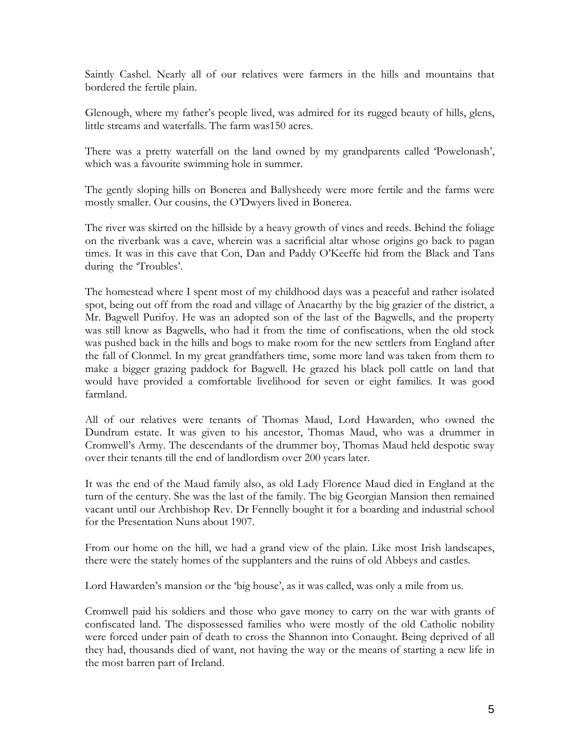Saintly Cashel. Nearly all of our relatives were farmers in the hills and mountains that bordered the fertile plain.

Glenough, where my father's people lived, was admired for its rugged beauty of hills, glens, little streams and waterfalls. The farm was150 acres.

There was a pretty waterfall on the land owned by my grandparents called 'Powelonash', which was a favourite swimming hole in summer.

The gently sloping hills on Bonerea and Ballysheedy were more fertile and the farms were mostly smaller. Our cousins, the O'Dwyers lived in Bonerea.

The river was skirted on the hillside by a heavy growth of vines and reeds. Behind the foliage on the riverbank was a cave, wherein was a sacrificial altar whose origins go back to pagan times. It was in this cave that Con, Dan and Paddy O'Keeffe hid from the Black and Tans during the 'Troubles'.

The homestead where I spent most of my childhood days was a peaceful and rather isolated spot, being out off from the road and village of Anacarthy by the big grazier of the district, a Mr. Bagwell Purifoy. He was an adopted son of the last of the Bagwells, and the property was still know as Bagwells, who had it from the time of confiscations, when the old stock was pushed back in the hills and bogs to make room for the new settlers from England after the fall of Clonmel. In my great grandfathers time, some more land was taken from them to make a bigger grazing paddock for Bagwell. He grazed his black poll cattle on land that would have provided a comfortable livelihood for seven or eight families. It was good farmland.

All of our relatives were tenants of Thomas Maud, Lord Hawarden, who owned the Dundrum estate. It was given to his ancestor, Thomas Maud, who was a drummer in Cromwell's Army. The descendants of the drummer boy, Thomas Maud held despotic sway over their tenants till the end of landlordism over 200 years later.

It was the end of the Maud family also, as old Lady Florence Maud died in England at the turn of the century. She was the last of the family. The big Georgian Mansion then remained vacant until our Archbishop Rev. Dr Fennelly bought it for a boarding and industrial school for the Presentation Nuns about 1907.

From our home on the hill, we had a grand view of the plain. Like most Irish landscapes, there were the stately homes of the supplanters and the ruins of old Abbeys and castles.

Lord Hawarden's mansion or the 'big house', as it was called, was only a mile from us.

Cromwell paid his soldiers and those who gave money to carry on the war with grants of confiscated land. The dispossessed families who were mostly of the old Catholic nobility were forced under pain of death to cross the Shannon into Conaught. Being deprived of all they had, thousands died of want, not having the way or the means of starting a new life in the most barren part of Ireland.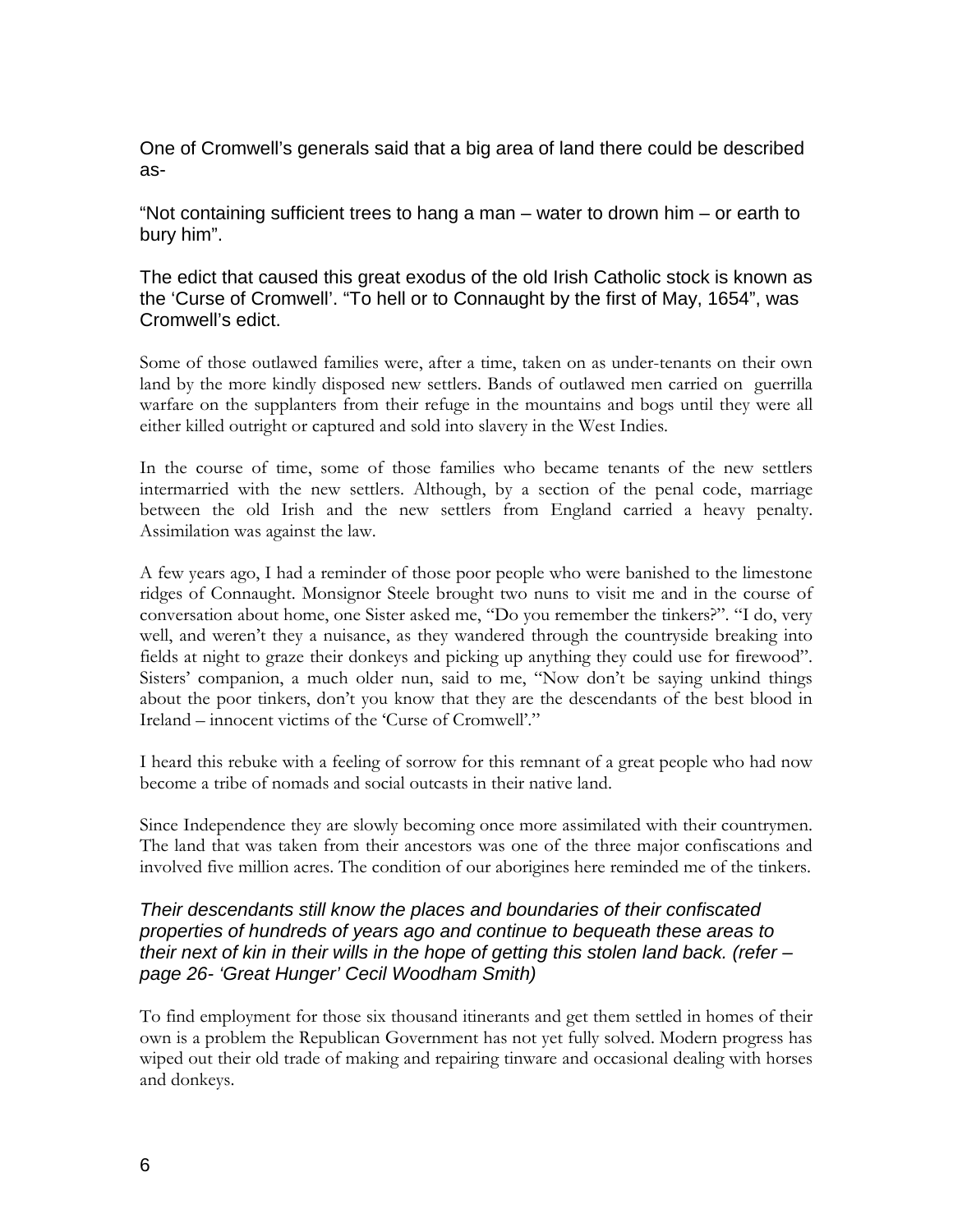One of Cromwell's generals said that a big area of land there could be described as-

"Not containing sufficient trees to hang a man – water to drown him – or earth to bury him".

The edict that caused this great exodus of the old Irish Catholic stock is known as the 'Curse of Cromwell'. "To hell or to Connaught by the first of May, 1654", was Cromwell's edict.

Some of those outlawed families were, after a time, taken on as under-tenants on their own land by the more kindly disposed new settlers. Bands of outlawed men carried on guerrilla warfare on the supplanters from their refuge in the mountains and bogs until they were all either killed outright or captured and sold into slavery in the West Indies.

In the course of time, some of those families who became tenants of the new settlers intermarried with the new settlers. Although, by a section of the penal code, marriage between the old Irish and the new settlers from England carried a heavy penalty. Assimilation was against the law.

A few years ago, I had a reminder of those poor people who were banished to the limestone ridges of Connaught. Monsignor Steele brought two nuns to visit me and in the course of conversation about home, one Sister asked me, "Do you remember the tinkers?". "I do, very well, and weren't they a nuisance, as they wandered through the countryside breaking into fields at night to graze their donkeys and picking up anything they could use for firewood". Sisters' companion, a much older nun, said to me, "Now don't be saying unkind things about the poor tinkers, don't you know that they are the descendants of the best blood in Ireland – innocent victims of the 'Curse of Cromwell'."

I heard this rebuke with a feeling of sorrow for this remnant of a great people who had now become a tribe of nomads and social outcasts in their native land.

Since Independence they are slowly becoming once more assimilated with their countrymen. The land that was taken from their ancestors was one of the three major confiscations and involved five million acres. The condition of our aborigines here reminded me of the tinkers.

*Their descendants still know the places and boundaries of their confiscated properties of hundreds of years ago and continue to bequeath these areas to their next of kin in their wills in the hope of getting this stolen land back. (refer – page 26- 'Great Hunger' Cecil Woodham Smith)*

To find employment for those six thousand itinerants and get them settled in homes of their own is a problem the Republican Government has not yet fully solved. Modern progress has wiped out their old trade of making and repairing tinware and occasional dealing with horses and donkeys.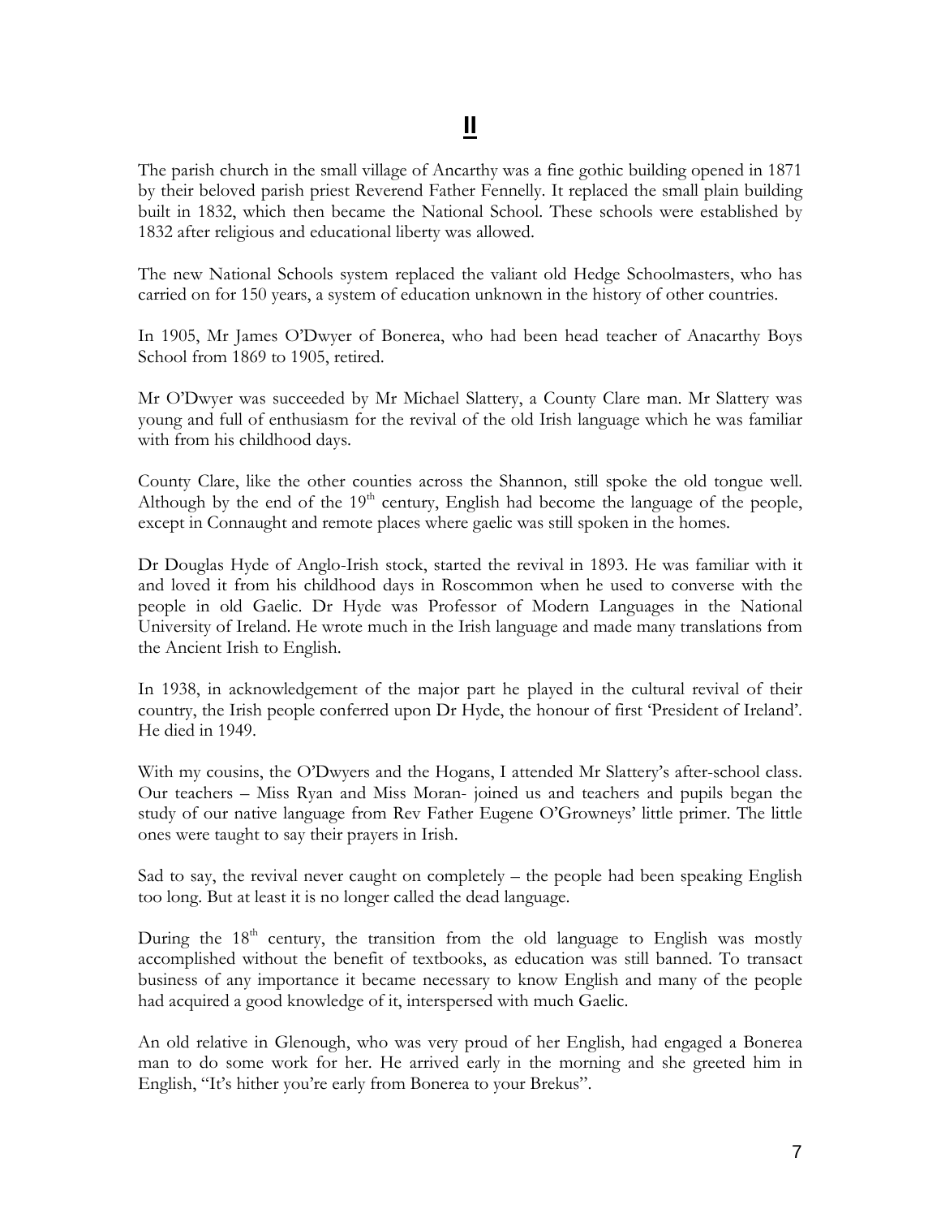# II

The parish church in the small village of Ancarthy was a fine gothic building opened in 1871 by their beloved parish priest Reverend Father Fennelly. It replaced the small plain building built in 1832, which then became the National School. These schools were established by 1832 after religious and educational liberty was allowed.

The new National Schools system replaced the valiant old Hedge Schoolmasters, who has carried on for 150 years, a system of education unknown in the history of other countries.

In 1905, Mr James O'Dwyer of Bonerea, who had been head teacher of Anacarthy Boys School from 1869 to 1905, retired.

Mr O'Dwyer was succeeded by Mr Michael Slattery, a County Clare man. Mr Slattery was young and full of enthusiasm for the revival of the old Irish language which he was familiar with from his childhood days.

County Clare, like the other counties across the Shannon, still spoke the old tongue well. Although by the end of the 19th century, English had become the language of the people, except in Connaught and remote places where gaelic was still spoken in the homes.

Dr Douglas Hyde of Anglo-Irish stock, started the revival in 1893. He was familiar with it and loved it from his childhood days in Roscommon when he used to converse with the people in old Gaelic. Dr Hyde was Professor of Modern Languages in the National University of Ireland. He wrote much in the Irish language and made many translations from the Ancient Irish to English.

In 1938, in acknowledgement of the major part he played in the cultural revival of their country, the Irish people conferred upon Dr Hyde, the honour of first 'President of Ireland'. He died in 1949.

With my cousins, the O'Dwyers and the Hogans, I attended Mr Slattery's after-school class. Our teachers – Miss Ryan and Miss Moran- joined us and teachers and pupils began the study of our native language from Rev Father Eugene O'Growneys' little primer. The little ones were taught to say their prayers in Irish.

Sad to say, the revival never caught on completely – the people had been speaking English too long. But at least it is no longer called the dead language.

During the 18th century, the transition from the old language to English was mostly accomplished without the benefit of textbooks, as education was still banned. To transact business of any importance it became necessary to know English and many of the people had acquired a good knowledge of it, interspersed with much Gaelic.

An old relative in Glenough, who was very proud of her English, had engaged a Bonerea man to do some work for her. He arrived early in the morning and she greeted him in English, "It's hither you're early from Bonerea to your Brekus".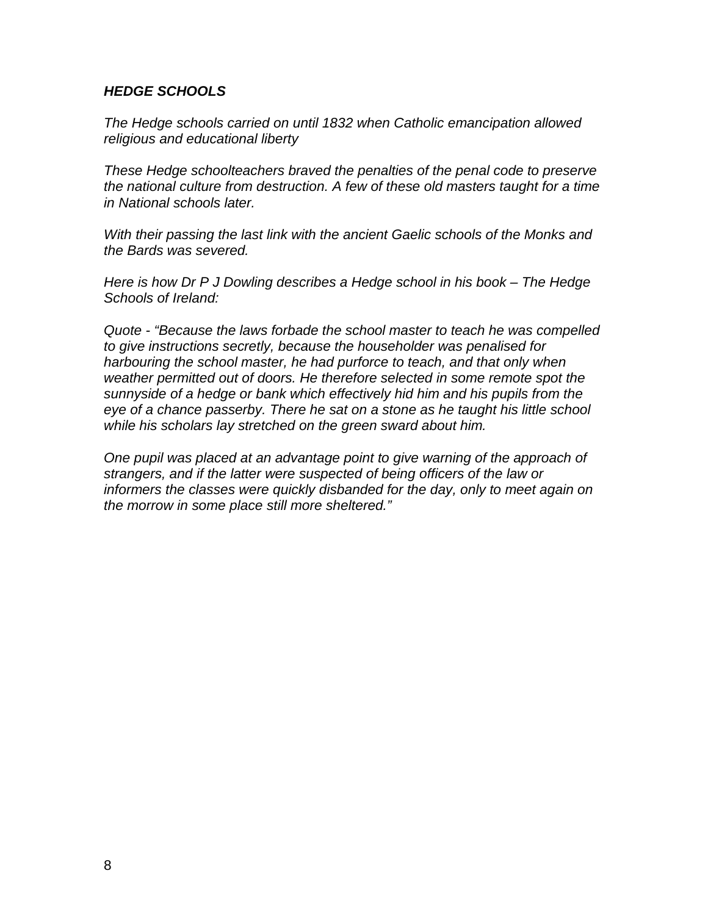### ***HEDGE SCHOOLS***

*The Hedge schools carried on until 1832 when Catholic emancipation allowed religious and educational liberty*

*These Hedge schoolteachers braved the penalties of the penal code to preserve the national culture from destruction. A few of these old masters taught for a time in National schools later.*

*With their passing the last link with the ancient Gaelic schools of the Monks and the Bards was severed.*

*Here is how Dr P J Dowling describes a Hedge school in his book – The Hedge Schools of Ireland:*

*Quote - "Because the laws forbade the school master to teach he was compelled to give instructions secretly, because the householder was penalised for harbouring the school master, he had purforce to teach, and that only when weather permitted out of doors. He therefore selected in some remote spot the sunnyside of a hedge or bank which effectively hid him and his pupils from the eye of a chance passerby. There he sat on a stone as he taught his little school while his scholars lay stretched on the green sward about him.*

*One pupil was placed at an advantage point to give warning of the approach of strangers, and if the latter were suspected of being officers of the law or informers the classes were quickly disbanded for the day, only to meet again on the morrow in some place still more sheltered."*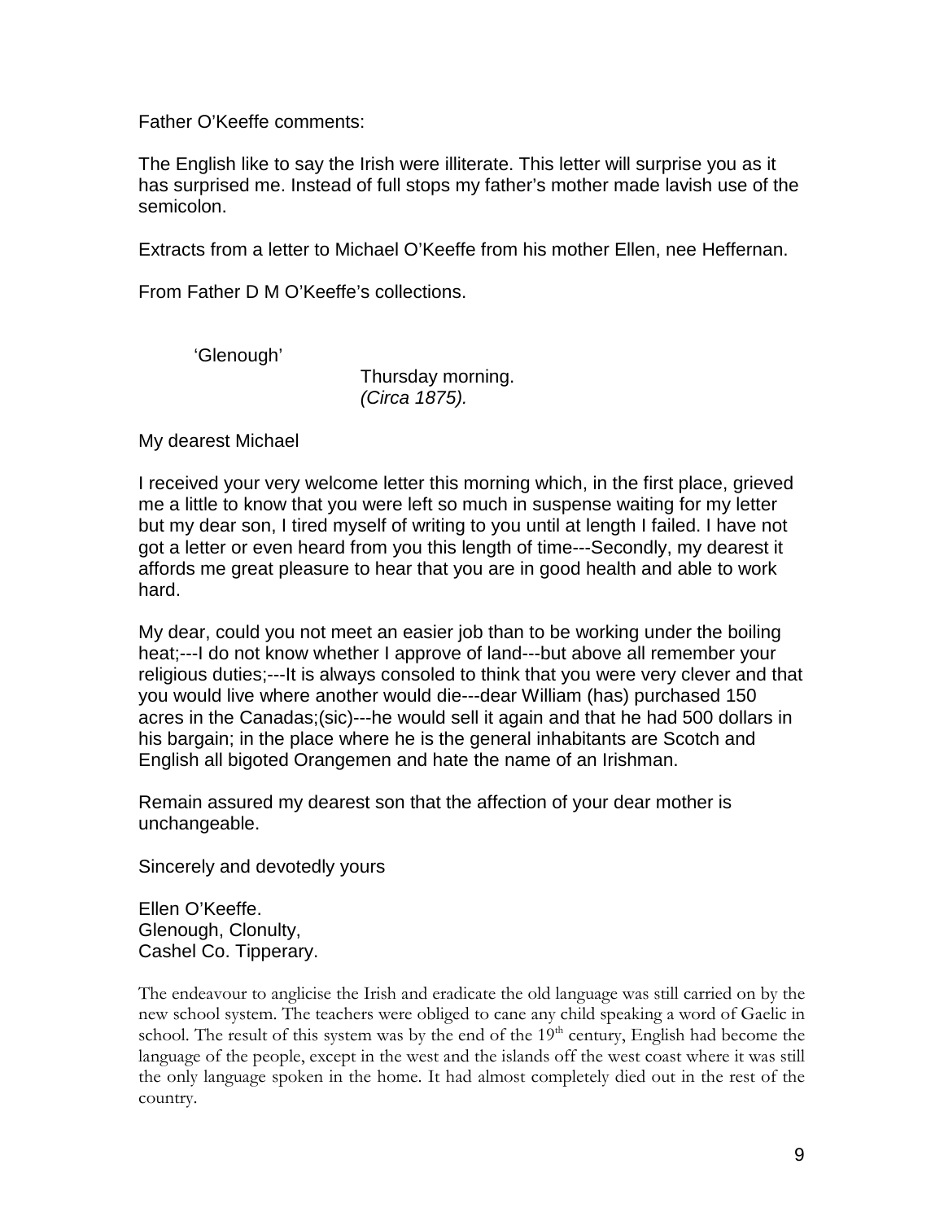Father O'Keeffe comments:

The English like to say the Irish were illiterate. This letter will surprise you as it has surprised me. Instead of full stops my father's mother made lavish use of the semicolon.

Extracts from a letter to Michael O'Keeffe from his mother Ellen, nee Heffernan.

From Father D M O'Keeffe's collections.

'Glenough'

Thursday morning.
*(Circa 1875).*

My dearest Michael

I received your very welcome letter this morning which, in the first place, grieved me a little to know that you were left so much in suspense waiting for my letter but my dear son, I tired myself of writing to you until at length I failed. I have not got a letter or even heard from you this length of time---Secondly, my dearest it affords me great pleasure to hear that you are in good health and able to work hard.

My dear, could you not meet an easier job than to be working under the boiling heat;---I do not know whether I approve of land---but above all remember your religious duties;---It is always consoled to think that you were very clever and that you would live where another would die---dear William (has) purchased 150 acres in the Canadas;(sic)---he would sell it again and that he had 500 dollars in his bargain; in the place where he is the general inhabitants are Scotch and English all bigoted Orangemen and hate the name of an Irishman.

Remain assured my dearest son that the affection of your dear mother is unchangeable.

Sincerely and devotedly yours

Ellen O'Keeffe.
Glenough, Clonulty,
Cashel Co. Tipperary.

The endeavour to anglicise the Irish and eradicate the old language was still carried on by the new school system. The teachers were obliged to cane any child speaking a word of Gaelic in school. The result of this system was by the end of the 19th century, English had become the language of the people, except in the west and the islands off the west coast where it was still the only language spoken in the home. It had almost completely died out in the rest of the country.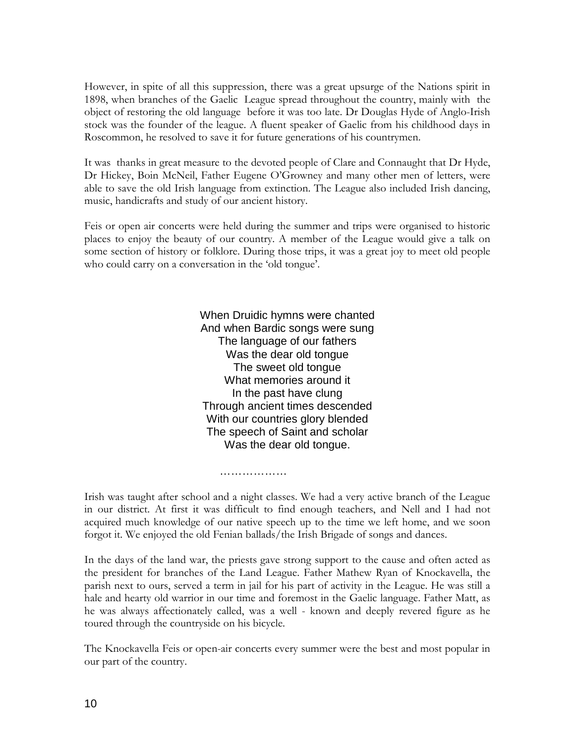However, in spite of all this suppression, there was a great upsurge of the Nations spirit in 1898, when branches of the Gaelic League spread throughout the country, mainly with the object of restoring the old language before it was too late. Dr Douglas Hyde of Anglo-Irish stock was the founder of the league. A fluent speaker of Gaelic from his childhood days in Roscommon, he resolved to save it for future generations of his countrymen.

It was thanks in great measure to the devoted people of Clare and Connaught that Dr Hyde, Dr Hickey, Boin McNeil, Father Eugene O'Growney and many other men of letters, were able to save the old Irish language from extinction. The League also included Irish dancing, music, handicrafts and study of our ancient history.

Feis or open air concerts were held during the summer and trips were organised to historic places to enjoy the beauty of our country. A member of the League would give a talk on some section of history or folklore. During those trips, it was a great joy to meet old people who could carry on a conversation in the 'old tongue'.

When Druidic hymns were chanted  
And when Bardic songs were sung  
The language of our fathers  
Was the dear old tongue  
The sweet old tongue  
What memories around it  
In the past have clung  
Through ancient times descended  
With our countries glory blended  
The speech of Saint and scholar  
Was the dear old tongue.

………………

Irish was taught after school and a night classes. We had a very active branch of the League in our district. At first it was difficult to find enough teachers, and Nell and I had not acquired much knowledge of our native speech up to the time we left home, and we soon forgot it. We enjoyed the old Fenian ballads/the Irish Brigade of songs and dances.

In the days of the land war, the priests gave strong support to the cause and often acted as the president for branches of the Land League. Father Mathew Ryan of Knockavella, the parish next to ours, served a term in jail for his part of activity in the League. He was still a hale and hearty old warrior in our time and foremost in the Gaelic language. Father Matt, as he was always affectionately called, was a well - known and deeply revered figure as he toured through the countryside on his bicycle.

The Knockavella Feis or open-air concerts every summer were the best and most popular in our part of the country.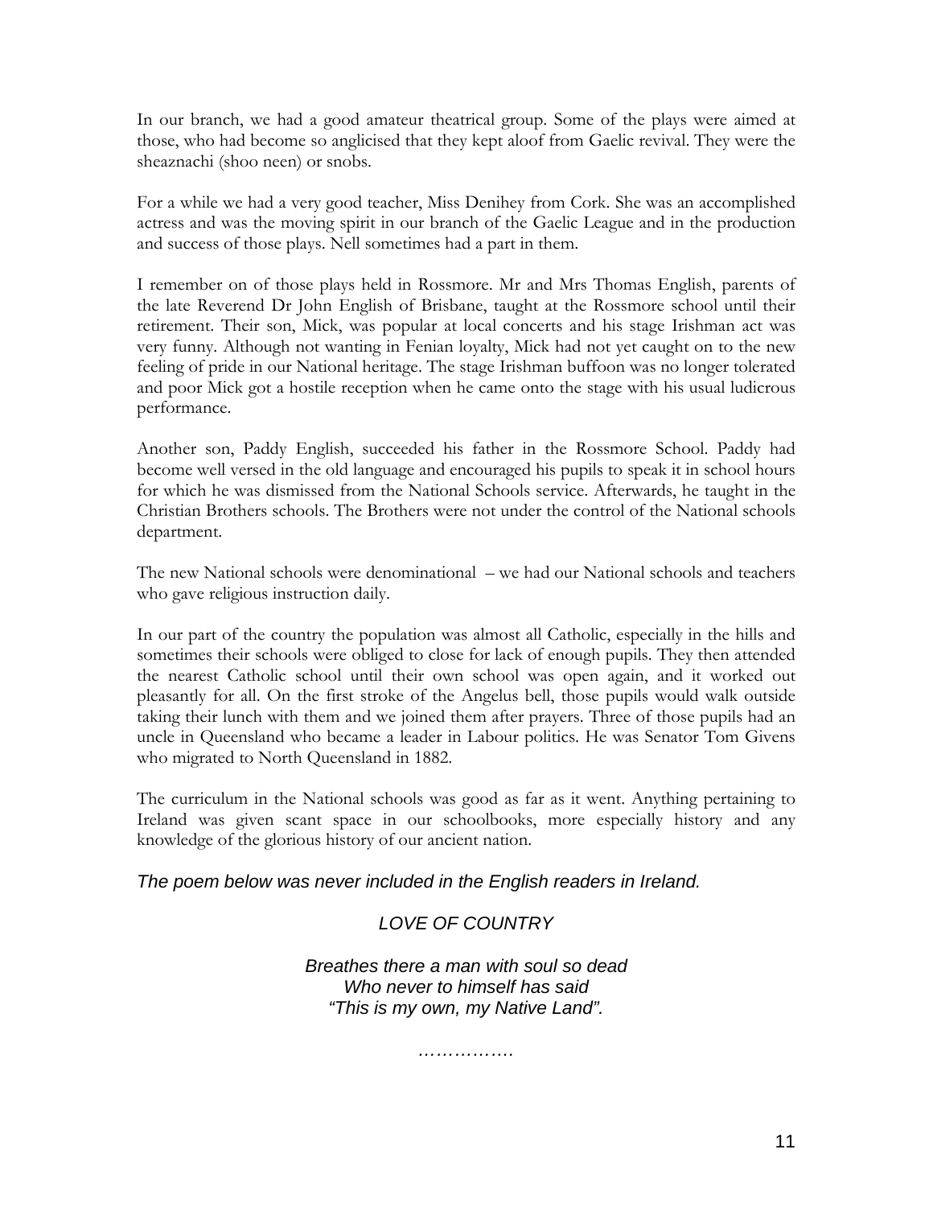In our branch, we had a good amateur theatrical group. Some of the plays were aimed at those, who had become so anglicised that they kept aloof from Gaelic revival. They were the sheaznachi (shoo neen) or snobs.

For a while we had a very good teacher, Miss Denihey from Cork. She was an accomplished actress and was the moving spirit in our branch of the Gaelic League and in the production and success of those plays. Nell sometimes had a part in them.

I remember on of those plays held in Rossmore. Mr and Mrs Thomas English, parents of the late Reverend Dr John English of Brisbane, taught at the Rossmore school until their retirement. Their son, Mick, was popular at local concerts and his stage Irishman act was very funny. Although not wanting in Fenian loyalty, Mick had not yet caught on to the new feeling of pride in our National heritage. The stage Irishman buffoon was no longer tolerated and poor Mick got a hostile reception when he came onto the stage with his usual ludicrous performance.

Another son, Paddy English, succeeded his father in the Rossmore School. Paddy had become well versed in the old language and encouraged his pupils to speak it in school hours for which he was dismissed from the National Schools service. Afterwards, he taught in the Christian Brothers schools. The Brothers were not under the control of the National schools department.

The new National schools were denominational – we had our National schools and teachers who gave religious instruction daily.

In our part of the country the population was almost all Catholic, especially in the hills and sometimes their schools were obliged to close for lack of enough pupils. They then attended the nearest Catholic school until their own school was open again, and it worked out pleasantly for all. On the first stroke of the Angelus bell, those pupils would walk outside taking their lunch with them and we joined them after prayers. Three of those pupils had an uncle in Queensland who became a leader in Labour politics. He was Senator Tom Givens who migrated to North Queensland in 1882.

The curriculum in the National schools was good as far as it went. Anything pertaining to Ireland was given scant space in our schoolbooks, more especially history and any knowledge of the glorious history of our ancient nation.

*The poem below was never included in the English readers in Ireland.*

*LOVE OF COUNTRY*

*Breathes there a man with soul so dead*
*Who never to himself has said*
*"This is my own, my Native Land".*

*…………….*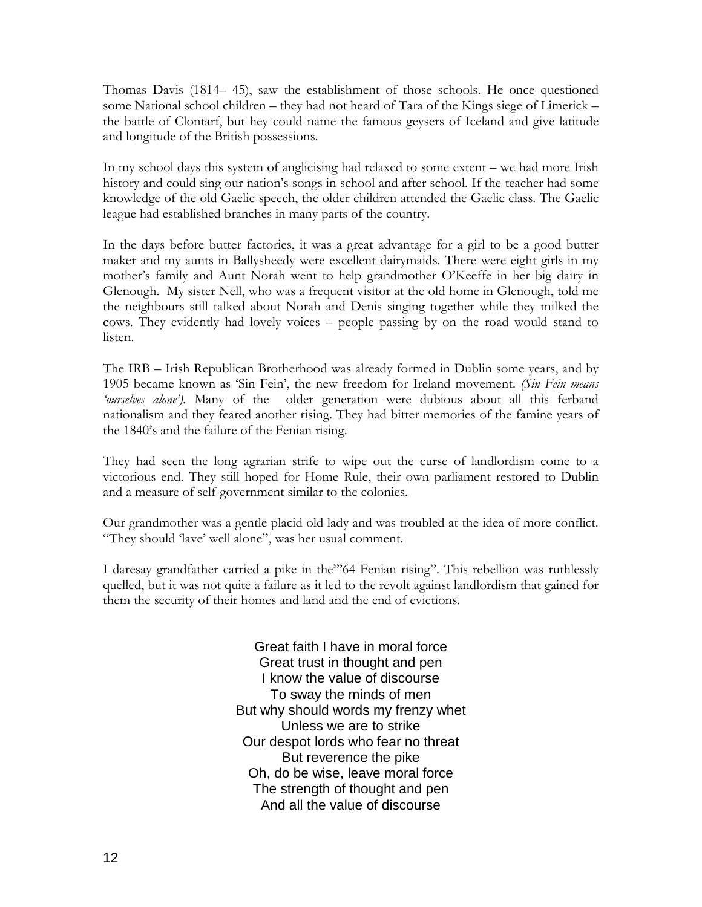Thomas Davis (1814– 45), saw the establishment of those schools. He once questioned some National school children – they had not heard of Tara of the Kings siege of Limerick – the battle of Clontarf, but hey could name the famous geysers of Iceland and give latitude and longitude of the British possessions.

In my school days this system of anglicising had relaxed to some extent – we had more Irish history and could sing our nation's songs in school and after school. If the teacher had some knowledge of the old Gaelic speech, the older children attended the Gaelic class. The Gaelic league had established branches in many parts of the country.

In the days before butter factories, it was a great advantage for a girl to be a good butter maker and my aunts in Ballysheedy were excellent dairymaids. There were eight girls in my mother's family and Aunt Norah went to help grandmother O'Keeffe in her big dairy in Glenough. My sister Nell, who was a frequent visitor at the old home in Glenough, told me the neighbours still talked about Norah and Denis singing together while they milked the cows. They evidently had lovely voices – people passing by on the road would stand to listen.

The IRB – Irish Republican Brotherhood was already formed in Dublin some years, and by 1905 became known as 'Sin Fein', the new freedom for Ireland movement. *(Sin Fein means 'ourselves alone').* Many of the older generation were dubious about all this ferband nationalism and they feared another rising. They had bitter memories of the famine years of the 1840's and the failure of the Fenian rising.

They had seen the long agrarian strife to wipe out the curse of landlordism come to a victorious end. They still hoped for Home Rule, their own parliament restored to Dublin and a measure of self-government similar to the colonies.

Our grandmother was a gentle placid old lady and was troubled at the idea of more conflict. "They should 'lave' well alone", was her usual comment.

I daresay grandfather carried a pike in the'"64 Fenian rising". This rebellion was ruthlessly quelled, but it was not quite a failure as it led to the revolt against landlordism that gained for them the security of their homes and land and the end of evictions.

Great faith I have in moral force  
Great trust in thought and pen  
I know the value of discourse  
To sway the minds of men  
But why should words my frenzy whet  
Unless we are to strike  
Our despot lords who fear no threat  
But reverence the pike  
Oh, do be wise, leave moral force  
The strength of thought and pen  
And all the value of discourse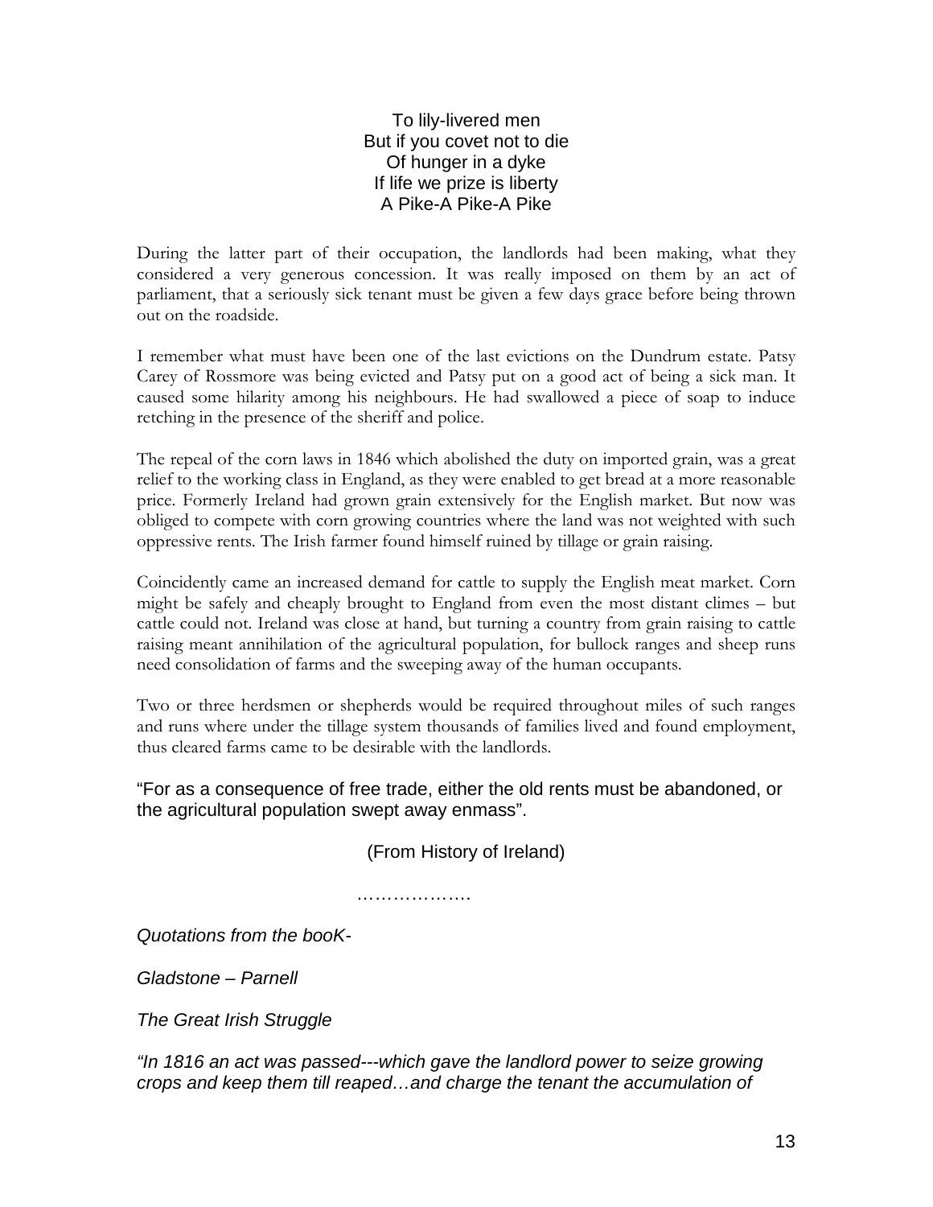To lily-livered men  
But if you covet not to die  
Of hunger in a dyke  
If life we prize is liberty  
A Pike-A Pike-A Pike

During the latter part of their occupation, the landlords had been making, what they considered a very generous concession. It was really imposed on them by an act of parliament, that a seriously sick tenant must be given a few days grace before being thrown out on the roadside.

I remember what must have been one of the last evictions on the Dundrum estate. Patsy Carey of Rossmore was being evicted and Patsy put on a good act of being a sick man. It caused some hilarity among his neighbours. He had swallowed a piece of soap to induce retching in the presence of the sheriff and police.

The repeal of the corn laws in 1846 which abolished the duty on imported grain, was a great relief to the working class in England, as they were enabled to get bread at a more reasonable price. Formerly Ireland had grown grain extensively for the English market. But now was obliged to compete with corn growing countries where the land was not weighted with such oppressive rents. The Irish farmer found himself ruined by tillage or grain raising.

Coincidently came an increased demand for cattle to supply the English meat market. Corn might be safely and cheaply brought to England from even the most distant climes – but cattle could not. Ireland was close at hand, but turning a country from grain raising to cattle raising meant annihilation of the agricultural population, for bullock ranges and sheep runs need consolidation of farms and the sweeping away of the human occupants.

Two or three herdsmen or shepherds would be required throughout miles of such ranges and runs where under the tillage system thousands of families lived and found employment, thus cleared farms came to be desirable with the landlords.

"For as a consequence of free trade, either the old rents must be abandoned, or the agricultural population swept away enmass".

(From History of Ireland)

……………….

*Quotations from the booK-*

*Gladstone – Parnell*

*The Great Irish Struggle*

*"In 1816 an act was passed---which gave the landlord power to seize growing crops and keep them till reaped…and charge the tenant the accumulation of*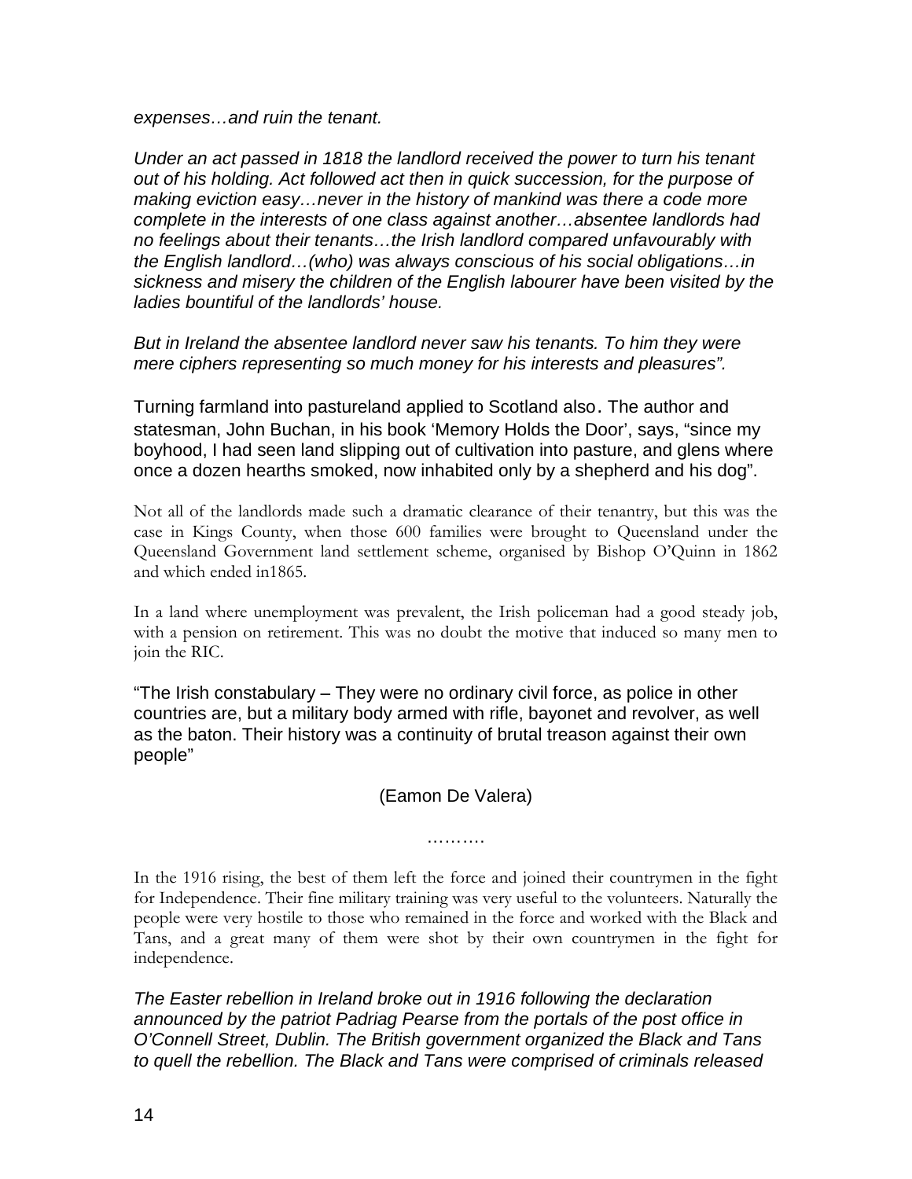*expenses…and ruin the tenant.*

*Under an act passed in 1818 the landlord received the power to turn his tenant out of his holding. Act followed act then in quick succession, for the purpose of making eviction easy…never in the history of mankind was there a code more complete in the interests of one class against another…absentee landlords had no feelings about their tenants…the Irish landlord compared unfavourably with the English landlord…(who) was always conscious of his social obligations…in sickness and misery the children of the English labourer have been visited by the ladies bountiful of the landlords' house.*

*But in Ireland the absentee landlord never saw his tenants. To him they were mere ciphers representing so much money for his interests and pleasures".*

Turning farmland into pastureland applied to Scotland also. The author and statesman, John Buchan, in his book 'Memory Holds the Door', says, "since my boyhood, I had seen land slipping out of cultivation into pasture, and glens where once a dozen hearths smoked, now inhabited only by a shepherd and his dog".

Not all of the landlords made such a dramatic clearance of their tenantry, but this was the case in Kings County, when those 600 families were brought to Queensland under the Queensland Government land settlement scheme, organised by Bishop O'Quinn in 1862 and which ended in1865.

In a land where unemployment was prevalent, the Irish policeman had a good steady job, with a pension on retirement. This was no doubt the motive that induced so many men to join the RIC.

"The Irish constabulary – They were no ordinary civil force, as police in other countries are, but a military body armed with rifle, bayonet and revolver, as well as the baton. Their history was a continuity of brutal treason against their own people"

(Eamon De Valera)

……….

In the 1916 rising, the best of them left the force and joined their countrymen in the fight for Independence. Their fine military training was very useful to the volunteers. Naturally the people were very hostile to those who remained in the force and worked with the Black and Tans, and a great many of them were shot by their own countrymen in the fight for independence.

*The Easter rebellion in Ireland broke out in 1916 following the declaration announced by the patriot Padriag Pearse from the portals of the post office in O'Connell Street, Dublin. The British government organized the Black and Tans to quell the rebellion. The Black and Tans were comprised of criminals released*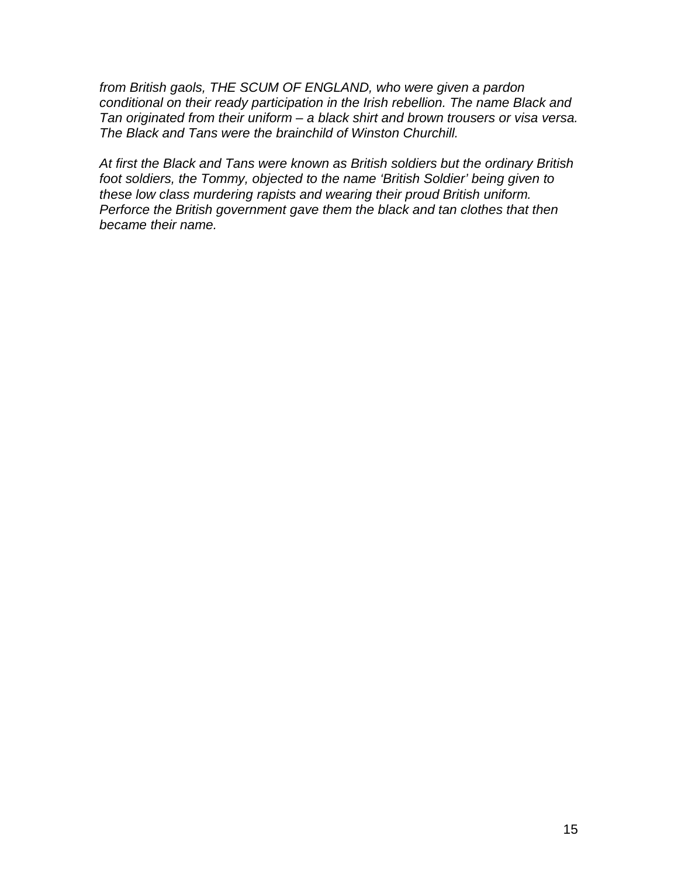*from British gaols, THE SCUM OF ENGLAND, who were given a pardon conditional on their ready participation in the Irish rebellion. The name Black and Tan originated from their uniform – a black shirt and brown trousers or visa versa. The Black and Tans were the brainchild of Winston Churchill.*

*At first the Black and Tans were known as British soldiers but the ordinary British foot soldiers, the Tommy, objected to the name 'British Soldier' being given to these low class murdering rapists and wearing their proud British uniform. Perforce the British government gave them the black and tan clothes that then became their name.*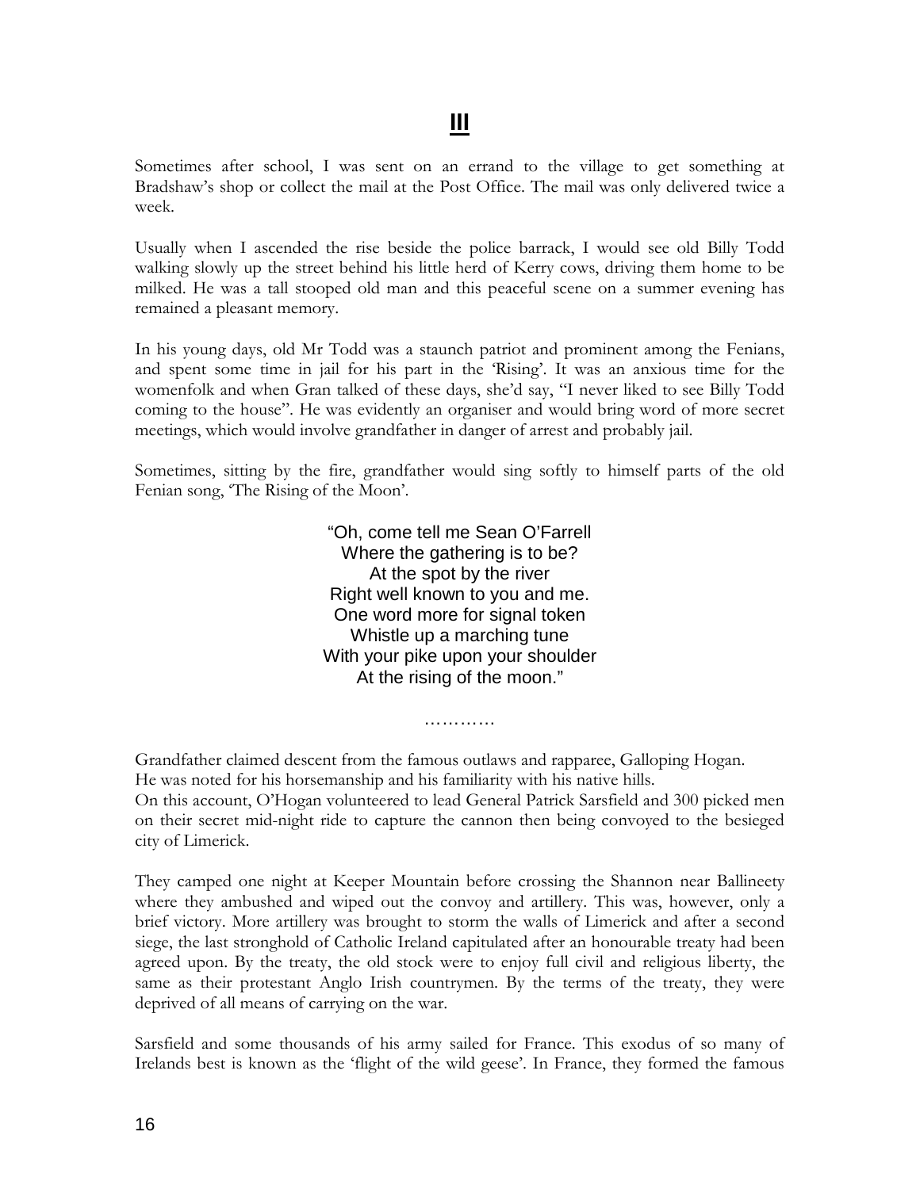# III

Sometimes after school, I was sent on an errand to the village to get something at Bradshaw's shop or collect the mail at the Post Office. The mail was only delivered twice a week.

Usually when I ascended the rise beside the police barrack, I would see old Billy Todd walking slowly up the street behind his little herd of Kerry cows, driving them home to be milked. He was a tall stooped old man and this peaceful scene on a summer evening has remained a pleasant memory.

In his young days, old Mr Todd was a staunch patriot and prominent among the Fenians, and spent some time in jail for his part in the 'Rising'. It was an anxious time for the womenfolk and when Gran talked of these days, she'd say, "I never liked to see Billy Todd coming to the house". He was evidently an organiser and would bring word of more secret meetings, which would involve grandfather in danger of arrest and probably jail.

Sometimes, sitting by the fire, grandfather would sing softly to himself parts of the old Fenian song, 'The Rising of the Moon'.

> "Oh, come tell me Sean O'Farrell
> Where the gathering is to be?
> At the spot by the river
> Right well known to you and me.
> One word more for signal token
> Whistle up a marching tune
> With your pike upon your shoulder
> At the rising of the moon."

…………

Grandfather claimed descent from the famous outlaws and rapparee, Galloping Hogan.
He was noted for his horsemanship and his familiarity with his native hills.
On this account, O'Hogan volunteered to lead General Patrick Sarsfield and 300 picked men on their secret mid-night ride to capture the cannon then being convoyed to the besieged city of Limerick.

They camped one night at Keeper Mountain before crossing the Shannon near Ballineety where they ambushed and wiped out the convoy and artillery. This was, however, only a brief victory. More artillery was brought to storm the walls of Limerick and after a second siege, the last stronghold of Catholic Ireland capitulated after an honourable treaty had been agreed upon. By the treaty, the old stock were to enjoy full civil and religious liberty, the same as their protestant Anglo Irish countrymen. By the terms of the treaty, they were deprived of all means of carrying on the war.

Sarsfield and some thousands of his army sailed for France. This exodus of so many of Irelands best is known as the 'flight of the wild geese'. In France, they formed the famous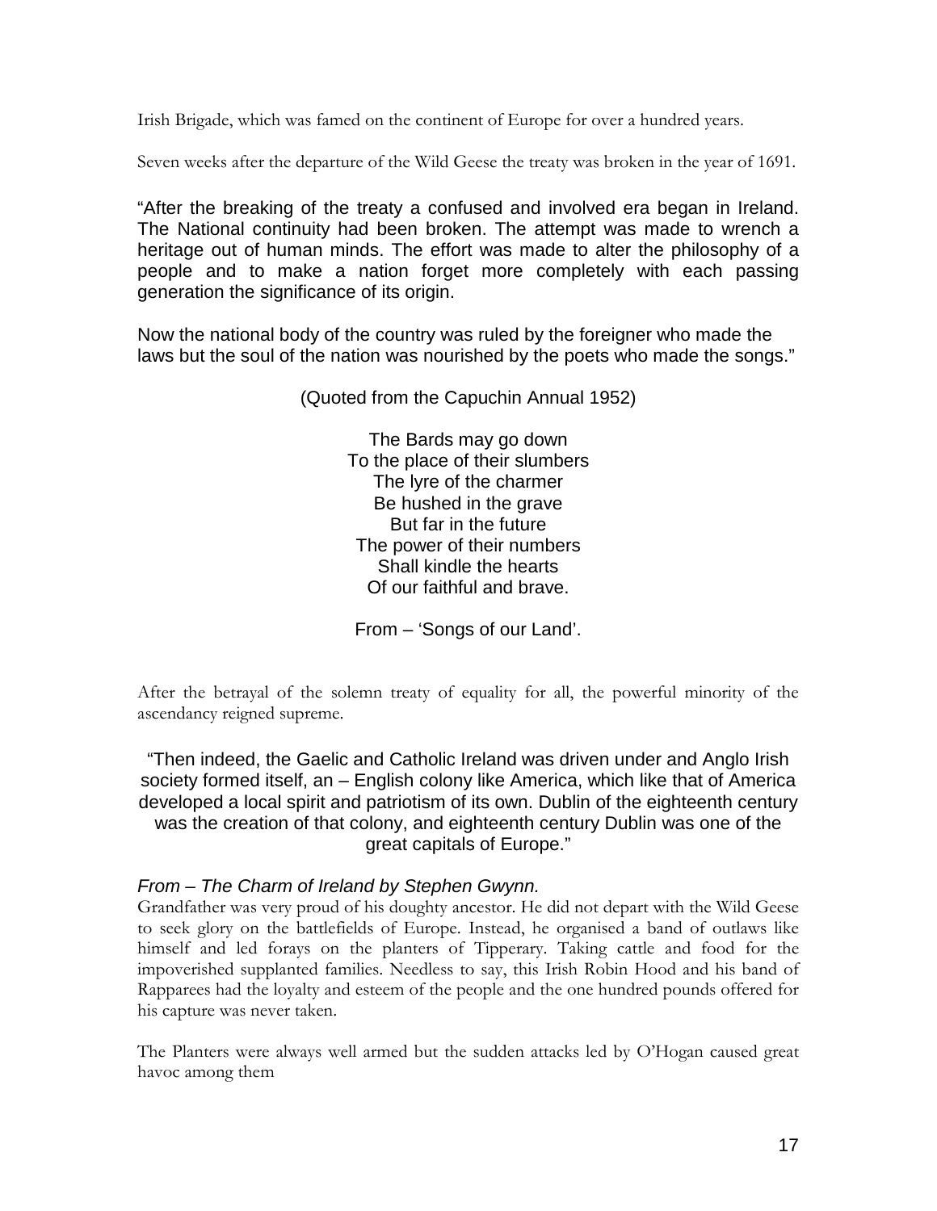Irish Brigade, which was famed on the continent of Europe for over a hundred years.

Seven weeks after the departure of the Wild Geese the treaty was broken in the year of 1691.

"After the breaking of the treaty a confused and involved era began in Ireland. The National continuity had been broken. The attempt was made to wrench a heritage out of human minds. The effort was made to alter the philosophy of a people and to make a nation forget more completely with each passing generation the significance of its origin.

Now the national body of the country was ruled by the foreigner who made the laws but the soul of the nation was nourished by the poets who made the songs."

(Quoted from the Capuchin Annual 1952)

The Bards may go down
To the place of their slumbers
The lyre of the charmer
Be hushed in the grave
But far in the future
The power of their numbers
Shall kindle the hearts
Of our faithful and brave.

From – 'Songs of our Land'.

After the betrayal of the solemn treaty of equality for all, the powerful minority of the ascendancy reigned supreme.

"Then indeed, the Gaelic and Catholic Ireland was driven under and Anglo Irish society formed itself, an – English colony like America, which like that of America developed a local spirit and patriotism of its own. Dublin of the eighteenth century was the creation of that colony, and eighteenth century Dublin was one of the great capitals of Europe."

*From – The Charm of Ireland by Stephen Gwynn.*

Grandfather was very proud of his doughty ancestor. He did not depart with the Wild Geese to seek glory on the battlefields of Europe. Instead, he organised a band of outlaws like himself and led forays on the planters of Tipperary. Taking cattle and food for the impoverished supplanted families. Needless to say, this Irish Robin Hood and his band of Rapparees had the loyalty and esteem of the people and the one hundred pounds offered for his capture was never taken.

The Planters were always well armed but the sudden attacks led by O'Hogan caused great havoc among them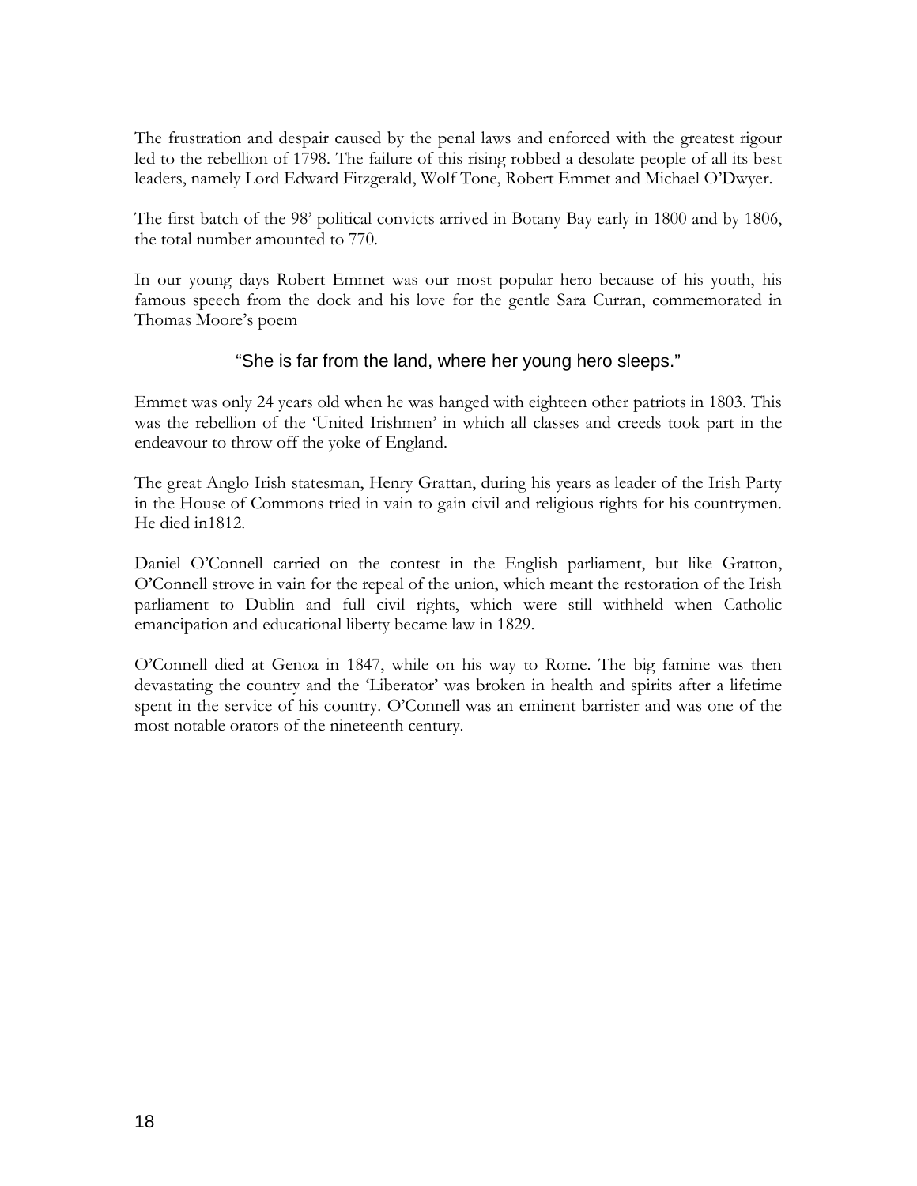The frustration and despair caused by the penal laws and enforced with the greatest rigour led to the rebellion of 1798. The failure of this rising robbed a desolate people of all its best leaders, namely Lord Edward Fitzgerald, Wolf Tone, Robert Emmet and Michael O'Dwyer.

The first batch of the 98' political convicts arrived in Botany Bay early in 1800 and by 1806, the total number amounted to 770.

In our young days Robert Emmet was our most popular hero because of his youth, his famous speech from the dock and his love for the gentle Sara Curran, commemorated in Thomas Moore's poem

"She is far from the land, where her young hero sleeps."

Emmet was only 24 years old when he was hanged with eighteen other patriots in 1803. This was the rebellion of the 'United Irishmen' in which all classes and creeds took part in the endeavour to throw off the yoke of England.

The great Anglo Irish statesman, Henry Grattan, during his years as leader of the Irish Party in the House of Commons tried in vain to gain civil and religious rights for his countrymen. He died in1812.

Daniel O'Connell carried on the contest in the English parliament, but like Gratton, O'Connell strove in vain for the repeal of the union, which meant the restoration of the Irish parliament to Dublin and full civil rights, which were still withheld when Catholic emancipation and educational liberty became law in 1829.

O'Connell died at Genoa in 1847, while on his way to Rome. The big famine was then devastating the country and the 'Liberator' was broken in health and spirits after a lifetime spent in the service of his country. O'Connell was an eminent barrister and was one of the most notable orators of the nineteenth century.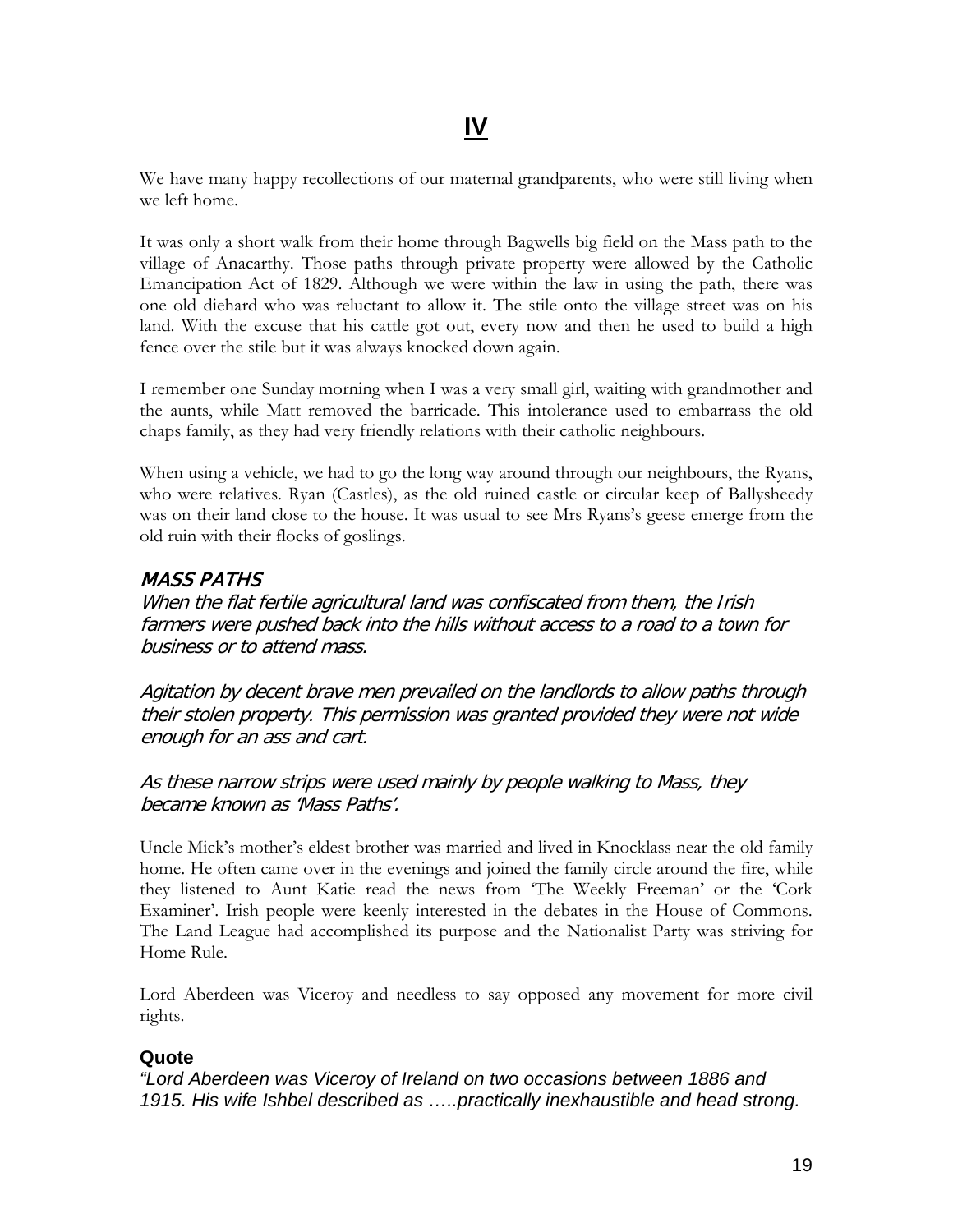# IV

We have many happy recollections of our maternal grandparents, who were still living when we left home.

It was only a short walk from their home through Bagwells big field on the Mass path to the village of Anacarthy. Those paths through private property were allowed by the Catholic Emancipation Act of 1829. Although we were within the law in using the path, there was one old diehard who was reluctant to allow it. The stile onto the village street was on his land. With the excuse that his cattle got out, every now and then he used to build a high fence over the stile but it was always knocked down again.

I remember one Sunday morning when I was a very small girl, waiting with grandmother and the aunts, while Matt removed the barricade. This intolerance used to embarrass the old chaps family, as they had very friendly relations with their catholic neighbours.

When using a vehicle, we had to go the long way around through our neighbours, the Ryans, who were relatives. Ryan (Castles), as the old ruined castle or circular keep of Ballysheedy was on their land close to the house. It was usual to see Mrs Ryans's geese emerge from the old ruin with their flocks of goslings.

## *MASS PATHS*

*When the flat fertile agricultural land was confiscated from them, the Irish farmers were pushed back into the hills without access to a road to a town for business or to attend mass.*

*Agitation by decent brave men prevailed on the landlords to allow paths through their stolen property. This permission was granted provided they were not wide enough for an ass and cart.*

*As these narrow strips were used mainly by people walking to Mass, they became known as 'Mass Paths'.*

Uncle Mick's mother's eldest brother was married and lived in Knocklass near the old family home. He often came over in the evenings and joined the family circle around the fire, while they listened to Aunt Katie read the news from 'The Weekly Freeman' or the 'Cork Examiner'. Irish people were keenly interested in the debates in the House of Commons. The Land League had accomplished its purpose and the Nationalist Party was striving for Home Rule.

Lord Aberdeen was Viceroy and needless to say opposed any movement for more civil rights.

**Quote**

*"Lord Aberdeen was Viceroy of Ireland on two occasions between 1886 and 1915. His wife Ishbel described as …..practically inexhaustible and head strong.*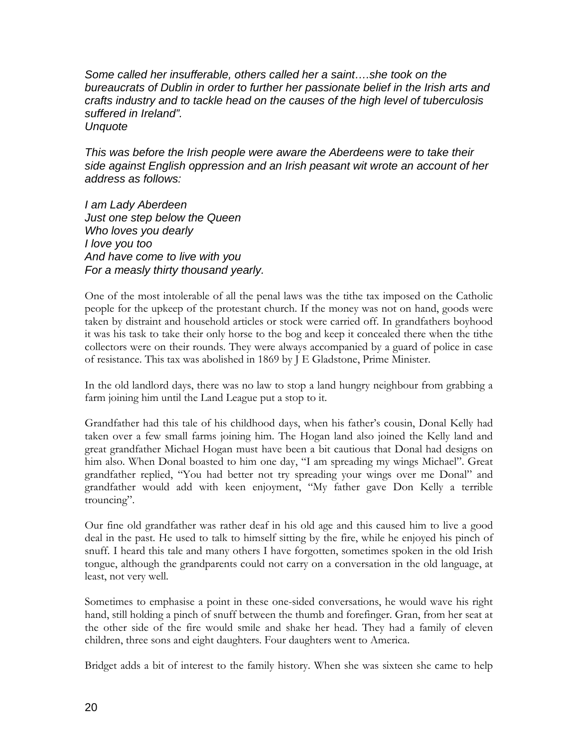*Some called her insufferable, others called her a saint….she took on the bureaucrats of Dublin in order to further her passionate belief in the Irish arts and crafts industry and to tackle head on the causes of the high level of tuberculosis suffered in Ireland".*
*Unquote*

*This was before the Irish people were aware the Aberdeens were to take their side against English oppression and an Irish peasant wit wrote an account of her address as follows:*

*I am Lady Aberdeen*
*Just one step below the Queen*
*Who loves you dearly*
*I love you too*
*And have come to live with you*
*For a measly thirty thousand yearly.*

One of the most intolerable of all the penal laws was the tithe tax imposed on the Catholic people for the upkeep of the protestant church. If the money was not on hand, goods were taken by distraint and household articles or stock were carried off. In grandfathers boyhood it was his task to take their only horse to the bog and keep it concealed there when the tithe collectors were on their rounds. They were always accompanied by a guard of police in case of resistance. This tax was abolished in 1869 by J E Gladstone, Prime Minister.

In the old landlord days, there was no law to stop a land hungry neighbour from grabbing a farm joining him until the Land League put a stop to it.

Grandfather had this tale of his childhood days, when his father's cousin, Donal Kelly had taken over a few small farms joining him. The Hogan land also joined the Kelly land and great grandfather Michael Hogan must have been a bit cautious that Donal had designs on him also. When Donal boasted to him one day, "I am spreading my wings Michael". Great grandfather replied, "You had better not try spreading your wings over me Donal" and grandfather would add with keen enjoyment, "My father gave Don Kelly a terrible trouncing".

Our fine old grandfather was rather deaf in his old age and this caused him to live a good deal in the past. He used to talk to himself sitting by the fire, while he enjoyed his pinch of snuff. I heard this tale and many others I have forgotten, sometimes spoken in the old Irish tongue, although the grandparents could not carry on a conversation in the old language, at least, not very well.

Sometimes to emphasise a point in these one-sided conversations, he would wave his right hand, still holding a pinch of snuff between the thumb and forefinger. Gran, from her seat at the other side of the fire would smile and shake her head. They had a family of eleven children, three sons and eight daughters. Four daughters went to America.

Bridget adds a bit of interest to the family history. When she was sixteen she came to help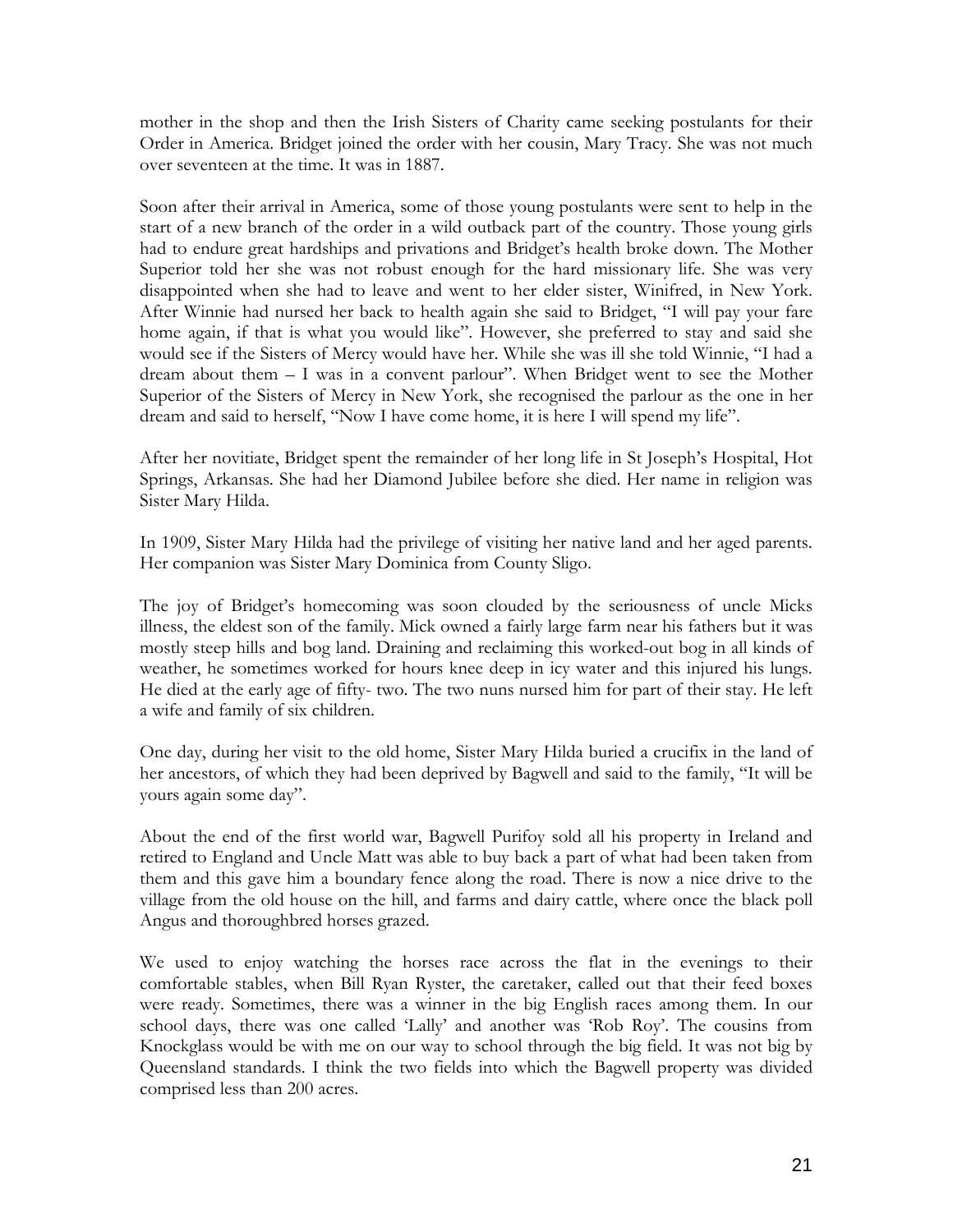mother in the shop and then the Irish Sisters of Charity came seeking postulants for their Order in America. Bridget joined the order with her cousin, Mary Tracy. She was not much over seventeen at the time. It was in 1887.

Soon after their arrival in America, some of those young postulants were sent to help in the start of a new branch of the order in a wild outback part of the country. Those young girls had to endure great hardships and privations and Bridget's health broke down. The Mother Superior told her she was not robust enough for the hard missionary life. She was very disappointed when she had to leave and went to her elder sister, Winifred, in New York. After Winnie had nursed her back to health again she said to Bridget, "I will pay your fare home again, if that is what you would like". However, she preferred to stay and said she would see if the Sisters of Mercy would have her. While she was ill she told Winnie, "I had a dream about them – I was in a convent parlour". When Bridget went to see the Mother Superior of the Sisters of Mercy in New York, she recognised the parlour as the one in her dream and said to herself, "Now I have come home, it is here I will spend my life".

After her novitiate, Bridget spent the remainder of her long life in St Joseph's Hospital, Hot Springs, Arkansas. She had her Diamond Jubilee before she died. Her name in religion was Sister Mary Hilda.

In 1909, Sister Mary Hilda had the privilege of visiting her native land and her aged parents. Her companion was Sister Mary Dominica from County Sligo.

The joy of Bridget's homecoming was soon clouded by the seriousness of uncle Micks illness, the eldest son of the family. Mick owned a fairly large farm near his fathers but it was mostly steep hills and bog land. Draining and reclaiming this worked-out bog in all kinds of weather, he sometimes worked for hours knee deep in icy water and this injured his lungs. He died at the early age of fifty- two. The two nuns nursed him for part of their stay. He left a wife and family of six children.

One day, during her visit to the old home, Sister Mary Hilda buried a crucifix in the land of her ancestors, of which they had been deprived by Bagwell and said to the family, "It will be yours again some day".

About the end of the first world war, Bagwell Purifoy sold all his property in Ireland and retired to England and Uncle Matt was able to buy back a part of what had been taken from them and this gave him a boundary fence along the road. There is now a nice drive to the village from the old house on the hill, and farms and dairy cattle, where once the black poll Angus and thoroughbred horses grazed.

We used to enjoy watching the horses race across the flat in the evenings to their comfortable stables, when Bill Ryan Ryster, the caretaker, called out that their feed boxes were ready. Sometimes, there was a winner in the big English races among them. In our school days, there was one called 'Lally' and another was 'Rob Roy'. The cousins from Knockglass would be with me on our way to school through the big field. It was not big by Queensland standards. I think the two fields into which the Bagwell property was divided comprised less than 200 acres.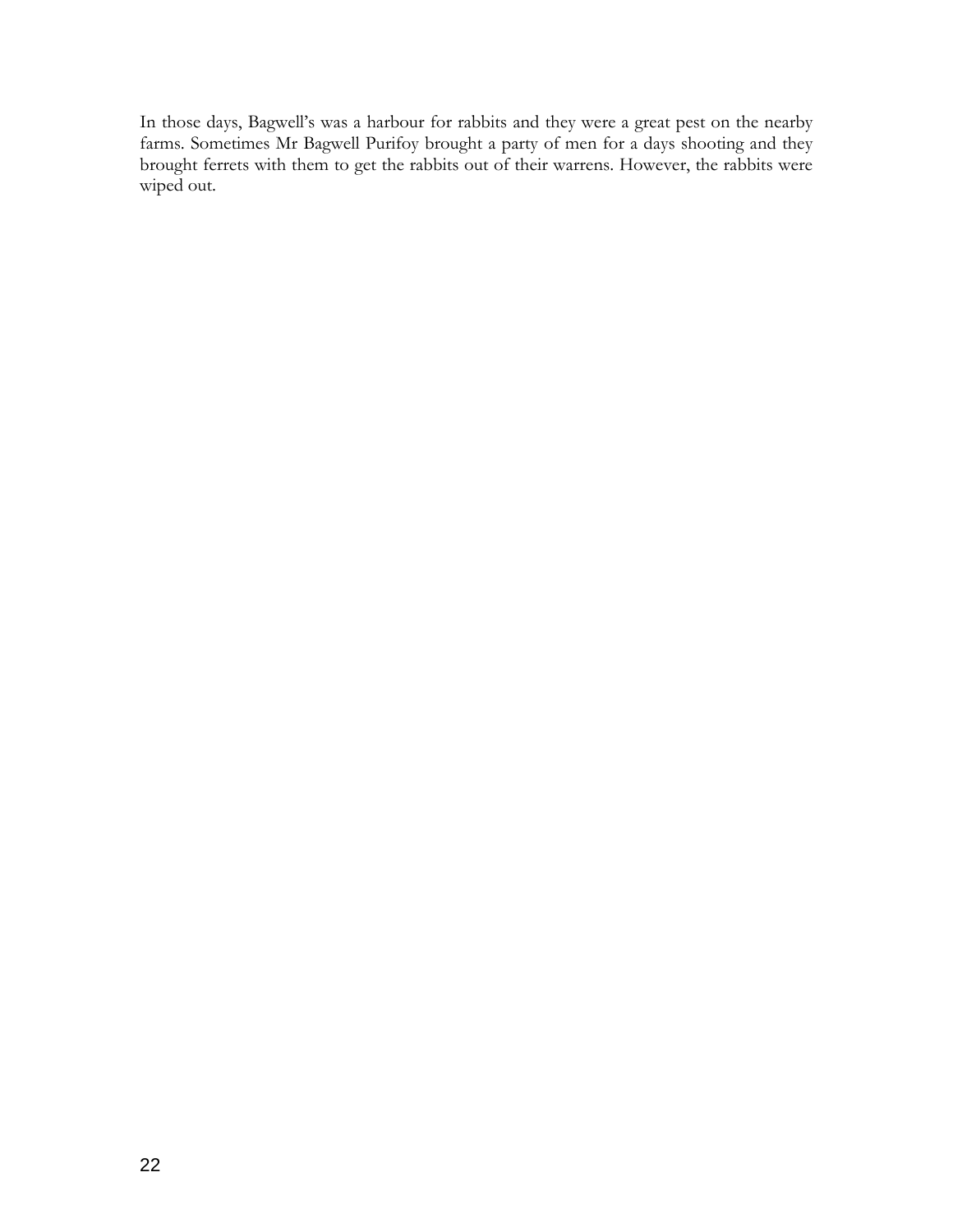In those days, Bagwell's was a harbour for rabbits and they were a great pest on the nearby farms. Sometimes Mr Bagwell Purifoy brought a party of men for a days shooting and they brought ferrets with them to get the rabbits out of their warrens. However, the rabbits were wiped out.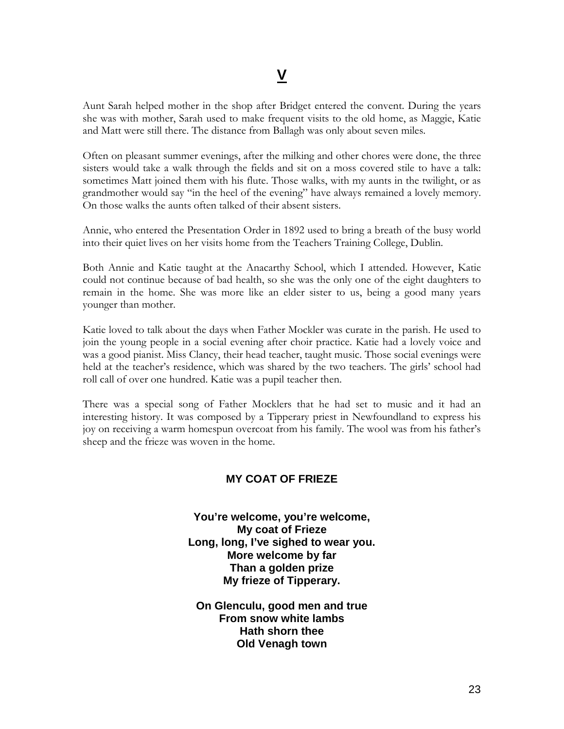## V

Aunt Sarah helped mother in the shop after Bridget entered the convent. During the years she was with mother, Sarah used to make frequent visits to the old home, as Maggie, Katie and Matt were still there. The distance from Ballagh was only about seven miles.

Often on pleasant summer evenings, after the milking and other chores were done, the three sisters would take a walk through the fields and sit on a moss covered stile to have a talk: sometimes Matt joined them with his flute. Those walks, with my aunts in the twilight, or as grandmother would say "in the heel of the evening" have always remained a lovely memory. On those walks the aunts often talked of their absent sisters.

Annie, who entered the Presentation Order in 1892 used to bring a breath of the busy world into their quiet lives on her visits home from the Teachers Training College, Dublin.

Both Annie and Katie taught at the Anacarthy School, which I attended. However, Katie could not continue because of bad health, so she was the only one of the eight daughters to remain in the home. She was more like an elder sister to us, being a good many years younger than mother.

Katie loved to talk about the days when Father Mockler was curate in the parish. He used to join the young people in a social evening after choir practice. Katie had a lovely voice and was a good pianist. Miss Clancy, their head teacher, taught music. Those social evenings were held at the teacher's residence, which was shared by the two teachers. The girls' school had roll call of over one hundred. Katie was a pupil teacher then.

There was a special song of Father Mocklers that he had set to music and it had an interesting history. It was composed by a Tipperary priest in Newfoundland to express his joy on receiving a warm homespun overcoat from his family. The wool was from his father's sheep and the frieze was woven in the home.

### MY COAT OF FRIEZE

**You're welcome, you're welcome,**  
**My coat of Frieze**  
**Long, long, I've sighed to wear you.**  
**More welcome by far**  
**Than a golden prize**  
**My frieze of Tipperary.**

**On Glenculu, good men and true**  
**From snow white lambs**  
**Hath shorn thee**  
**Old Venagh town**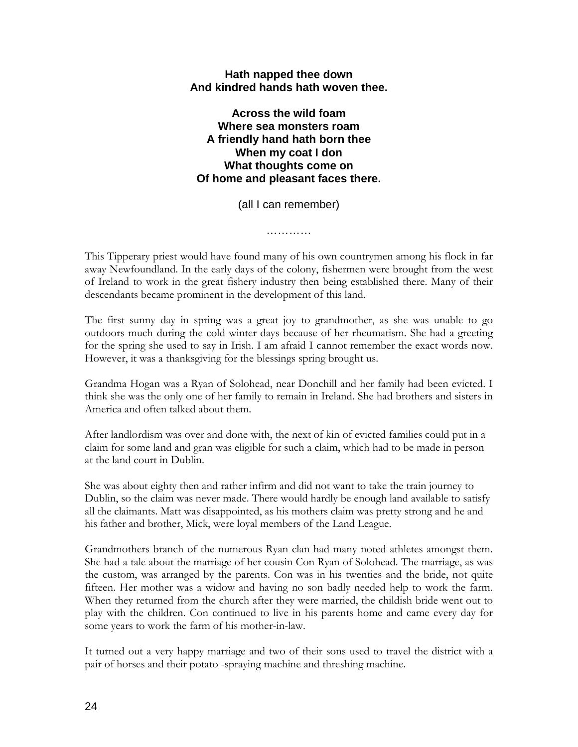**Hath napped thee down**  
**And kindred hands hath woven thee.**

**Across the wild foam**  
**Where sea monsters roam**  
**A friendly hand hath born thee**  
**When my coat I don**  
**What thoughts come on**  
**Of home and pleasant faces there.**

(all I can remember)

…………

This Tipperary priest would have found many of his own countrymen among his flock in far away Newfoundland. In the early days of the colony, fishermen were brought from the west of Ireland to work in the great fishery industry then being established there. Many of their descendants became prominent in the development of this land.

The first sunny day in spring was a great joy to grandmother, as she was unable to go outdoors much during the cold winter days because of her rheumatism. She had a greeting for the spring she used to say in Irish. I am afraid I cannot remember the exact words now. However, it was a thanksgiving for the blessings spring brought us.

Grandma Hogan was a Ryan of Solohead, near Donchill and her family had been evicted. I think she was the only one of her family to remain in Ireland. She had brothers and sisters in America and often talked about them.

After landlordism was over and done with, the next of kin of evicted families could put in a claim for some land and gran was eligible for such a claim, which had to be made in person at the land court in Dublin.

She was about eighty then and rather infirm and did not want to take the train journey to Dublin, so the claim was never made. There would hardly be enough land available to satisfy all the claimants. Matt was disappointed, as his mothers claim was pretty strong and he and his father and brother, Mick, were loyal members of the Land League.

Grandmothers branch of the numerous Ryan clan had many noted athletes amongst them. She had a tale about the marriage of her cousin Con Ryan of Solohead. The marriage, as was the custom, was arranged by the parents. Con was in his twenties and the bride, not quite fifteen. Her mother was a widow and having no son badly needed help to work the farm. When they returned from the church after they were married, the childish bride went out to play with the children. Con continued to live in his parents home and came every day for some years to work the farm of his mother-in-law.

It turned out a very happy marriage and two of their sons used to travel the district with a pair of horses and their potato -spraying machine and threshing machine.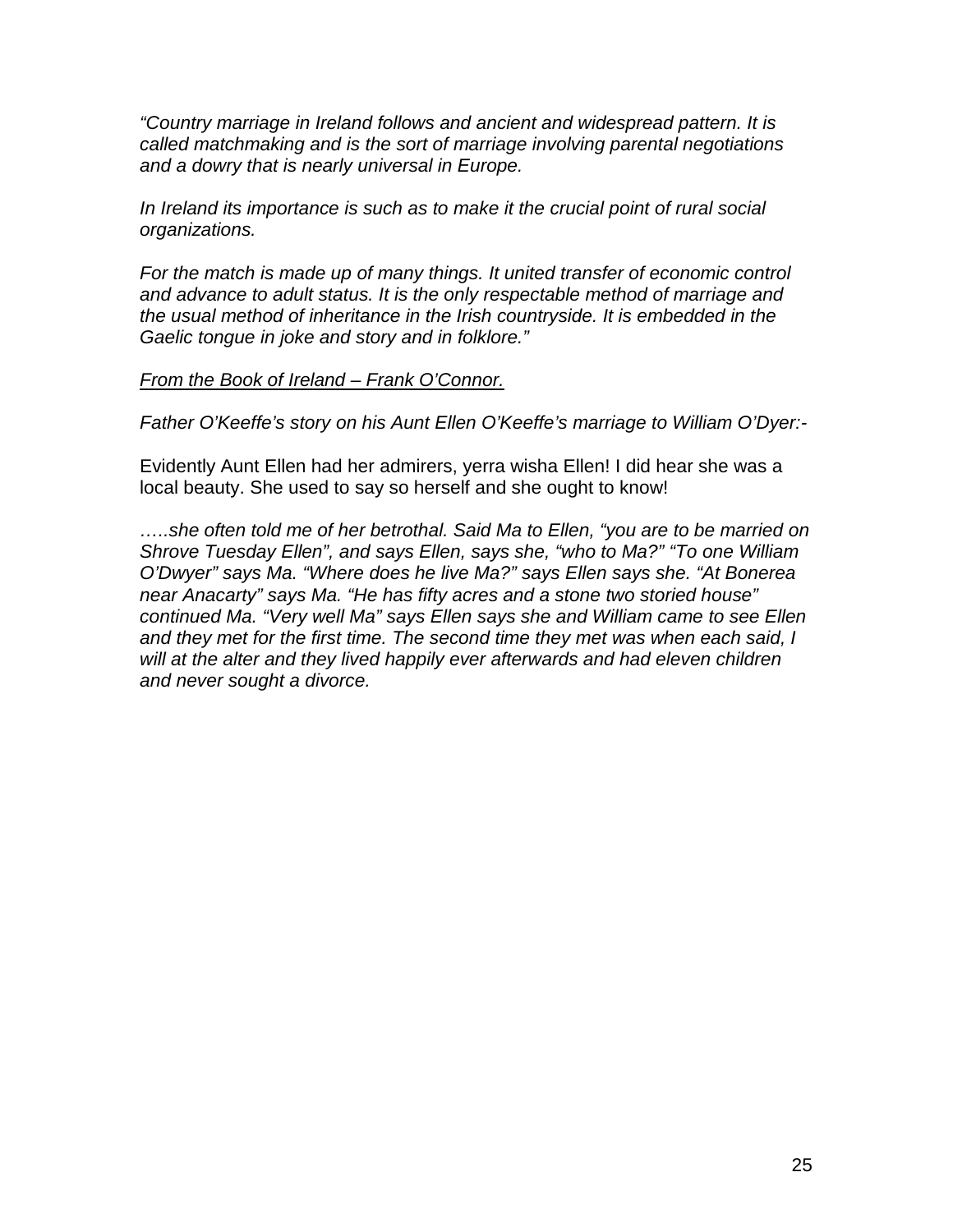*"Country marriage in Ireland follows and ancient and widespread pattern. It is called matchmaking and is the sort of marriage involving parental negotiations and a dowry that is nearly universal in Europe.*

*In Ireland its importance is such as to make it the crucial point of rural social organizations.*

*For the match is made up of many things. It united transfer of economic control and advance to adult status. It is the only respectable method of marriage and the usual method of inheritance in the Irish countryside. It is embedded in the Gaelic tongue in joke and story and in folklore."*

<u>*From the Book of Ireland – Frank O'Connor.*</u>

*Father O'Keeffe's story on his Aunt Ellen O'Keeffe's marriage to William O'Dyer:-*

Evidently Aunt Ellen had her admirers, yerra wisha Ellen! I did hear she was a local beauty. She used to say so herself and she ought to know!

*…..she often told me of her betrothal. Said Ma to Ellen, "you are to be married on Shrove Tuesday Ellen", and says Ellen, says she, "who to Ma?" "To one William O'Dwyer" says Ma. "Where does he live Ma?" says Ellen says she. "At Bonerea near Anacarty" says Ma. "He has fifty acres and a stone two storied house" continued Ma. "Very well Ma" says Ellen says she and William came to see Ellen and they met for the first time. The second time they met was when each said, I will at the alter and they lived happily ever afterwards and had eleven children and never sought a divorce.*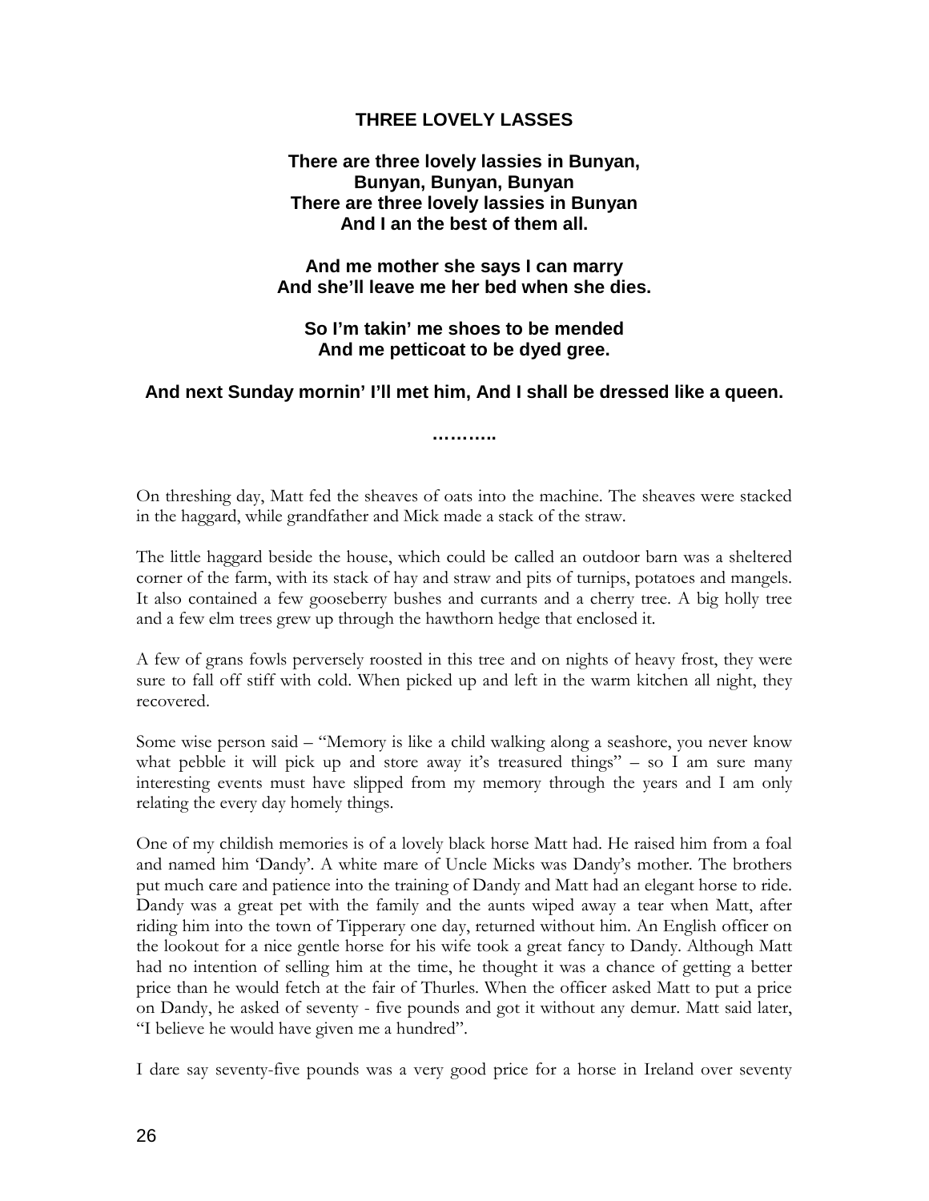## THREE LOVELY LASSES

**There are three lovely lassies in Bunyan,**
**Bunyan, Bunyan, Bunyan**
**There are three lovely lassies in Bunyan**
**And I an the best of them all.**

**And me mother she says I can marry**
**And she'll leave me her bed when she dies.**

**So I'm takin' me shoes to be mended**
**And me petticoat to be dyed gree.**

**And next Sunday mornin' I'll met him, And I shall be dressed like a queen.**

**……….**

On threshing day, Matt fed the sheaves of oats into the machine. The sheaves were stacked in the haggard, while grandfather and Mick made a stack of the straw.

The little haggard beside the house, which could be called an outdoor barn was a sheltered corner of the farm, with its stack of hay and straw and pits of turnips, potatoes and mangels. It also contained a few gooseberry bushes and currants and a cherry tree. A big holly tree and a few elm trees grew up through the hawthorn hedge that enclosed it.

A few of grans fowls perversely roosted in this tree and on nights of heavy frost, they were sure to fall off stiff with cold. When picked up and left in the warm kitchen all night, they recovered.

Some wise person said – "Memory is like a child walking along a seashore, you never know what pebble it will pick up and store away it's treasured things" – so I am sure many interesting events must have slipped from my memory through the years and I am only relating the every day homely things.

One of my childish memories is of a lovely black horse Matt had. He raised him from a foal and named him 'Dandy'. A white mare of Uncle Micks was Dandy's mother. The brothers put much care and patience into the training of Dandy and Matt had an elegant horse to ride. Dandy was a great pet with the family and the aunts wiped away a tear when Matt, after riding him into the town of Tipperary one day, returned without him. An English officer on the lookout for a nice gentle horse for his wife took a great fancy to Dandy. Although Matt had no intention of selling him at the time, he thought it was a chance of getting a better price than he would fetch at the fair of Thurles. When the officer asked Matt to put a price on Dandy, he asked of seventy - five pounds and got it without any demur. Matt said later, "I believe he would have given me a hundred".

I dare say seventy-five pounds was a very good price for a horse in Ireland over seventy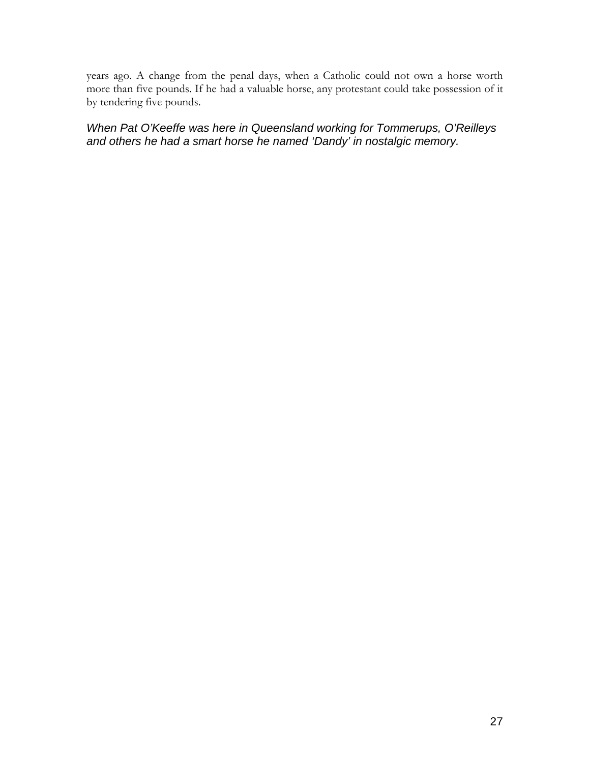years ago. A change from the penal days, when a Catholic could not own a horse worth more than five pounds. If he had a valuable horse, any protestant could take possession of it by tendering five pounds.

*When Pat O'Keeffe was here in Queensland working for Tommerups, O'Reilleys and others he had a smart horse he named 'Dandy' in nostalgic memory.*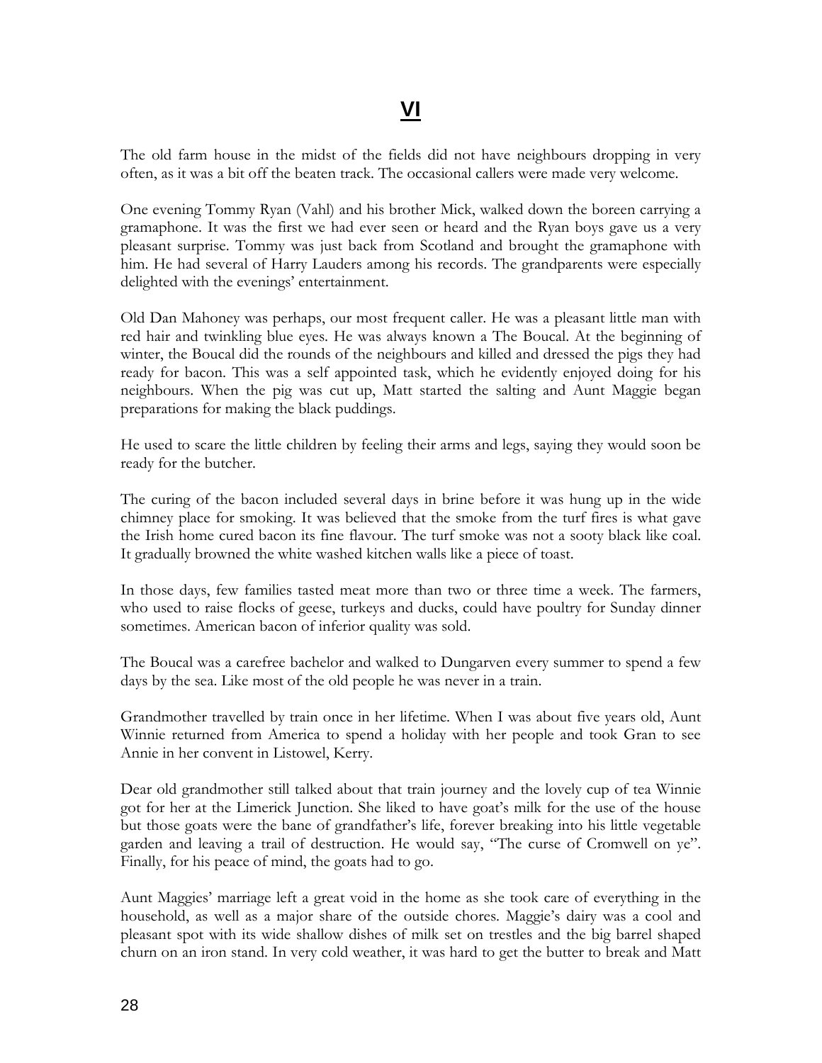# VI

The old farm house in the midst of the fields did not have neighbours dropping in very often, as it was a bit off the beaten track. The occasional callers were made very welcome.

One evening Tommy Ryan (Vahl) and his brother Mick, walked down the boreen carrying a gramaphone. It was the first we had ever seen or heard and the Ryan boys gave us a very pleasant surprise. Tommy was just back from Scotland and brought the gramaphone with him. He had several of Harry Lauders among his records. The grandparents were especially delighted with the evenings' entertainment.

Old Dan Mahoney was perhaps, our most frequent caller. He was a pleasant little man with red hair and twinkling blue eyes. He was always known a The Boucal. At the beginning of winter, the Boucal did the rounds of the neighbours and killed and dressed the pigs they had ready for bacon. This was a self appointed task, which he evidently enjoyed doing for his neighbours. When the pig was cut up, Matt started the salting and Aunt Maggie began preparations for making the black puddings.

He used to scare the little children by feeling their arms and legs, saying they would soon be ready for the butcher.

The curing of the bacon included several days in brine before it was hung up in the wide chimney place for smoking. It was believed that the smoke from the turf fires is what gave the Irish home cured bacon its fine flavour. The turf smoke was not a sooty black like coal. It gradually browned the white washed kitchen walls like a piece of toast.

In those days, few families tasted meat more than two or three time a week. The farmers, who used to raise flocks of geese, turkeys and ducks, could have poultry for Sunday dinner sometimes. American bacon of inferior quality was sold.

The Boucal was a carefree bachelor and walked to Dungarven every summer to spend a few days by the sea. Like most of the old people he was never in a train.

Grandmother travelled by train once in her lifetime. When I was about five years old, Aunt Winnie returned from America to spend a holiday with her people and took Gran to see Annie in her convent in Listowel, Kerry.

Dear old grandmother still talked about that train journey and the lovely cup of tea Winnie got for her at the Limerick Junction. She liked to have goat's milk for the use of the house but those goats were the bane of grandfather's life, forever breaking into his little vegetable garden and leaving a trail of destruction. He would say, "The curse of Cromwell on ye". Finally, for his peace of mind, the goats had to go.

Aunt Maggies' marriage left a great void in the home as she took care of everything in the household, as well as a major share of the outside chores. Maggie's dairy was a cool and pleasant spot with its wide shallow dishes of milk set on trestles and the big barrel shaped churn on an iron stand. In very cold weather, it was hard to get the butter to break and Matt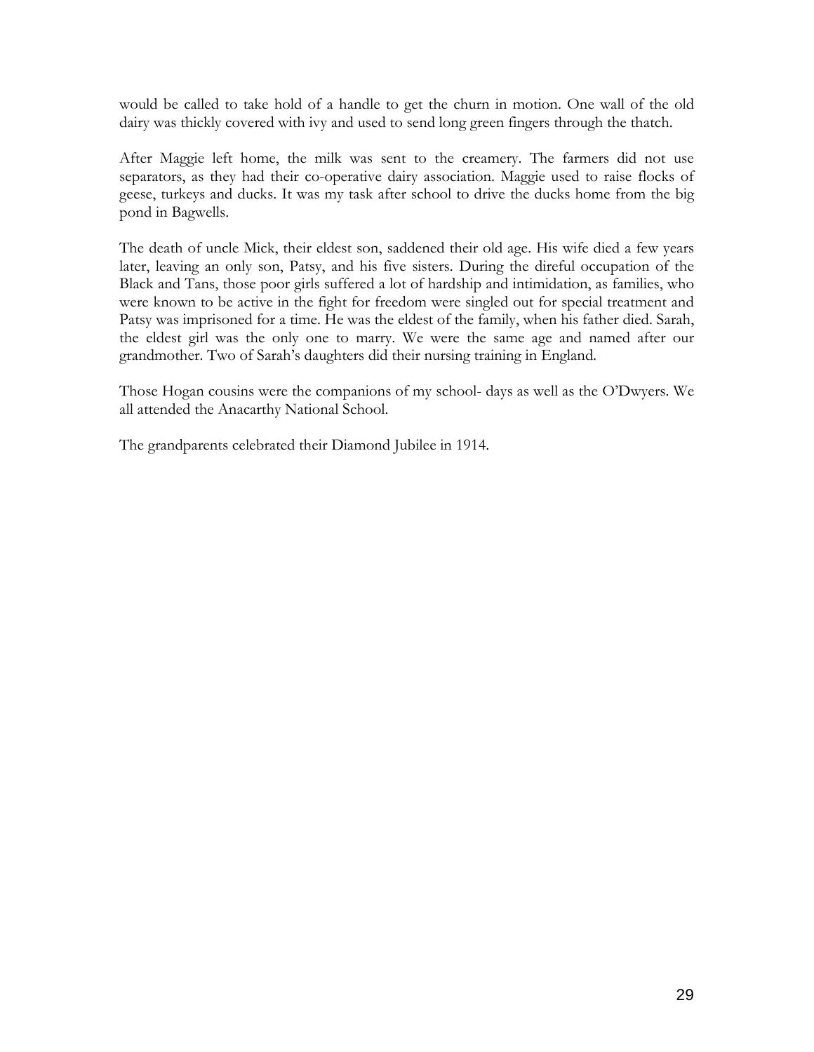would be called to take hold of a handle to get the churn in motion. One wall of the old dairy was thickly covered with ivy and used to send long green fingers through the thatch.

After Maggie left home, the milk was sent to the creamery. The farmers did not use separators, as they had their co-operative dairy association. Maggie used to raise flocks of geese, turkeys and ducks. It was my task after school to drive the ducks home from the big pond in Bagwells.

The death of uncle Mick, their eldest son, saddened their old age. His wife died a few years later, leaving an only son, Patsy, and his five sisters. During the direful occupation of the Black and Tans, those poor girls suffered a lot of hardship and intimidation, as families, who were known to be active in the fight for freedom were singled out for special treatment and Patsy was imprisoned for a time. He was the eldest of the family, when his father died. Sarah, the eldest girl was the only one to marry. We were the same age and named after our grandmother. Two of Sarah's daughters did their nursing training in England.

Those Hogan cousins were the companions of my school- days as well as the O'Dwyers. We all attended the Anacarthy National School.

The grandparents celebrated their Diamond Jubilee in 1914.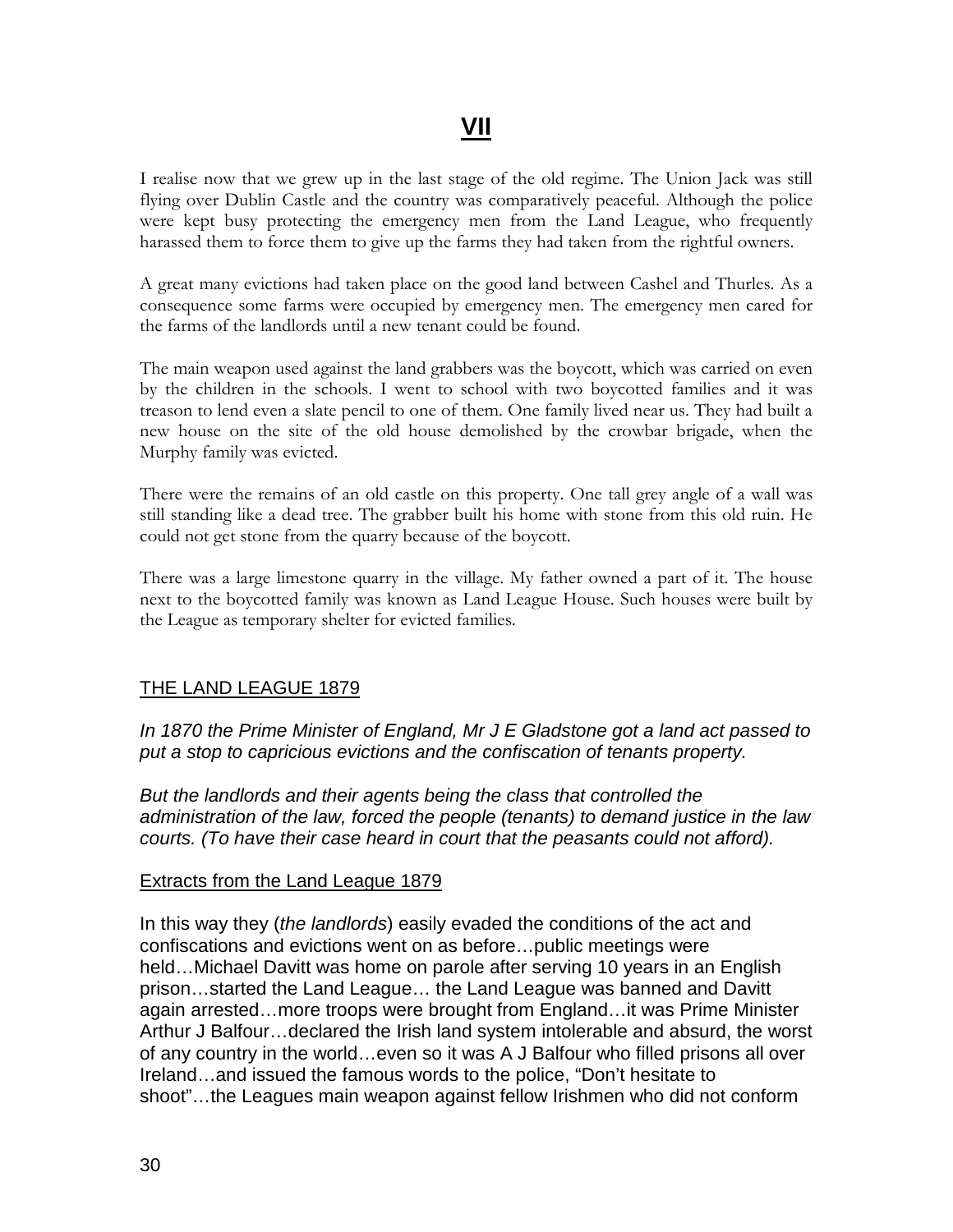# VII

I realise now that we grew up in the last stage of the old regime. The Union Jack was still flying over Dublin Castle and the country was comparatively peaceful. Although the police were kept busy protecting the emergency men from the Land League, who frequently harassed them to force them to give up the farms they had taken from the rightful owners.

A great many evictions had taken place on the good land between Cashel and Thurles. As a consequence some farms were occupied by emergency men. The emergency men cared for the farms of the landlords until a new tenant could be found.

The main weapon used against the land grabbers was the boycott, which was carried on even by the children in the schools. I went to school with two boycotted families and it was treason to lend even a slate pencil to one of them. One family lived near us. They had built a new house on the site of the old house demolished by the crowbar brigade, when the Murphy family was evicted.

There were the remains of an old castle on this property. One tall grey angle of a wall was still standing like a dead tree. The grabber built his home with stone from this old ruin. He could not get stone from the quarry because of the boycott.

There was a large limestone quarry in the village. My father owned a part of it. The house next to the boycotted family was known as Land League House. Such houses were built by the League as temporary shelter for evicted families.

## THE LAND LEAGUE 1879

*In 1870 the Prime Minister of England, Mr J E Gladstone got a land act passed to put a stop to capricious evictions and the confiscation of tenants property.*

*But the landlords and their agents being the class that controlled the administration of the law, forced the people (tenants) to demand justice in the law courts. (To have their case heard in court that the peasants could not afford).*

### Extracts from the Land League 1879

In this way they (*the landlords*) easily evaded the conditions of the act and confiscations and evictions went on as before…public meetings were held…Michael Davitt was home on parole after serving 10 years in an English prison…started the Land League… the Land League was banned and Davitt again arrested…more troops were brought from England…it was Prime Minister Arthur J Balfour…declared the Irish land system intolerable and absurd, the worst of any country in the world…even so it was A J Balfour who filled prisons all over Ireland…and issued the famous words to the police, "Don't hesitate to shoot"…the Leagues main weapon against fellow Irishmen who did not conform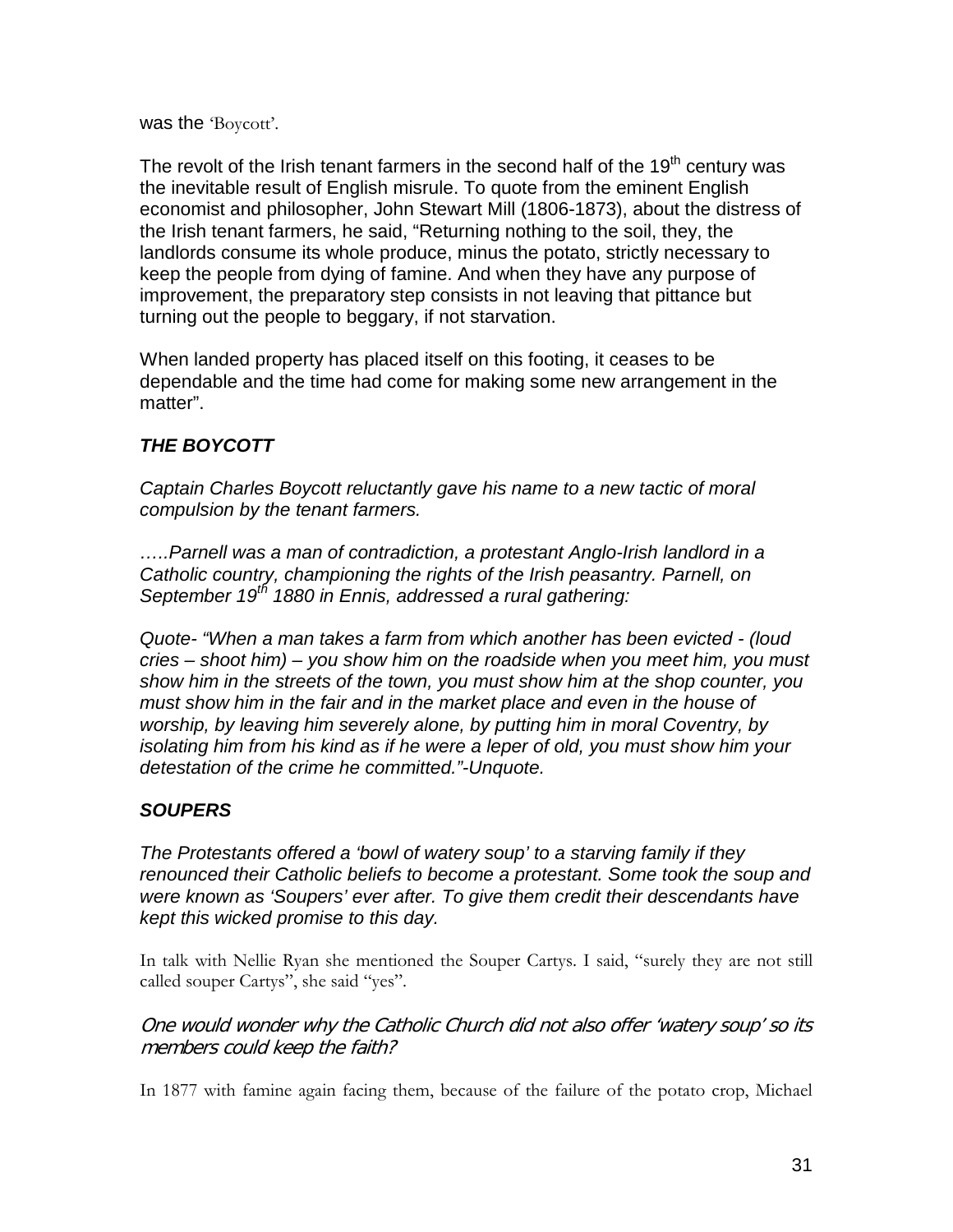was the 'Boycott'.

The revolt of the Irish tenant farmers in the second half of the 19th century was the inevitable result of English misrule. To quote from the eminent English economist and philosopher, John Stewart Mill (1806-1873), about the distress of the Irish tenant farmers, he said, "Returning nothing to the soil, they, the landlords consume its whole produce, minus the potato, strictly necessary to keep the people from dying of famine. And when they have any purpose of improvement, the preparatory step consists in not leaving that pittance but turning out the people to beggary, if not starvation.

When landed property has placed itself on this footing, it ceases to be dependable and the time had come for making some new arrangement in the matter".

### *THE BOYCOTT*

*Captain Charles Boycott reluctantly gave his name to a new tactic of moral compulsion by the tenant farmers.*

*.....Parnell was a man of contradiction, a protestant Anglo-Irish landlord in a Catholic country, championing the rights of the Irish peasantry. Parnell, on September 19th 1880 in Ennis, addressed a rural gathering:*

*Quote- "When a man takes a farm from which another has been evicted - (loud cries – shoot him) – you show him on the roadside when you meet him, you must show him in the streets of the town, you must show him at the shop counter, you must show him in the fair and in the market place and even in the house of worship, by leaving him severely alone, by putting him in moral Coventry, by isolating him from his kind as if he were a leper of old, you must show him your detestation of the crime he committed."-Unquote.*

### *SOUPERS*

*The Protestants offered a 'bowl of watery soup' to a starving family if they renounced their Catholic beliefs to become a protestant. Some took the soup and were known as 'Soupers' ever after. To give them credit their descendants have kept this wicked promise to this day.*

In talk with Nellie Ryan she mentioned the Souper Cartys. I said, "surely they are not still called souper Cartys", she said "yes".

*One would wonder why the Catholic Church did not also offer 'watery soup' so its members could keep the faith?*

In 1877 with famine again facing them, because of the failure of the potato crop, Michael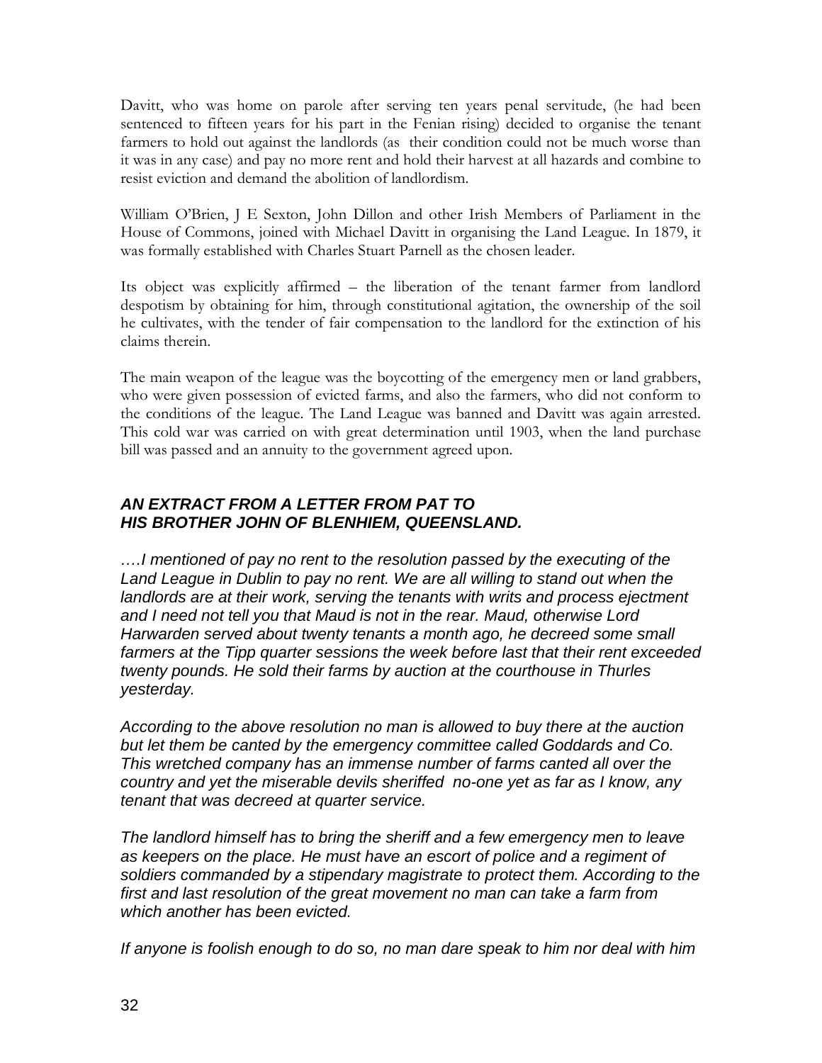Davitt, who was home on parole after serving ten years penal servitude, (he had been sentenced to fifteen years for his part in the Fenian rising) decided to organise the tenant farmers to hold out against the landlords (as their condition could not be much worse than it was in any case) and pay no more rent and hold their harvest at all hazards and combine to resist eviction and demand the abolition of landlordism.

William O'Brien, J E Sexton, John Dillon and other Irish Members of Parliament in the House of Commons, joined with Michael Davitt in organising the Land League. In 1879, it was formally established with Charles Stuart Parnell as the chosen leader.

Its object was explicitly affirmed – the liberation of the tenant farmer from landlord despotism by obtaining for him, through constitutional agitation, the ownership of the soil he cultivates, with the tender of fair compensation to the landlord for the extinction of his claims therein.

The main weapon of the league was the boycotting of the emergency men or land grabbers, who were given possession of evicted farms, and also the farmers, who did not conform to the conditions of the league. The Land League was banned and Davitt was again arrested. This cold war was carried on with great determination until 1903, when the land purchase bill was passed and an annuity to the government agreed upon.

### *AN EXTRACT FROM A LETTER FROM PAT TO HIS BROTHER JOHN OF BLENHIEM, QUEENSLAND.*

*….I mentioned of pay no rent to the resolution passed by the executing of the Land League in Dublin to pay no rent. We are all willing to stand out when the landlords are at their work, serving the tenants with writs and process ejectment and I need not tell you that Maud is not in the rear. Maud, otherwise Lord Harwarden served about twenty tenants a month ago, he decreed some small farmers at the Tipp quarter sessions the week before last that their rent exceeded twenty pounds. He sold their farms by auction at the courthouse in Thurles yesterday.*

*According to the above resolution no man is allowed to buy there at the auction but let them be canted by the emergency committee called Goddards and Co. This wretched company has an immense number of farms canted all over the country and yet the miserable devils sheriffed no-one yet as far as I know, any tenant that was decreed at quarter service.*

*The landlord himself has to bring the sheriff and a few emergency men to leave as keepers on the place. He must have an escort of police and a regiment of soldiers commanded by a stipendary magistrate to protect them. According to the first and last resolution of the great movement no man can take a farm from which another has been evicted.*

*If anyone is foolish enough to do so, no man dare speak to him nor deal with him*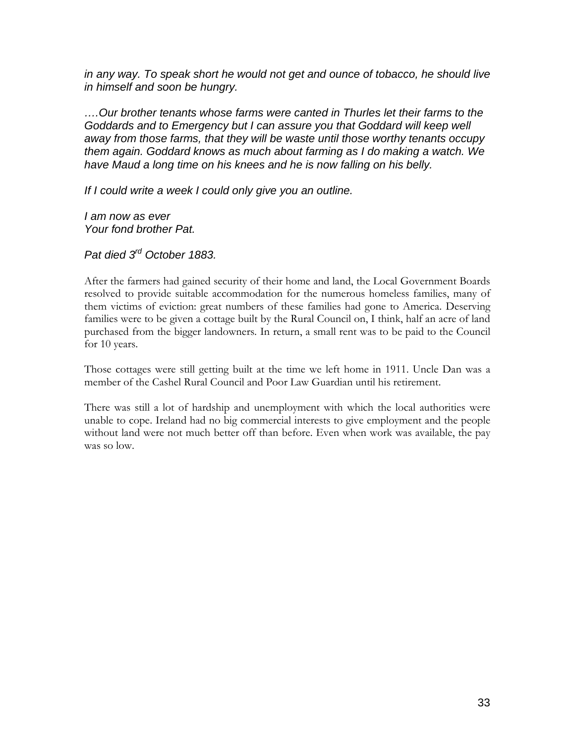*in any way. To speak short he would not get and ounce of tobacco, he should live in himself and soon be hungry.*

*….Our brother tenants whose farms were canted in Thurles let their farms to the Goddards and to Emergency but I can assure you that Goddard will keep well away from those farms, that they will be waste until those worthy tenants occupy them again. Goddard knows as much about farming as I do making a watch. We have Maud a long time on his knees and he is now falling on his belly.*

*If I could write a week I could only give you an outline.*

*I am now as ever*
*Your fond brother Pat.*

*Pat died 3rd October 1883.*

After the farmers had gained security of their home and land, the Local Government Boards resolved to provide suitable accommodation for the numerous homeless families, many of them victims of eviction: great numbers of these families had gone to America. Deserving families were to be given a cottage built by the Rural Council on, I think, half an acre of land purchased from the bigger landowners. In return, a small rent was to be paid to the Council for 10 years.

Those cottages were still getting built at the time we left home in 1911. Uncle Dan was a member of the Cashel Rural Council and Poor Law Guardian until his retirement.

There was still a lot of hardship and unemployment with which the local authorities were unable to cope. Ireland had no big commercial interests to give employment and the people without land were not much better off than before. Even when work was available, the pay was so low.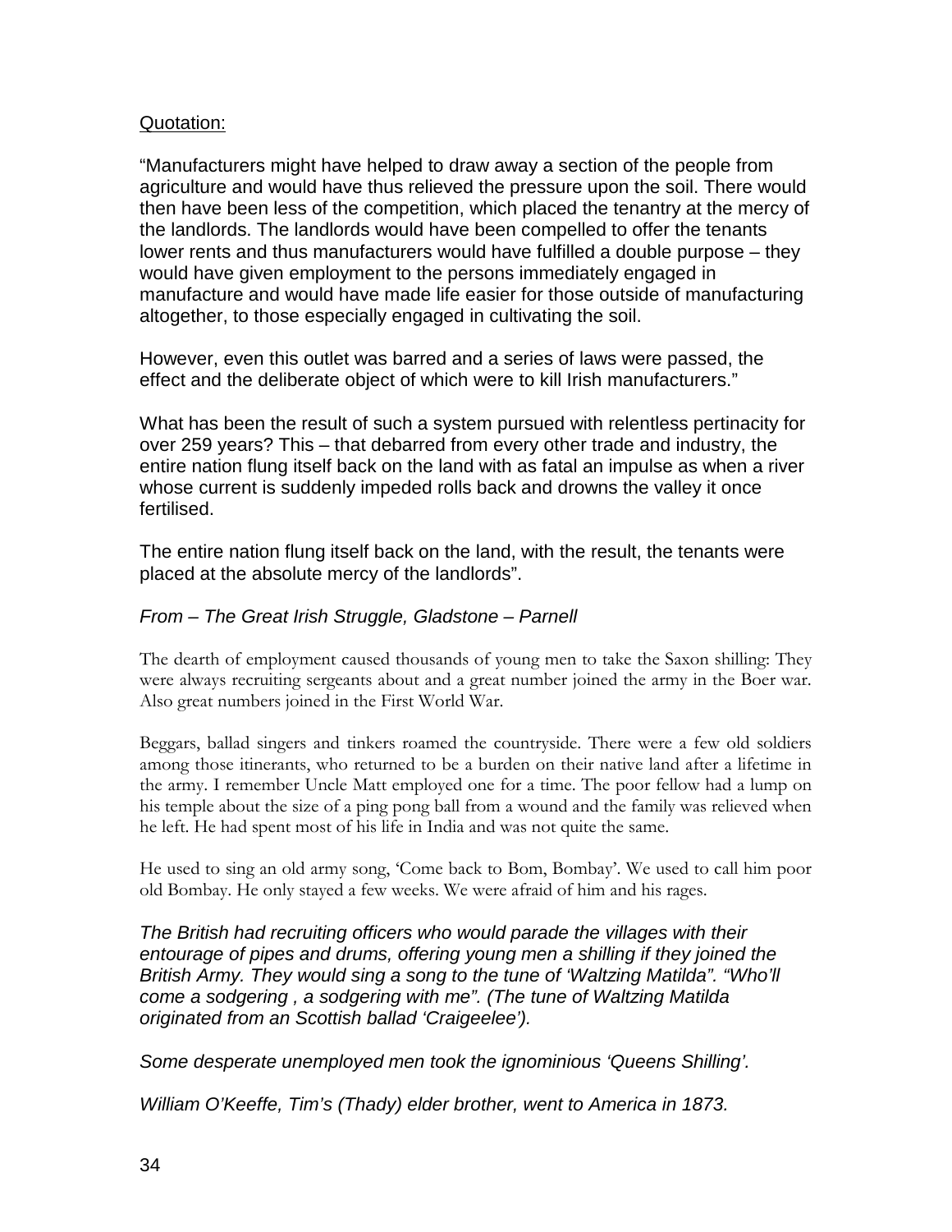Quotation:

"Manufacturers might have helped to draw away a section of the people from agriculture and would have thus relieved the pressure upon the soil. There would then have been less of the competition, which placed the tenantry at the mercy of the landlords. The landlords would have been compelled to offer the tenants lower rents and thus manufacturers would have fulfilled a double purpose – they would have given employment to the persons immediately engaged in manufacture and would have made life easier for those outside of manufacturing altogether, to those especially engaged in cultivating the soil.

However, even this outlet was barred and a series of laws were passed, the effect and the deliberate object of which were to kill Irish manufacturers."

What has been the result of such a system pursued with relentless pertinacity for over 259 years? This – that debarred from every other trade and industry, the entire nation flung itself back on the land with as fatal an impulse as when a river whose current is suddenly impeded rolls back and drowns the valley it once fertilised.

The entire nation flung itself back on the land, with the result, the tenants were placed at the absolute mercy of the landlords".

*From – The Great Irish Struggle, Gladstone – Parnell*

The dearth of employment caused thousands of young men to take the Saxon shilling: They were always recruiting sergeants about and a great number joined the army in the Boer war. Also great numbers joined in the First World War.

Beggars, ballad singers and tinkers roamed the countryside. There were a few old soldiers among those itinerants, who returned to be a burden on their native land after a lifetime in the army. I remember Uncle Matt employed one for a time. The poor fellow had a lump on his temple about the size of a ping pong ball from a wound and the family was relieved when he left. He had spent most of his life in India and was not quite the same.

He used to sing an old army song, 'Come back to Bom, Bombay'. We used to call him poor old Bombay. He only stayed a few weeks. We were afraid of him and his rages.

*The British had recruiting officers who would parade the villages with their entourage of pipes and drums, offering young men a shilling if they joined the British Army. They would sing a song to the tune of 'Waltzing Matilda". "Who'll come a sodgering , a sodgering with me". (The tune of Waltzing Matilda originated from an Scottish ballad 'Craigeelee').*

*Some desperate unemployed men took the ignominious 'Queens Shilling'.*

*William O'Keeffe, Tim's (Thady) elder brother, went to America in 1873.*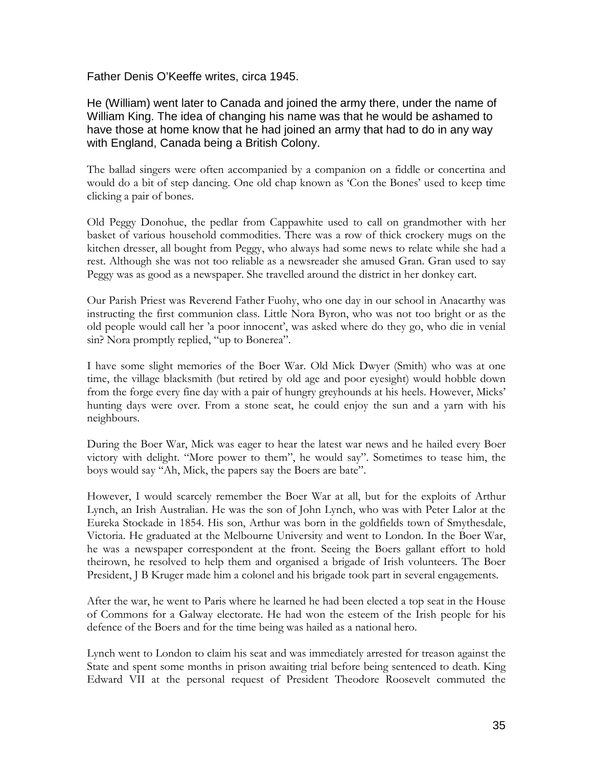Father Denis O'Keeffe writes, circa 1945.

He (William) went later to Canada and joined the army there, under the name of William King. The idea of changing his name was that he would be ashamed to have those at home know that he had joined an army that had to do in any way with England, Canada being a British Colony.

The ballad singers were often accompanied by a companion on a fiddle or concertina and would do a bit of step dancing. One old chap known as 'Con the Bones' used to keep time clicking a pair of bones.

Old Peggy Donohue, the pedlar from Cappawhite used to call on grandmother with her basket of various household commodities. There was a row of thick crockery mugs on the kitchen dresser, all bought from Peggy, who always had some news to relate while she had a rest. Although she was not too reliable as a newsreader she amused Gran. Gran used to say Peggy was as good as a newspaper. She travelled around the district in her donkey cart.

Our Parish Priest was Reverend Father Fuohy, who one day in our school in Anacarthy was instructing the first communion class. Little Nora Byron, who was not too bright or as the old people would call her 'a poor innocent', was asked where do they go, who die in venial sin? Nora promptly replied, "up to Bonerea".

I have some slight memories of the Boer War. Old Mick Dwyer (Smith) who was at one time, the village blacksmith (but retired by old age and poor eyesight) would hobble down from the forge every fine day with a pair of hungry greyhounds at his heels. However, Micks' hunting days were over. From a stone seat, he could enjoy the sun and a yarn with his neighbours.

During the Boer War, Mick was eager to hear the latest war news and he hailed every Boer victory with delight. "More power to them", he would say". Sometimes to tease him, the boys would say "Ah, Mick, the papers say the Boers are bate".

However, I would scarcely remember the Boer War at all, but for the exploits of Arthur Lynch, an Irish Australian. He was the son of John Lynch, who was with Peter Lalor at the Eureka Stockade in 1854. His son, Arthur was born in the goldfields town of Smythesdale, Victoria. He graduated at the Melbourne University and went to London. In the Boer War, he was a newspaper correspondent at the front. Seeing the Boers gallant effort to hold theirown, he resolved to help them and organised a brigade of Irish volunteers. The Boer President, J B Kruger made him a colonel and his brigade took part in several engagements.

After the war, he went to Paris where he learned he had been elected a top seat in the House of Commons for a Galway electorate. He had won the esteem of the Irish people for his defence of the Boers and for the time being was hailed as a national hero.

Lynch went to London to claim his seat and was immediately arrested for treason against the State and spent some months in prison awaiting trial before being sentenced to death. King Edward VII at the personal request of President Theodore Roosevelt commuted the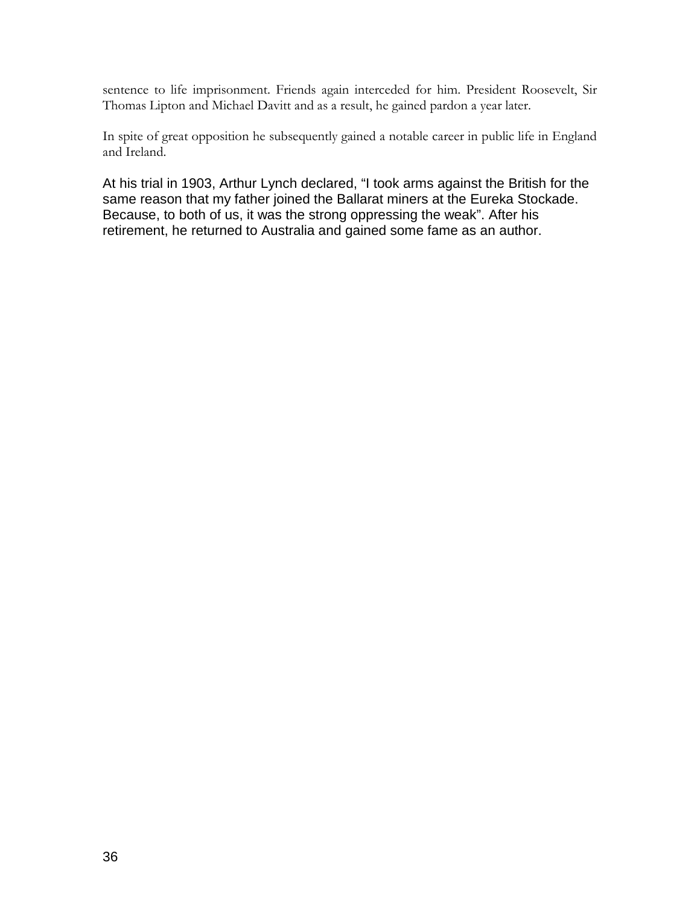sentence to life imprisonment. Friends again interceded for him. President Roosevelt, Sir Thomas Lipton and Michael Davitt and as a result, he gained pardon a year later.

In spite of great opposition he subsequently gained a notable career in public life in England and Ireland.

At his trial in 1903, Arthur Lynch declared, "I took arms against the British for the same reason that my father joined the Ballarat miners at the Eureka Stockade. Because, to both of us, it was the strong oppressing the weak". After his retirement, he returned to Australia and gained some fame as an author.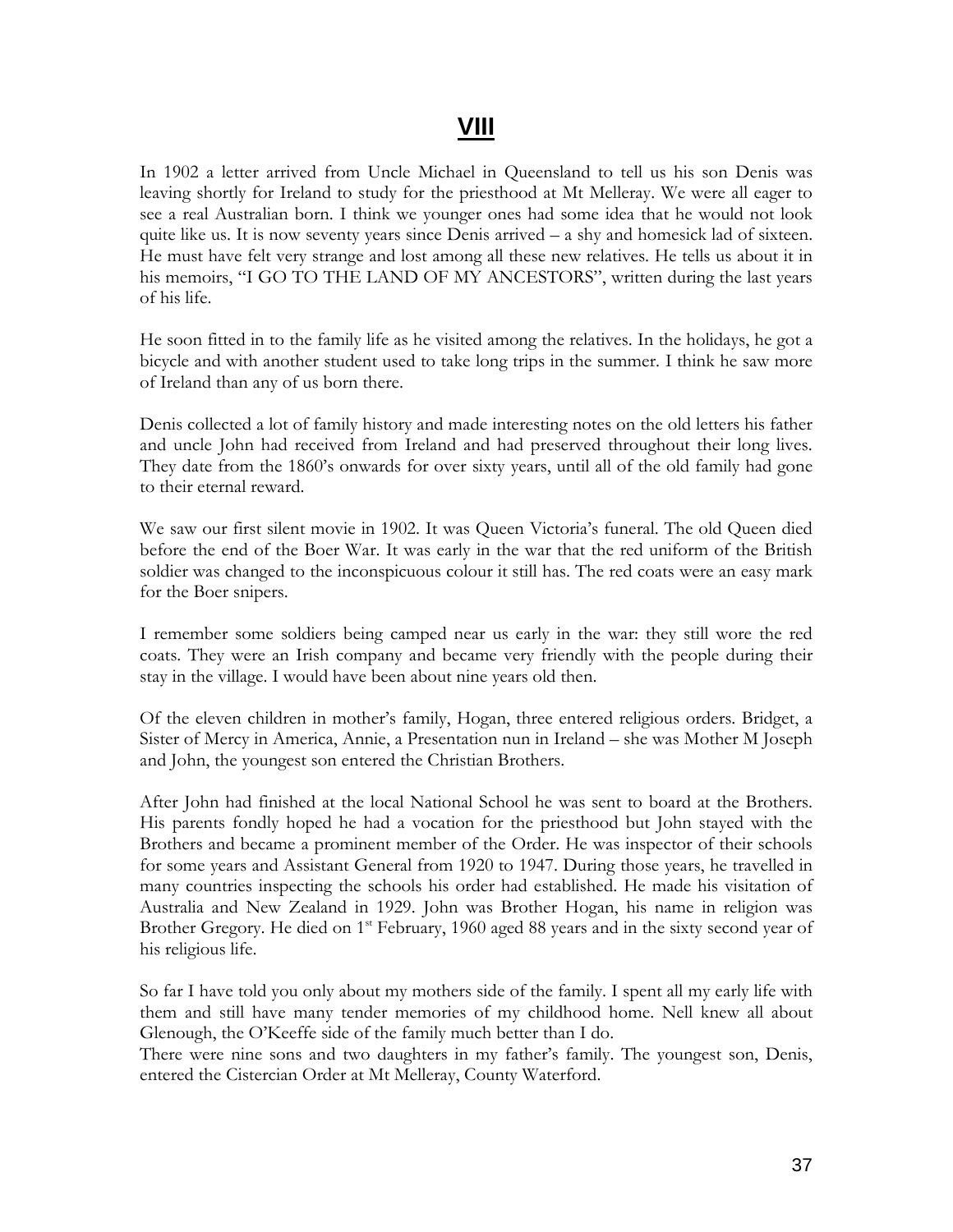# VIII

In 1902 a letter arrived from Uncle Michael in Queensland to tell us his son Denis was leaving shortly for Ireland to study for the priesthood at Mt Melleray. We were all eager to see a real Australian born. I think we younger ones had some idea that he would not look quite like us. It is now seventy years since Denis arrived – a shy and homesick lad of sixteen. He must have felt very strange and lost among all these new relatives. He tells us about it in his memoirs, "I GO TO THE LAND OF MY ANCESTORS", written during the last years of his life.

He soon fitted in to the family life as he visited among the relatives. In the holidays, he got a bicycle and with another student used to take long trips in the summer. I think he saw more of Ireland than any of us born there.

Denis collected a lot of family history and made interesting notes on the old letters his father and uncle John had received from Ireland and had preserved throughout their long lives. They date from the 1860's onwards for over sixty years, until all of the old family had gone to their eternal reward.

We saw our first silent movie in 1902. It was Queen Victoria's funeral. The old Queen died before the end of the Boer War. It was early in the war that the red uniform of the British soldier was changed to the inconspicuous colour it still has. The red coats were an easy mark for the Boer snipers.

I remember some soldiers being camped near us early in the war: they still wore the red coats. They were an Irish company and became very friendly with the people during their stay in the village. I would have been about nine years old then.

Of the eleven children in mother's family, Hogan, three entered religious orders. Bridget, a Sister of Mercy in America, Annie, a Presentation nun in Ireland – she was Mother M Joseph and John, the youngest son entered the Christian Brothers.

After John had finished at the local National School he was sent to board at the Brothers. His parents fondly hoped he had a vocation for the priesthood but John stayed with the Brothers and became a prominent member of the Order. He was inspector of their schools for some years and Assistant General from 1920 to 1947. During those years, he travelled in many countries inspecting the schools his order had established. He made his visitation of Australia and New Zealand in 1929. John was Brother Hogan, his name in religion was Brother Gregory. He died on 1st February, 1960 aged 88 years and in the sixty second year of his religious life.

So far I have told you only about my mothers side of the family. I spent all my early life with them and still have many tender memories of my childhood home. Nell knew all about Glenough, the O'Keeffe side of the family much better than I do.

There were nine sons and two daughters in my father's family. The youngest son, Denis, entered the Cistercian Order at Mt Melleray, County Waterford.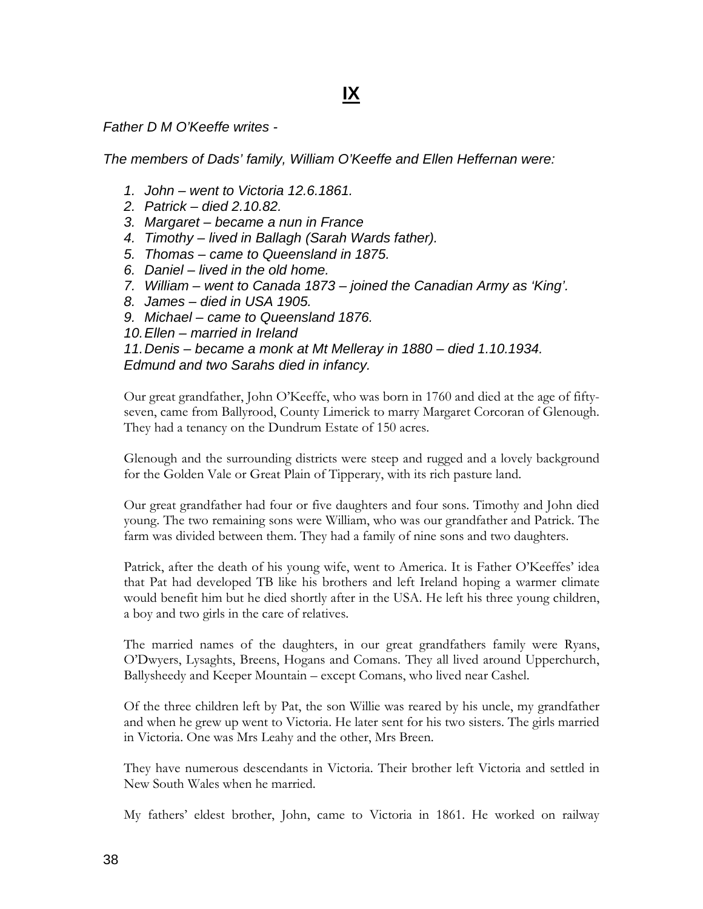# IX

*Father D M O'Keeffe writes -*

*The members of Dads' family, William O'Keeffe and Ellen Heffernan were:*

1. *John – went to Victoria 12.6.1861.*
2. *Patrick – died 2.10.82.*
3. *Margaret – became a nun in France*
4. *Timothy – lived in Ballagh (Sarah Wards father).*
5. *Thomas – came to Queensland in 1875.*
6. *Daniel – lived in the old home.*
7. *William – went to Canada 1873 – joined the Canadian Army as 'King'.*
8. *James – died in USA 1905.*
9. *Michael – came to Queensland 1876.*
10. *Ellen – married in Ireland*
11. *Denis – became a monk at Mt Melleray in 1880 – died 1.10.1934.*

*Edmund and two Sarahs died in infancy.*

Our great grandfather, John O'Keeffe, who was born in 1760 and died at the age of fifty-seven, came from Ballyrood, County Limerick to marry Margaret Corcoran of Glenough. They had a tenancy on the Dundrum Estate of 150 acres.

Glenough and the surrounding districts were steep and rugged and a lovely background for the Golden Vale or Great Plain of Tipperary, with its rich pasture land.

Our great grandfather had four or five daughters and four sons. Timothy and John died young. The two remaining sons were William, who was our grandfather and Patrick. The farm was divided between them. They had a family of nine sons and two daughters.

Patrick, after the death of his young wife, went to America. It is Father O'Keeffes' idea that Pat had developed TB like his brothers and left Ireland hoping a warmer climate would benefit him but he died shortly after in the USA. He left his three young children, a boy and two girls in the care of relatives.

The married names of the daughters, in our great grandfathers family were Ryans, O'Dwyers, Lysaghts, Breens, Hogans and Comans. They all lived around Upperchurch, Ballysheedy and Keeper Mountain – except Comans, who lived near Cashel.

Of the three children left by Pat, the son Willie was reared by his uncle, my grandfather and when he grew up went to Victoria. He later sent for his two sisters. The girls married in Victoria. One was Mrs Leahy and the other, Mrs Breen.

They have numerous descendants in Victoria. Their brother left Victoria and settled in New South Wales when he married.

My fathers' eldest brother, John, came to Victoria in 1861. He worked on railway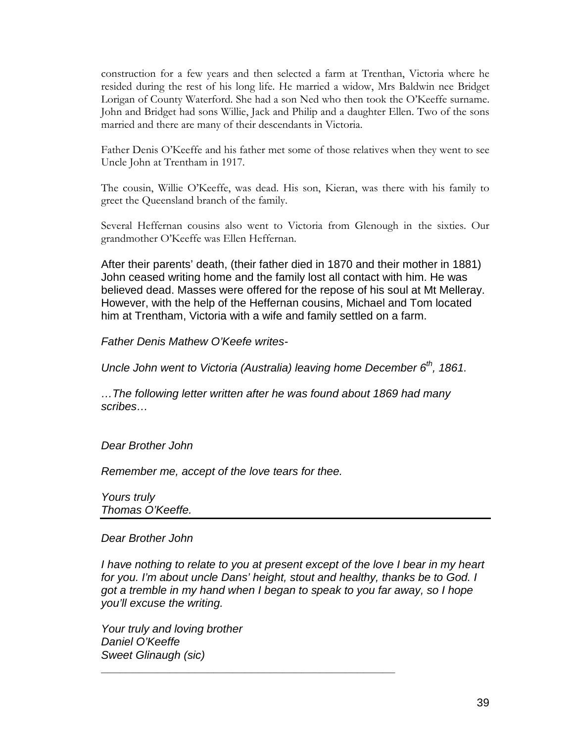construction for a few years and then selected a farm at Trenthan, Victoria where he resided during the rest of his long life. He married a widow, Mrs Baldwin nee Bridget Lorigan of County Waterford. She had a son Ned who then took the O'Keeffe surname. John and Bridget had sons Willie, Jack and Philip and a daughter Ellen. Two of the sons married and there are many of their descendants in Victoria.

Father Denis O'Keeffe and his father met some of those relatives when they went to see Uncle John at Trentham in 1917.

The cousin, Willie O'Keeffe, was dead. His son, Kieran, was there with his family to greet the Queensland branch of the family.

Several Heffernan cousins also went to Victoria from Glenough in the sixties. Our grandmother O'Keeffe was Ellen Heffernan.

After their parents' death, (their father died in 1870 and their mother in 1881) John ceased writing home and the family lost all contact with him. He was believed dead. Masses were offered for the repose of his soul at Mt Melleray. However, with the help of the Heffernan cousins, Michael and Tom located him at Trentham, Victoria with a wife and family settled on a farm.

*Father Denis Mathew O'Keefe writes-*

*Uncle John went to Victoria (Australia) leaving home December 6th, 1861.*

*…The following letter written after he was found about 1869 had many scribes…*

*Dear Brother John*

*Remember me, accept of the love tears for thee.*

*Yours truly*
*Thomas O'Keeffe.*

---

*Dear Brother John*

*I have nothing to relate to you at present except of the love I bear in my heart for you. I'm about uncle Dans' height, stout and healthy, thanks be to God. I got a tremble in my hand when I began to speak to you far away, so I hope you'll excuse the writing.*

*Your truly and loving brother*
*Daniel O'Keeffe*
*Sweet Glinaugh (sic)*

---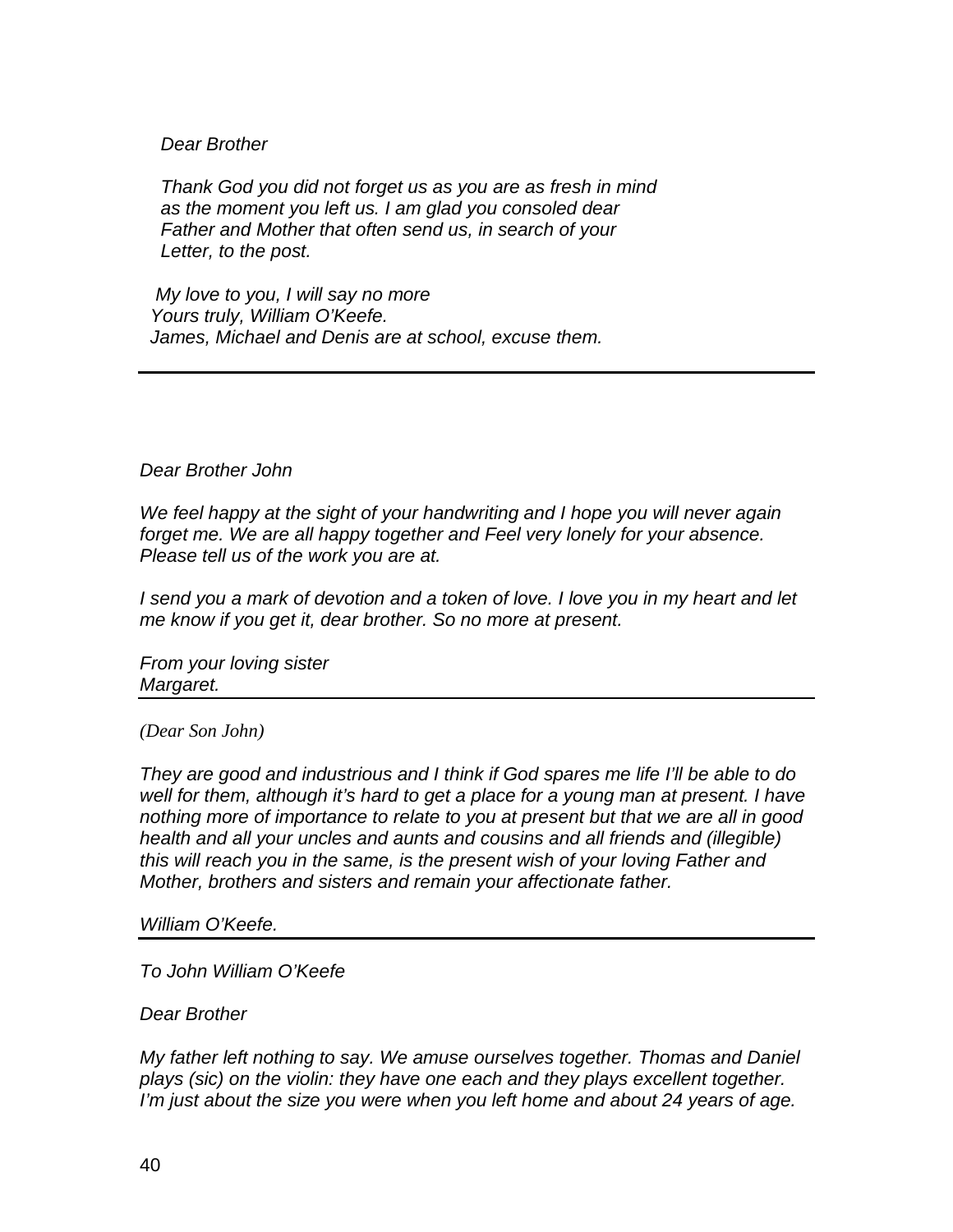*Dear Brother*

*Thank God you did not forget us as you are as fresh in mind as the moment you left us. I am glad you consoled dear Father and Mother that often send us, in search of your Letter, to the post.*

*My love to you, I will say no more*
*Yours truly, William O'Keefe.*
*James, Michael and Denis are at school, excuse them.*

---

*Dear Brother John*

*We feel happy at the sight of your handwriting and I hope you will never again forget me. We are all happy together and Feel very lonely for your absence. Please tell us of the work you are at.*

*I send you a mark of devotion and a token of love. I love you in my heart and let me know if you get it, dear brother. So no more at present.*

*From your loving sister*
*Margaret.*

---

*(Dear Son John)*

*They are good and industrious and I think if God spares me life I'll be able to do well for them, although it's hard to get a place for a young man at present. I have nothing more of importance to relate to you at present but that we are all in good health and all your uncles and aunts and cousins and all friends and (illegible) this will reach you in the same, is the present wish of your loving Father and Mother, brothers and sisters and remain your affectionate father.*

*William O'Keefe.*

---

*To John William O'Keefe*

*Dear Brother*

*My father left nothing to say. We amuse ourselves together. Thomas and Daniel plays (sic) on the violin: they have one each and they plays excellent together. I'm just about the size you were when you left home and about 24 years of age.*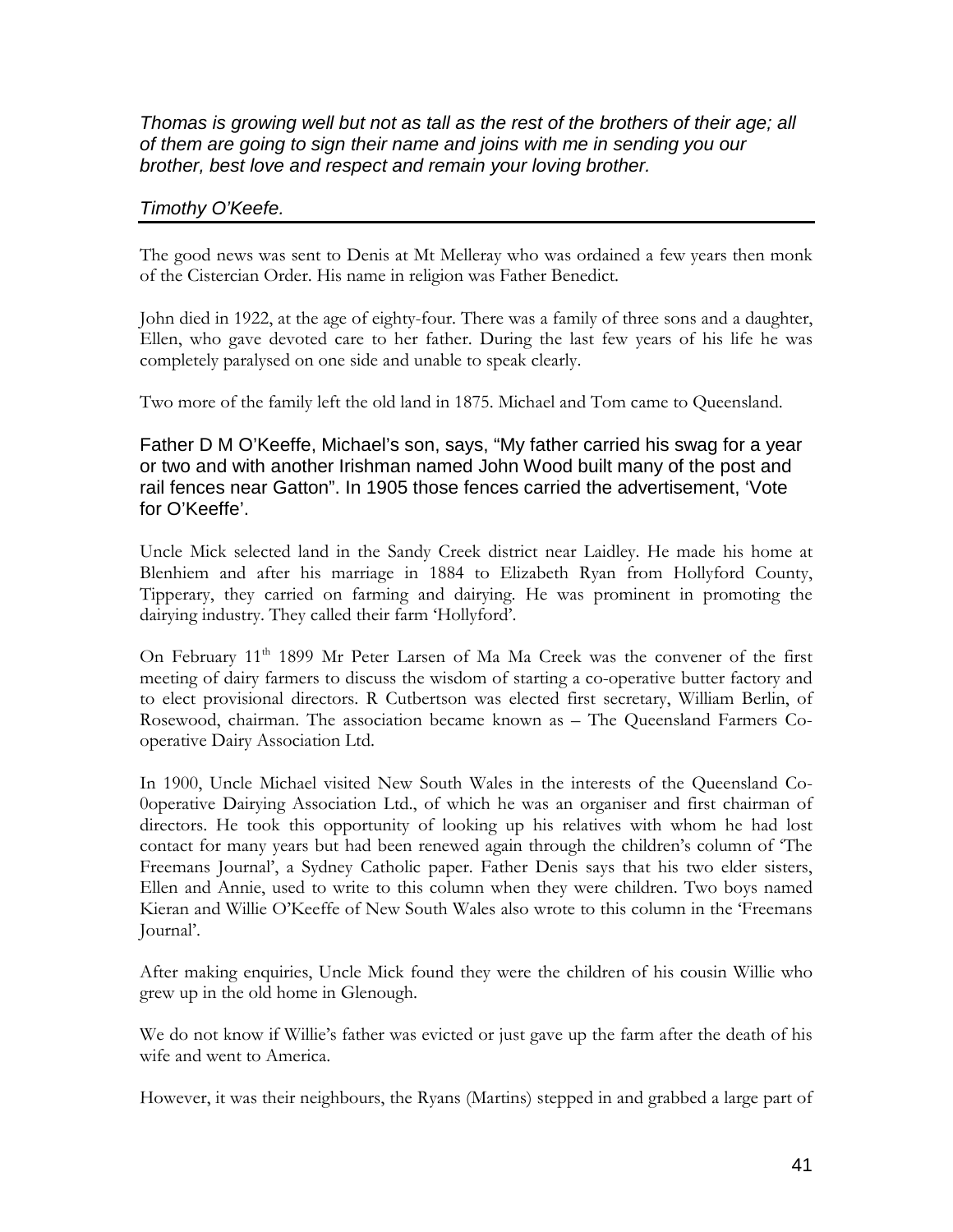*Thomas is growing well but not as tall as the rest of the brothers of their age; all of them are going to sign their name and joins with me in sending you our brother, best love and respect and remain your loving brother.*

*Timothy O'Keefe.*

---

The good news was sent to Denis at Mt Melleray who was ordained a few years then monk of the Cistercian Order. His name in religion was Father Benedict.

John died in 1922, at the age of eighty-four. There was a family of three sons and a daughter, Ellen, who gave devoted care to her father. During the last few years of his life he was completely paralysed on one side and unable to speak clearly.

Two more of the family left the old land in 1875. Michael and Tom came to Queensland.

Father D M O'Keeffe, Michael's son, says, "My father carried his swag for a year or two and with another Irishman named John Wood built many of the post and rail fences near Gatton". In 1905 those fences carried the advertisement, 'Vote for O'Keeffe'.

Uncle Mick selected land in the Sandy Creek district near Laidley. He made his home at Blenhiem and after his marriage in 1884 to Elizabeth Ryan from Hollyford County, Tipperary, they carried on farming and dairying. He was prominent in promoting the dairying industry. They called their farm 'Hollyford'.

On February 11th 1899 Mr Peter Larsen of Ma Ma Creek was the convener of the first meeting of dairy farmers to discuss the wisdom of starting a co-operative butter factory and to elect provisional directors. R Cutbertson was elected first secretary, William Berlin, of Rosewood, chairman. The association became known as – The Queensland Farmers Co-operative Dairy Association Ltd.

In 1900, Uncle Michael visited New South Wales in the interests of the Queensland Co-0operative Dairying Association Ltd., of which he was an organiser and first chairman of directors. He took this opportunity of looking up his relatives with whom he had lost contact for many years but had been renewed again through the children's column of 'The Freemans Journal', a Sydney Catholic paper. Father Denis says that his two elder sisters, Ellen and Annie, used to write to this column when they were children. Two boys named Kieran and Willie O'Keeffe of New South Wales also wrote to this column in the 'Freemans Journal'.

After making enquiries, Uncle Mick found they were the children of his cousin Willie who grew up in the old home in Glenough.

We do not know if Willie's father was evicted or just gave up the farm after the death of his wife and went to America.

However, it was their neighbours, the Ryans (Martins) stepped in and grabbed a large part of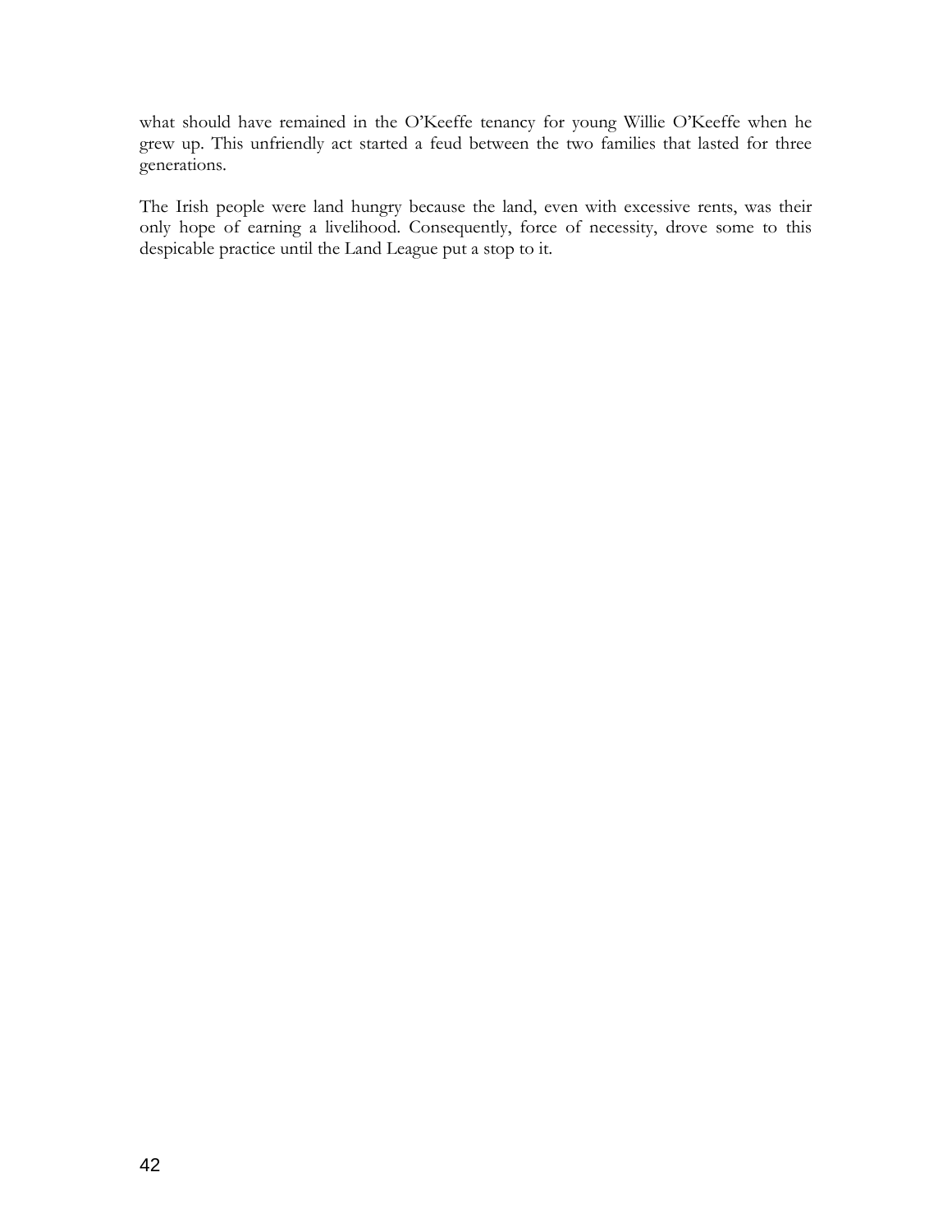what should have remained in the O'Keeffe tenancy for young Willie O'Keeffe when he grew up. This unfriendly act started a feud between the two families that lasted for three generations.

The Irish people were land hungry because the land, even with excessive rents, was their only hope of earning a livelihood. Consequently, force of necessity, drove some to this despicable practice until the Land League put a stop to it.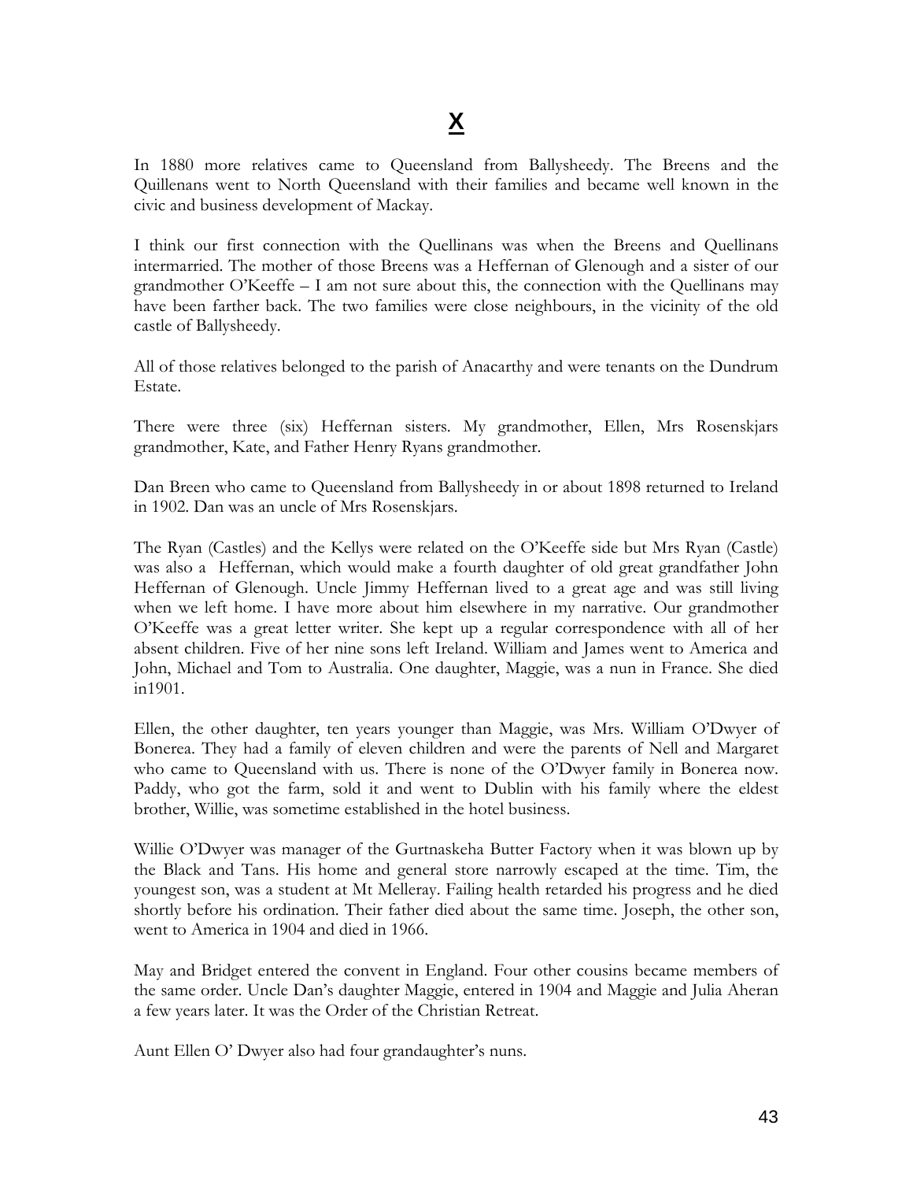# X

In 1880 more relatives came to Queensland from Ballysheedy. The Breens and the Quillenans went to North Queensland with their families and became well known in the civic and business development of Mackay.

I think our first connection with the Quellinans was when the Breens and Quellinans intermarried. The mother of those Breens was a Heffernan of Glenough and a sister of our grandmother O'Keeffe – I am not sure about this, the connection with the Quellinans may have been farther back. The two families were close neighbours, in the vicinity of the old castle of Ballysheedy.

All of those relatives belonged to the parish of Anacarthy and were tenants on the Dundrum Estate.

There were three (six) Heffernan sisters. My grandmother, Ellen, Mrs Rosenskjars grandmother, Kate, and Father Henry Ryans grandmother.

Dan Breen who came to Queensland from Ballysheedy in or about 1898 returned to Ireland in 1902. Dan was an uncle of Mrs Rosenskjars.

The Ryan (Castles) and the Kellys were related on the O'Keeffe side but Mrs Ryan (Castle) was also a Heffernan, which would make a fourth daughter of old great grandfather John Heffernan of Glenough. Uncle Jimmy Heffernan lived to a great age and was still living when we left home. I have more about him elsewhere in my narrative. Our grandmother O'Keeffe was a great letter writer. She kept up a regular correspondence with all of her absent children. Five of her nine sons left Ireland. William and James went to America and John, Michael and Tom to Australia. One daughter, Maggie, was a nun in France. She died in1901.

Ellen, the other daughter, ten years younger than Maggie, was Mrs. William O'Dwyer of Bonerea. They had a family of eleven children and were the parents of Nell and Margaret who came to Queensland with us. There is none of the O'Dwyer family in Bonerea now. Paddy, who got the farm, sold it and went to Dublin with his family where the eldest brother, Willie, was sometime established in the hotel business.

Willie O'Dwyer was manager of the Gurtnaskeha Butter Factory when it was blown up by the Black and Tans. His home and general store narrowly escaped at the time. Tim, the youngest son, was a student at Mt Melleray. Failing health retarded his progress and he died shortly before his ordination. Their father died about the same time. Joseph, the other son, went to America in 1904 and died in 1966.

May and Bridget entered the convent in England. Four other cousins became members of the same order. Uncle Dan's daughter Maggie, entered in 1904 and Maggie and Julia Aheran a few years later. It was the Order of the Christian Retreat.

Aunt Ellen O' Dwyer also had four grandaughter's nuns.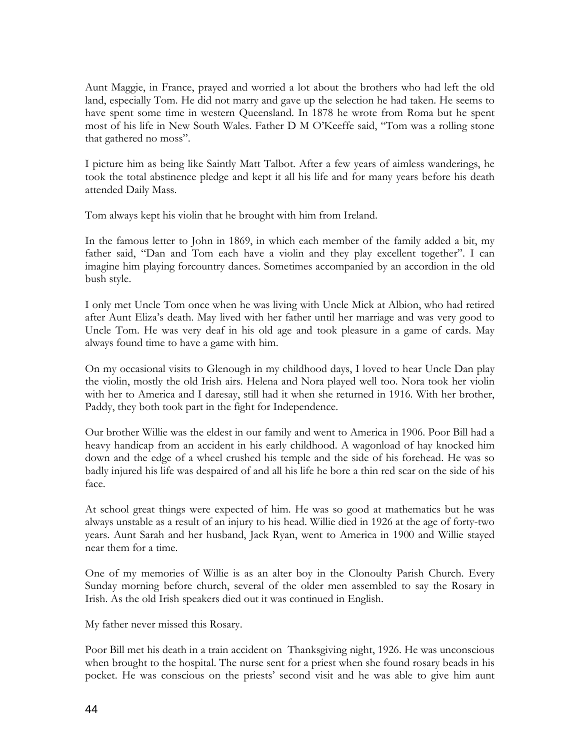Aunt Maggie, in France, prayed and worried a lot about the brothers who had left the old land, especially Tom. He did not marry and gave up the selection he had taken. He seems to have spent some time in western Queensland. In 1878 he wrote from Roma but he spent most of his life in New South Wales. Father D M O'Keeffe said, "Tom was a rolling stone that gathered no moss".

I picture him as being like Saintly Matt Talbot. After a few years of aimless wanderings, he took the total abstinence pledge and kept it all his life and for many years before his death attended Daily Mass.

Tom always kept his violin that he brought with him from Ireland.

In the famous letter to John in 1869, in which each member of the family added a bit, my father said, "Dan and Tom each have a violin and they play excellent together". I can imagine him playing forcountry dances. Sometimes accompanied by an accordion in the old bush style.

I only met Uncle Tom once when he was living with Uncle Mick at Albion, who had retired after Aunt Eliza's death. May lived with her father until her marriage and was very good to Uncle Tom. He was very deaf in his old age and took pleasure in a game of cards. May always found time to have a game with him.

On my occasional visits to Glenough in my childhood days, I loved to hear Uncle Dan play the violin, mostly the old Irish airs. Helena and Nora played well too. Nora took her violin with her to America and I daresay, still had it when she returned in 1916. With her brother, Paddy, they both took part in the fight for Independence.

Our brother Willie was the eldest in our family and went to America in 1906. Poor Bill had a heavy handicap from an accident in his early childhood. A wagonload of hay knocked him down and the edge of a wheel crushed his temple and the side of his forehead. He was so badly injured his life was despaired of and all his life he bore a thin red scar on the side of his face.

At school great things were expected of him. He was so good at mathematics but he was always unstable as a result of an injury to his head. Willie died in 1926 at the age of forty-two years. Aunt Sarah and her husband, Jack Ryan, went to America in 1900 and Willie stayed near them for a time.

One of my memories of Willie is as an alter boy in the Clonoulty Parish Church. Every Sunday morning before church, several of the older men assembled to say the Rosary in Irish. As the old Irish speakers died out it was continued in English.

My father never missed this Rosary.

Poor Bill met his death in a train accident on Thanksgiving night, 1926. He was unconscious when brought to the hospital. The nurse sent for a priest when she found rosary beads in his pocket. He was conscious on the priests' second visit and he was able to give him aunt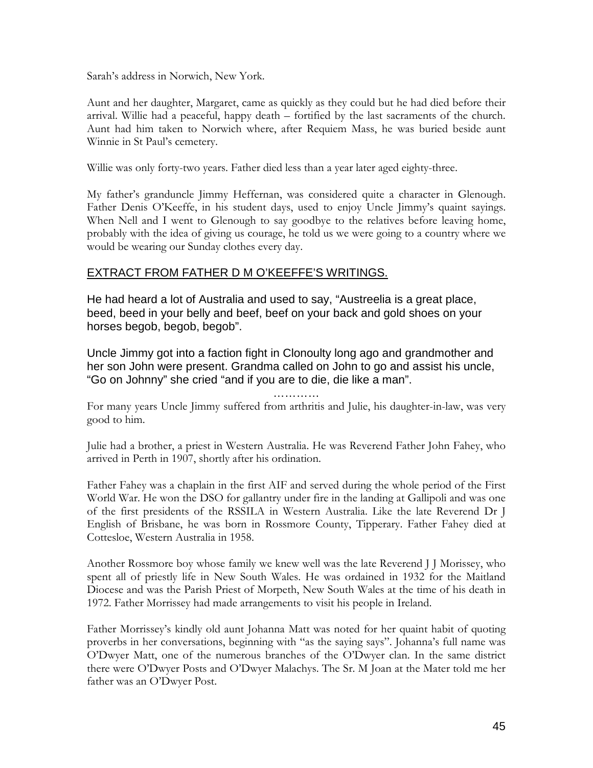Sarah's address in Norwich, New York.

Aunt and her daughter, Margaret, came as quickly as they could but he had died before their arrival. Willie had a peaceful, happy death – fortified by the last sacraments of the church. Aunt had him taken to Norwich where, after Requiem Mass, he was buried beside aunt Winnie in St Paul's cemetery.

Willie was only forty-two years. Father died less than a year later aged eighty-three.

My father's granduncle Jimmy Heffernan, was considered quite a character in Glenough. Father Denis O'Keeffe, in his student days, used to enjoy Uncle Jimmy's quaint sayings. When Nell and I went to Glenough to say goodbye to the relatives before leaving home, probably with the idea of giving us courage, he told us we were going to a country where we would be wearing our Sunday clothes every day.

## EXTRACT FROM FATHER D M O'KEEFFE'S WRITINGS.

He had heard a lot of Australia and used to say, "Austreelia is a great place, beed, beed in your belly and beef, beef on your back and gold shoes on your horses begob, begob, begob".

Uncle Jimmy got into a faction fight in Clonoulty long ago and grandmother and her son John were present. Grandma called on John to go and assist his uncle, "Go on Johnny" she cried "and if you are to die, die like a man".

…………

For many years Uncle Jimmy suffered from arthritis and Julie, his daughter-in-law, was very good to him.

Julie had a brother, a priest in Western Australia. He was Reverend Father John Fahey, who arrived in Perth in 1907, shortly after his ordination.

Father Fahey was a chaplain in the first AIF and served during the whole period of the First World War. He won the DSO for gallantry under fire in the landing at Gallipoli and was one of the first presidents of the RSSILA in Western Australia. Like the late Reverend Dr J English of Brisbane, he was born in Rossmore County, Tipperary. Father Fahey died at Cottesloe, Western Australia in 1958.

Another Rossmore boy whose family we knew well was the late Reverend J J Morissey, who spent all of priestly life in New South Wales. He was ordained in 1932 for the Maitland Diocese and was the Parish Priest of Morpeth, New South Wales at the time of his death in 1972. Father Morrissey had made arrangements to visit his people in Ireland.

Father Morrissey's kindly old aunt Johanna Matt was noted for her quaint habit of quoting proverbs in her conversations, beginning with "as the saying says". Johanna's full name was O'Dwyer Matt, one of the numerous branches of the O'Dwyer clan. In the same district there were O'Dwyer Posts and O'Dwyer Malachys. The Sr. M Joan at the Mater told me her father was an O'Dwyer Post.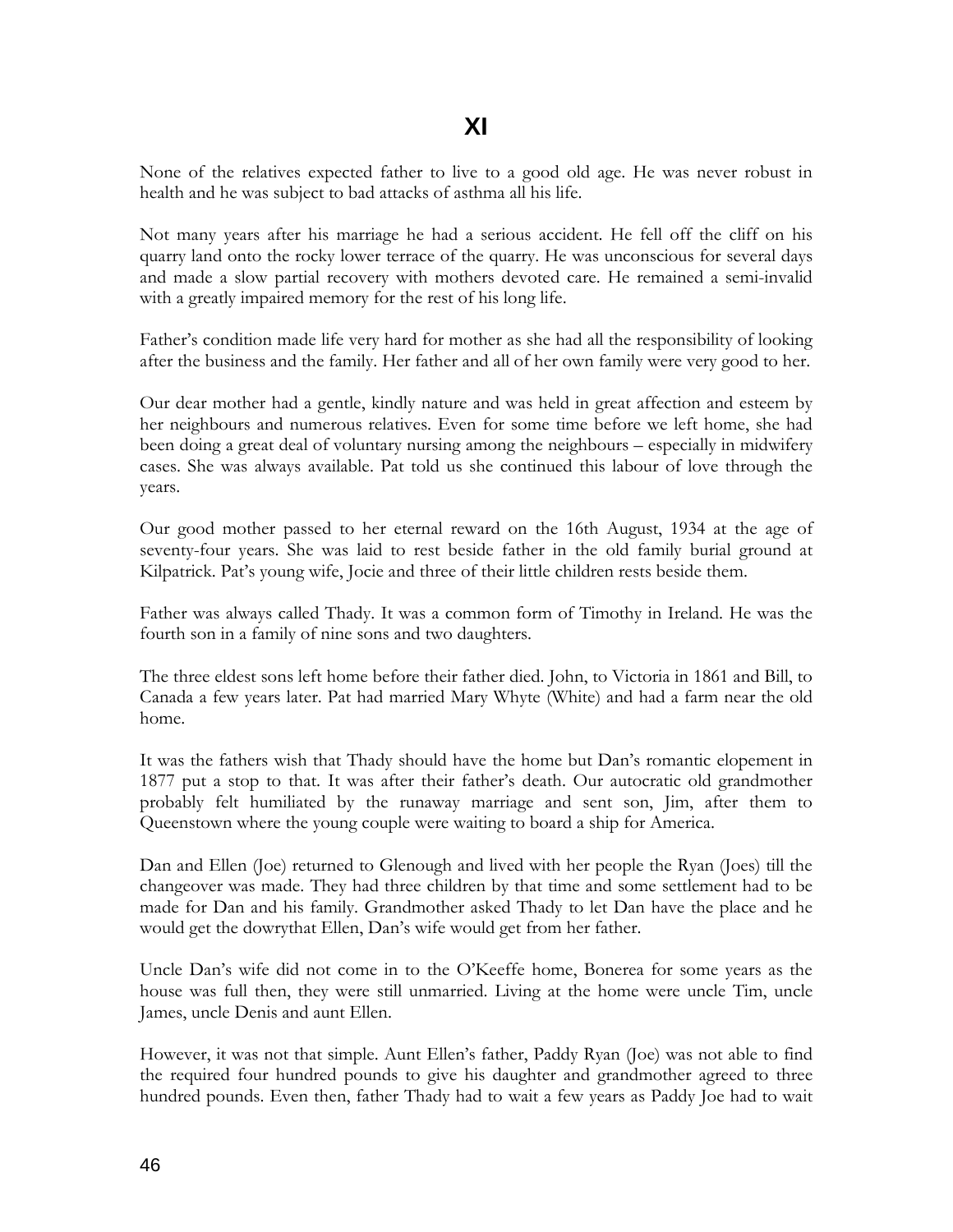## XI

None of the relatives expected father to live to a good old age. He was never robust in health and he was subject to bad attacks of asthma all his life.

Not many years after his marriage he had a serious accident. He fell off the cliff on his quarry land onto the rocky lower terrace of the quarry. He was unconscious for several days and made a slow partial recovery with mothers devoted care. He remained a semi-invalid with a greatly impaired memory for the rest of his long life.

Father's condition made life very hard for mother as she had all the responsibility of looking after the business and the family. Her father and all of her own family were very good to her.

Our dear mother had a gentle, kindly nature and was held in great affection and esteem by her neighbours and numerous relatives. Even for some time before we left home, she had been doing a great deal of voluntary nursing among the neighbours – especially in midwifery cases. She was always available. Pat told us she continued this labour of love through the years.

Our good mother passed to her eternal reward on the 16th August, 1934 at the age of seventy-four years. She was laid to rest beside father in the old family burial ground at Kilpatrick. Pat's young wife, Jocie and three of their little children rests beside them.

Father was always called Thady. It was a common form of Timothy in Ireland. He was the fourth son in a family of nine sons and two daughters.

The three eldest sons left home before their father died. John, to Victoria in 1861 and Bill, to Canada a few years later. Pat had married Mary Whyte (White) and had a farm near the old home.

It was the fathers wish that Thady should have the home but Dan's romantic elopement in 1877 put a stop to that. It was after their father's death. Our autocratic old grandmother probably felt humiliated by the runaway marriage and sent son, Jim, after them to Queenstown where the young couple were waiting to board a ship for America.

Dan and Ellen (Joe) returned to Glenough and lived with her people the Ryan (Joes) till the changeover was made. They had three children by that time and some settlement had to be made for Dan and his family. Grandmother asked Thady to let Dan have the place and he would get the dowrythat Ellen, Dan's wife would get from her father.

Uncle Dan's wife did not come in to the O'Keeffe home, Bonerea for some years as the house was full then, they were still unmarried. Living at the home were uncle Tim, uncle James, uncle Denis and aunt Ellen.

However, it was not that simple. Aunt Ellen's father, Paddy Ryan (Joe) was not able to find the required four hundred pounds to give his daughter and grandmother agreed to three hundred pounds. Even then, father Thady had to wait a few years as Paddy Joe had to wait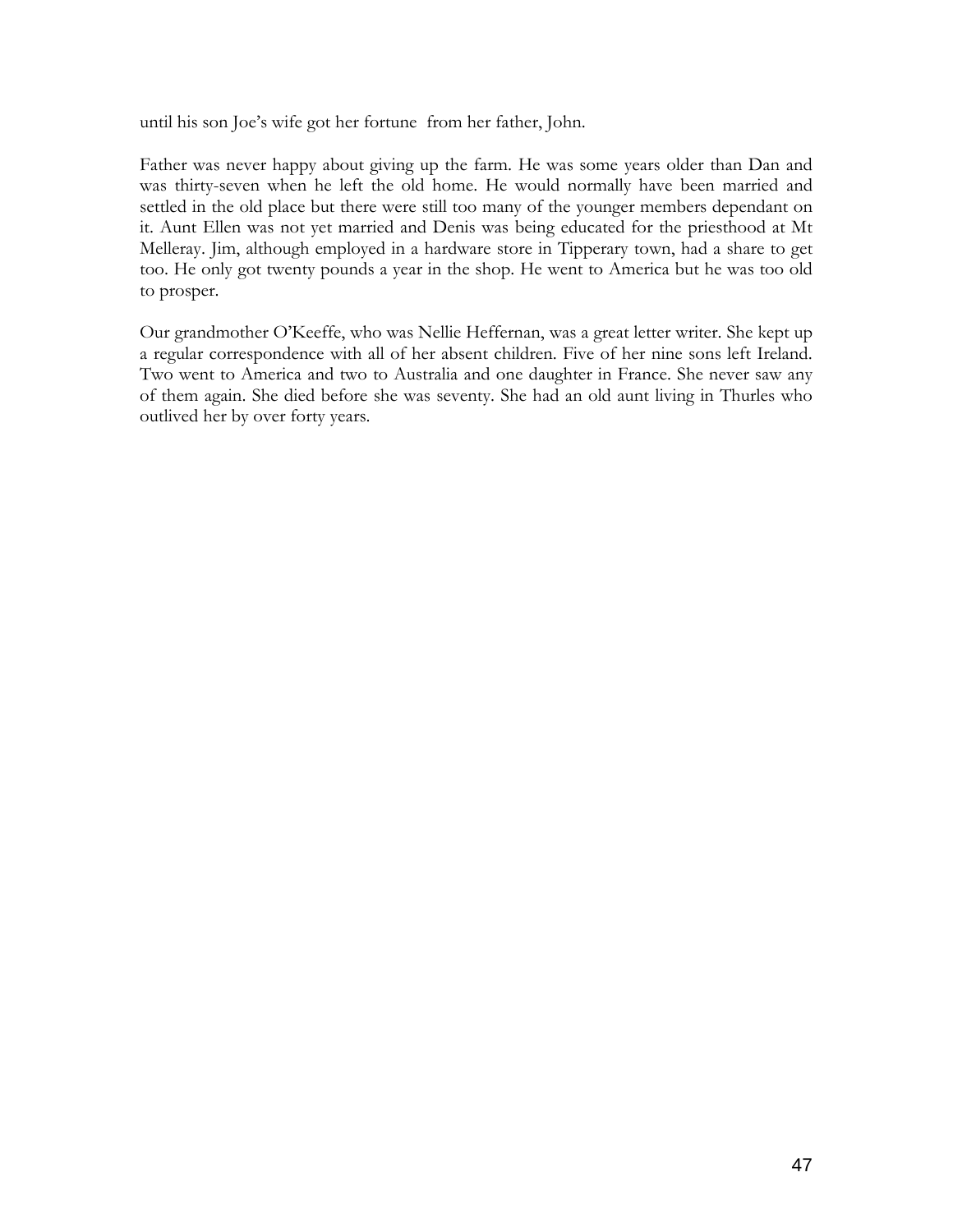until his son Joe's wife got her fortune from her father, John.

Father was never happy about giving up the farm. He was some years older than Dan and was thirty-seven when he left the old home. He would normally have been married and settled in the old place but there were still too many of the younger members dependant on it. Aunt Ellen was not yet married and Denis was being educated for the priesthood at Mt Melleray. Jim, although employed in a hardware store in Tipperary town, had a share to get too. He only got twenty pounds a year in the shop. He went to America but he was too old to prosper.

Our grandmother O'Keeffe, who was Nellie Heffernan, was a great letter writer. She kept up a regular correspondence with all of her absent children. Five of her nine sons left Ireland. Two went to America and two to Australia and one daughter in France. She never saw any of them again. She died before she was seventy. She had an old aunt living in Thurles who outlived her by over forty years.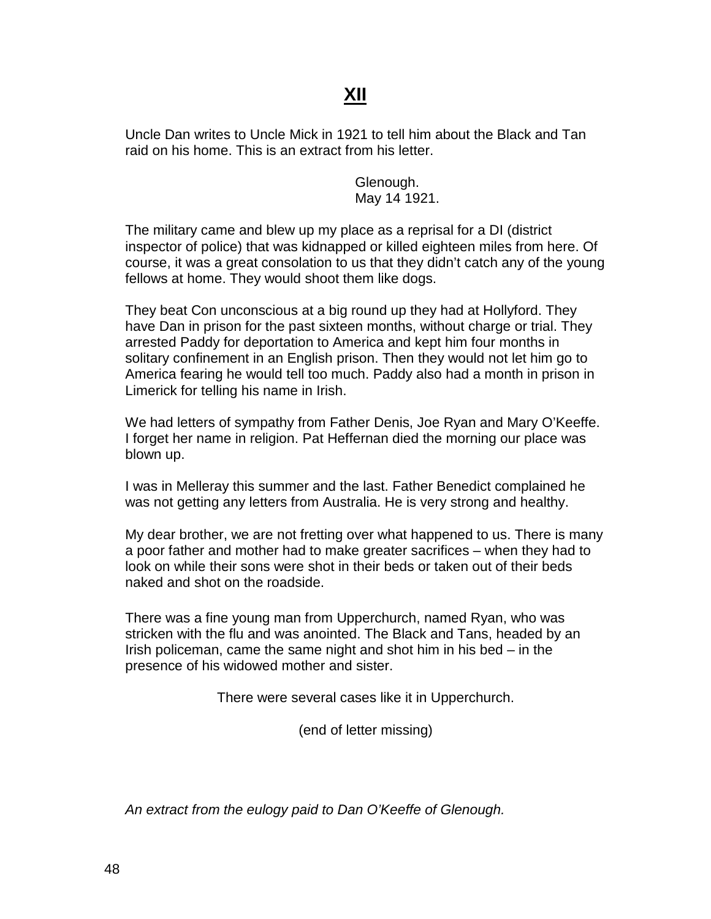# XII

Uncle Dan writes to Uncle Mick in 1921 to tell him about the Black and Tan raid on his home. This is an extract from his letter.

Glenough.
May 14 1921.

The military came and blew up my place as a reprisal for a DI (district inspector of police) that was kidnapped or killed eighteen miles from here. Of course, it was a great consolation to us that they didn't catch any of the young fellows at home. They would shoot them like dogs.

They beat Con unconscious at a big round up they had at Hollyford. They have Dan in prison for the past sixteen months, without charge or trial. They arrested Paddy for deportation to America and kept him four months in solitary confinement in an English prison. Then they would not let him go to America fearing he would tell too much. Paddy also had a month in prison in Limerick for telling his name in Irish.

We had letters of sympathy from Father Denis, Joe Ryan and Mary O'Keeffe. I forget her name in religion. Pat Heffernan died the morning our place was blown up.

I was in Melleray this summer and the last. Father Benedict complained he was not getting any letters from Australia. He is very strong and healthy.

My dear brother, we are not fretting over what happened to us. There is many a poor father and mother had to make greater sacrifices – when they had to look on while their sons were shot in their beds or taken out of their beds naked and shot on the roadside.

There was a fine young man from Upperchurch, named Ryan, who was stricken with the flu and was anointed. The Black and Tans, headed by an Irish policeman, came the same night and shot him in his bed – in the presence of his widowed mother and sister.

There were several cases like it in Upperchurch.

(end of letter missing)

*An extract from the eulogy paid to Dan O'Keeffe of Glenough.*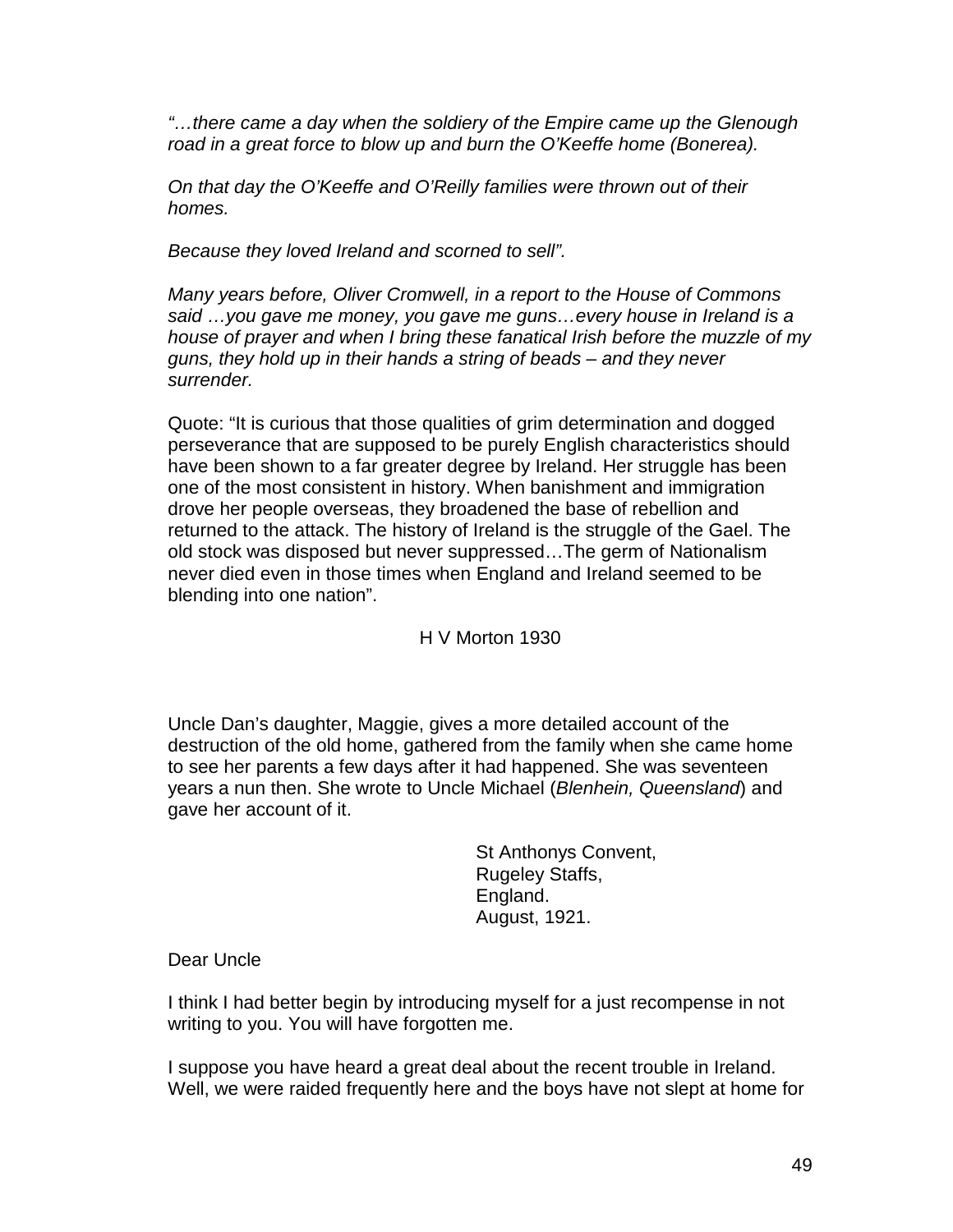*"…there came a day when the soldiery of the Empire came up the Glenough road in a great force to blow up and burn the O'Keeffe home (Bonerea).*

*On that day the O'Keeffe and O'Reilly families were thrown out of their homes.*

*Because they loved Ireland and scorned to sell".*

*Many years before, Oliver Cromwell, in a report to the House of Commons said …you gave me money, you gave me guns…every house in Ireland is a house of prayer and when I bring these fanatical Irish before the muzzle of my guns, they hold up in their hands a string of beads – and they never surrender.*

Quote: "It is curious that those qualities of grim determination and dogged perseverance that are supposed to be purely English characteristics should have been shown to a far greater degree by Ireland. Her struggle has been one of the most consistent in history. When banishment and immigration drove her people overseas, they broadened the base of rebellion and returned to the attack. The history of Ireland is the struggle of the Gael. The old stock was disposed but never suppressed…The germ of Nationalism never died even in those times when England and Ireland seemed to be blending into one nation".

H V Morton 1930

Uncle Dan's daughter, Maggie, gives a more detailed account of the destruction of the old home, gathered from the family when she came home to see her parents a few days after it had happened. She was seventeen years a nun then. She wrote to Uncle Michael (*Blenhein, Queensland*) and gave her account of it.

St Anthonys Convent,
Rugeley Staffs,
England.
August, 1921.

Dear Uncle

I think I had better begin by introducing myself for a just recompense in not writing to you. You will have forgotten me.

I suppose you have heard a great deal about the recent trouble in Ireland. Well, we were raided frequently here and the boys have not slept at home for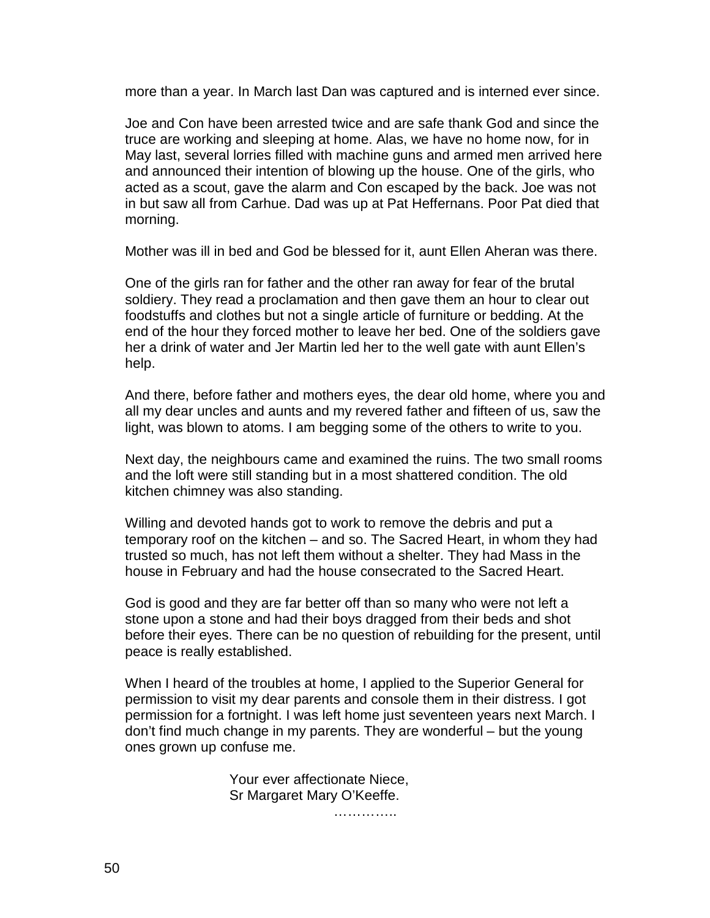more than a year. In March last Dan was captured and is interned ever since.

Joe and Con have been arrested twice and are safe thank God and since the truce are working and sleeping at home. Alas, we have no home now, for in May last, several lorries filled with machine guns and armed men arrived here and announced their intention of blowing up the house. One of the girls, who acted as a scout, gave the alarm and Con escaped by the back. Joe was not in but saw all from Carhue. Dad was up at Pat Heffernans. Poor Pat died that morning.

Mother was ill in bed and God be blessed for it, aunt Ellen Aheran was there.

One of the girls ran for father and the other ran away for fear of the brutal soldiery. They read a proclamation and then gave them an hour to clear out foodstuffs and clothes but not a single article of furniture or bedding. At the end of the hour they forced mother to leave her bed. One of the soldiers gave her a drink of water and Jer Martin led her to the well gate with aunt Ellen's help.

And there, before father and mothers eyes, the dear old home, where you and all my dear uncles and aunts and my revered father and fifteen of us, saw the light, was blown to atoms. I am begging some of the others to write to you.

Next day, the neighbours came and examined the ruins. The two small rooms and the loft were still standing but in a most shattered condition. The old kitchen chimney was also standing.

Willing and devoted hands got to work to remove the debris and put a temporary roof on the kitchen – and so. The Sacred Heart, in whom they had trusted so much, has not left them without a shelter. They had Mass in the house in February and had the house consecrated to the Sacred Heart.

God is good and they are far better off than so many who were not left a stone upon a stone and had their boys dragged from their beds and shot before their eyes. There can be no question of rebuilding for the present, until peace is really established.

When I heard of the troubles at home, I applied to the Superior General for permission to visit my dear parents and console them in their distress. I got permission for a fortnight. I was left home just seventeen years next March. I don't find much change in my parents. They are wonderful – but the young ones grown up confuse me.

Your ever affectionate Niece,
Sr Margaret Mary O'Keeffe.

…………..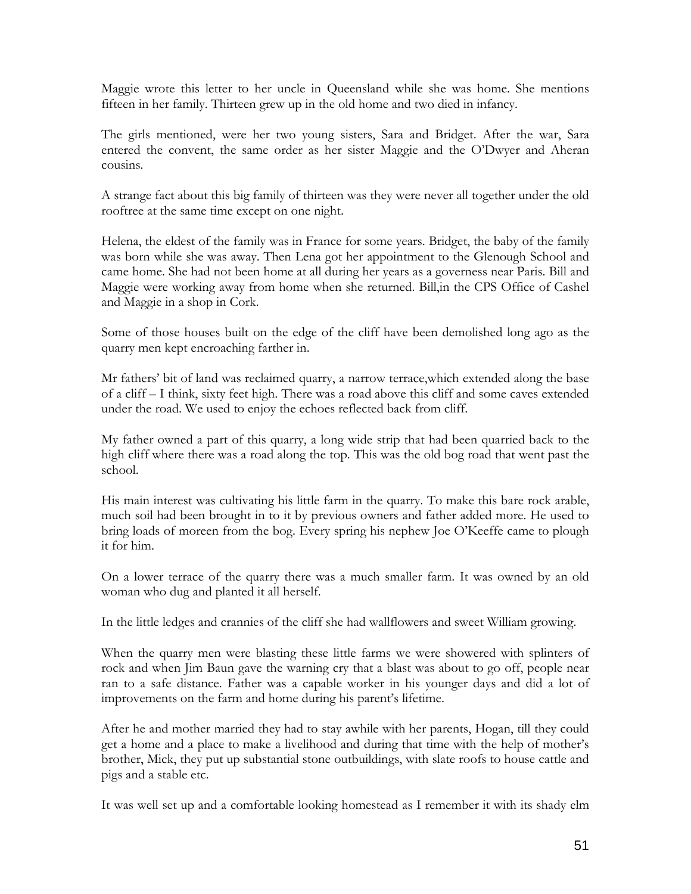Maggie wrote this letter to her uncle in Queensland while she was home. She mentions fifteen in her family. Thirteen grew up in the old home and two died in infancy.

The girls mentioned, were her two young sisters, Sara and Bridget. After the war, Sara entered the convent, the same order as her sister Maggie and the O'Dwyer and Aheran cousins.

A strange fact about this big family of thirteen was they were never all together under the old rooftree at the same time except on one night.

Helena, the eldest of the family was in France for some years. Bridget, the baby of the family was born while she was away. Then Lena got her appointment to the Glenough School and came home. She had not been home at all during her years as a governess near Paris. Bill and Maggie were working away from home when she returned. Bill,in the CPS Office of Cashel and Maggie in a shop in Cork.

Some of those houses built on the edge of the cliff have been demolished long ago as the quarry men kept encroaching farther in.

Mr fathers' bit of land was reclaimed quarry, a narrow terrace,which extended along the base of a cliff – I think, sixty feet high. There was a road above this cliff and some caves extended under the road. We used to enjoy the echoes reflected back from cliff.

My father owned a part of this quarry, a long wide strip that had been quarried back to the high cliff where there was a road along the top. This was the old bog road that went past the school.

His main interest was cultivating his little farm in the quarry. To make this bare rock arable, much soil had been brought in to it by previous owners and father added more. He used to bring loads of moreen from the bog. Every spring his nephew Joe O'Keeffe came to plough it for him.

On a lower terrace of the quarry there was a much smaller farm. It was owned by an old woman who dug and planted it all herself.

In the little ledges and crannies of the cliff she had wallflowers and sweet William growing.

When the quarry men were blasting these little farms we were showered with splinters of rock and when Jim Baun gave the warning cry that a blast was about to go off, people near ran to a safe distance. Father was a capable worker in his younger days and did a lot of improvements on the farm and home during his parent's lifetime.

After he and mother married they had to stay awhile with her parents, Hogan, till they could get a home and a place to make a livelihood and during that time with the help of mother's brother, Mick, they put up substantial stone outbuildings, with slate roofs to house cattle and pigs and a stable etc.

It was well set up and a comfortable looking homestead as I remember it with its shady elm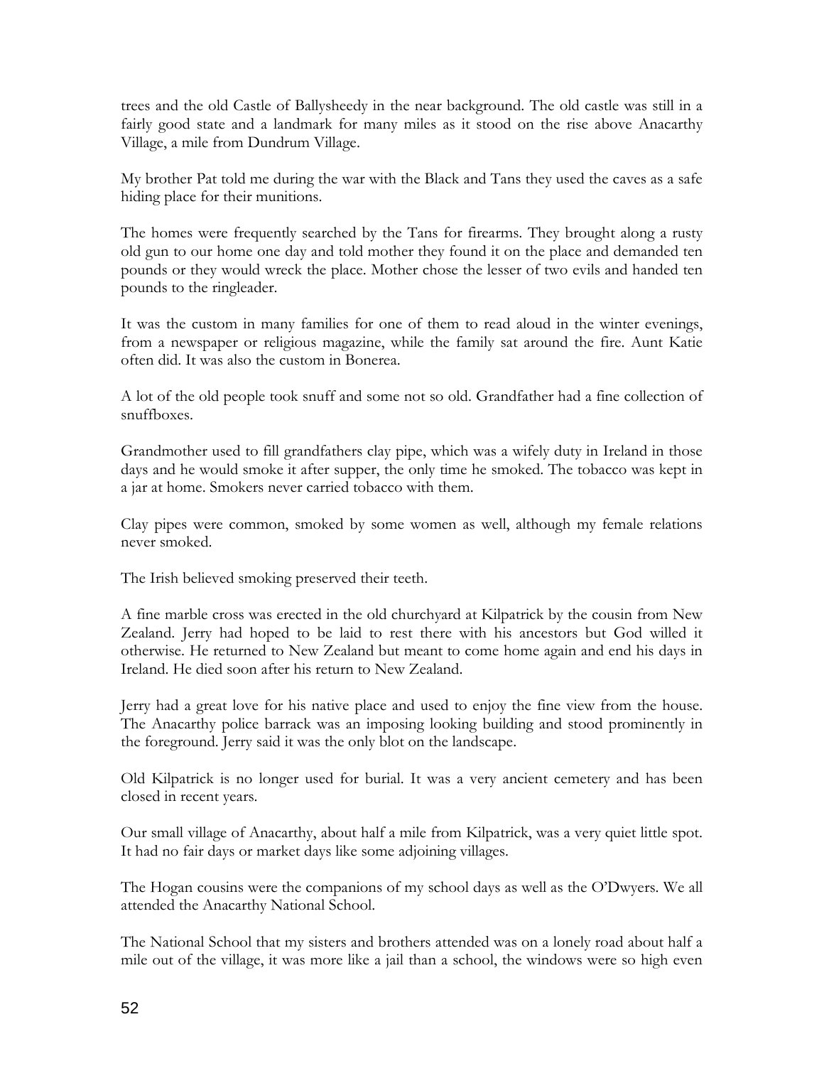trees and the old Castle of Ballysheedy in the near background. The old castle was still in a fairly good state and a landmark for many miles as it stood on the rise above Anacarthy Village, a mile from Dundrum Village.

My brother Pat told me during the war with the Black and Tans they used the caves as a safe hiding place for their munitions.

The homes were frequently searched by the Tans for firearms. They brought along a rusty old gun to our home one day and told mother they found it on the place and demanded ten pounds or they would wreck the place. Mother chose the lesser of two evils and handed ten pounds to the ringleader.

It was the custom in many families for one of them to read aloud in the winter evenings, from a newspaper or religious magazine, while the family sat around the fire. Aunt Katie often did. It was also the custom in Bonerea.

A lot of the old people took snuff and some not so old. Grandfather had a fine collection of snuffboxes.

Grandmother used to fill grandfathers clay pipe, which was a wifely duty in Ireland in those days and he would smoke it after supper, the only time he smoked. The tobacco was kept in a jar at home. Smokers never carried tobacco with them.

Clay pipes were common, smoked by some women as well, although my female relations never smoked.

The Irish believed smoking preserved their teeth.

A fine marble cross was erected in the old churchyard at Kilpatrick by the cousin from New Zealand. Jerry had hoped to be laid to rest there with his ancestors but God willed it otherwise. He returned to New Zealand but meant to come home again and end his days in Ireland. He died soon after his return to New Zealand.

Jerry had a great love for his native place and used to enjoy the fine view from the house. The Anacarthy police barrack was an imposing looking building and stood prominently in the foreground. Jerry said it was the only blot on the landscape.

Old Kilpatrick is no longer used for burial. It was a very ancient cemetery and has been closed in recent years.

Our small village of Anacarthy, about half a mile from Kilpatrick, was a very quiet little spot. It had no fair days or market days like some adjoining villages.

The Hogan cousins were the companions of my school days as well as the O'Dwyers. We all attended the Anacarthy National School.

The National School that my sisters and brothers attended was on a lonely road about half a mile out of the village, it was more like a jail than a school, the windows were so high even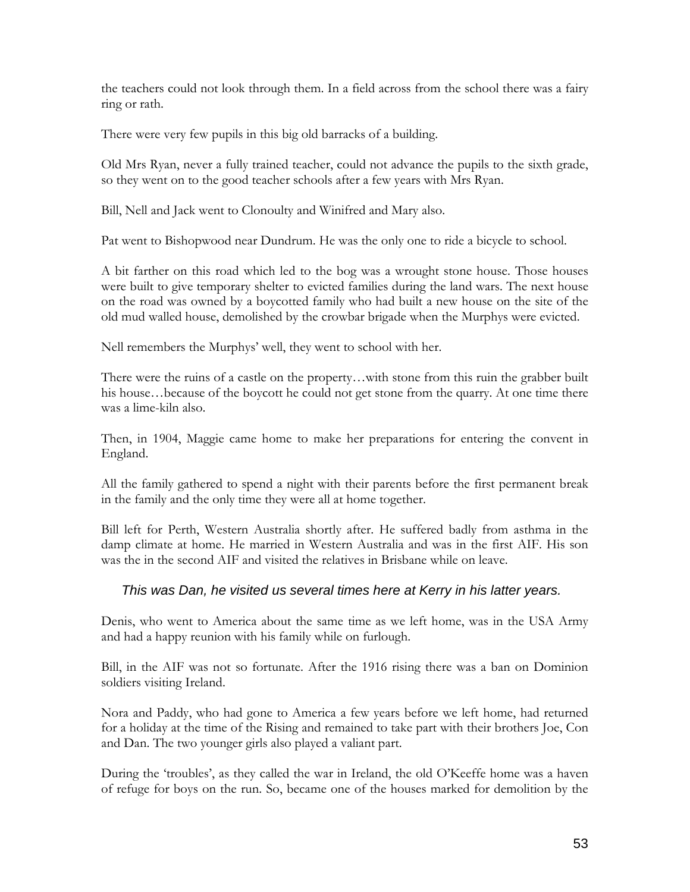the teachers could not look through them. In a field across from the school there was a fairy ring or rath.

There were very few pupils in this big old barracks of a building.

Old Mrs Ryan, never a fully trained teacher, could not advance the pupils to the sixth grade, so they went on to the good teacher schools after a few years with Mrs Ryan.

Bill, Nell and Jack went to Clonoulty and Winifred and Mary also.

Pat went to Bishopwood near Dundrum. He was the only one to ride a bicycle to school.

A bit farther on this road which led to the bog was a wrought stone house. Those houses were built to give temporary shelter to evicted families during the land wars. The next house on the road was owned by a boycotted family who had built a new house on the site of the old mud walled house, demolished by the crowbar brigade when the Murphys were evicted.

Nell remembers the Murphys' well, they went to school with her.

There were the ruins of a castle on the property…with stone from this ruin the grabber built his house…because of the boycott he could not get stone from the quarry. At one time there was a lime-kiln also.

Then, in 1904, Maggie came home to make her preparations for entering the convent in England.

All the family gathered to spend a night with their parents before the first permanent break in the family and the only time they were all at home together.

Bill left for Perth, Western Australia shortly after. He suffered badly from asthma in the damp climate at home. He married in Western Australia and was in the first AIF. His son was the in the second AIF and visited the relatives in Brisbane while on leave.

*This was Dan, he visited us several times here at Kerry in his latter years.*

Denis, who went to America about the same time as we left home, was in the USA Army and had a happy reunion with his family while on furlough.

Bill, in the AIF was not so fortunate. After the 1916 rising there was a ban on Dominion soldiers visiting Ireland.

Nora and Paddy, who had gone to America a few years before we left home, had returned for a holiday at the time of the Rising and remained to take part with their brothers Joe, Con and Dan. The two younger girls also played a valiant part.

During the 'troubles', as they called the war in Ireland, the old O'Keeffe home was a haven of refuge for boys on the run. So, became one of the houses marked for demolition by the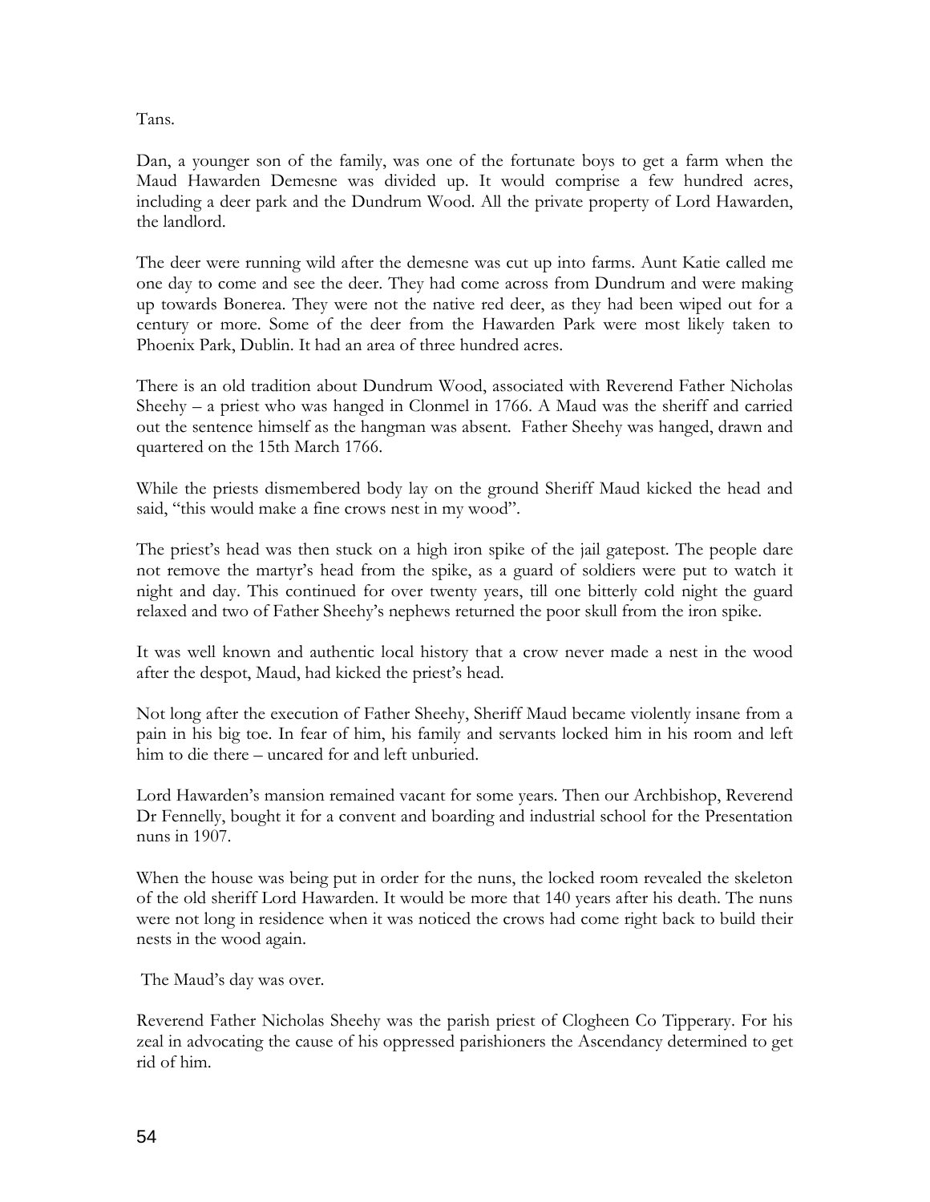Tans.

Dan, a younger son of the family, was one of the fortunate boys to get a farm when the Maud Hawarden Demesne was divided up. It would comprise a few hundred acres, including a deer park and the Dundrum Wood. All the private property of Lord Hawarden, the landlord.

The deer were running wild after the demesne was cut up into farms. Aunt Katie called me one day to come and see the deer. They had come across from Dundrum and were making up towards Bonerea. They were not the native red deer, as they had been wiped out for a century or more. Some of the deer from the Hawarden Park were most likely taken to Phoenix Park, Dublin. It had an area of three hundred acres.

There is an old tradition about Dundrum Wood, associated with Reverend Father Nicholas Sheehy – a priest who was hanged in Clonmel in 1766. A Maud was the sheriff and carried out the sentence himself as the hangman was absent. Father Sheehy was hanged, drawn and quartered on the 15th March 1766.

While the priests dismembered body lay on the ground Sheriff Maud kicked the head and said, "this would make a fine crows nest in my wood".

The priest's head was then stuck on a high iron spike of the jail gatepost. The people dare not remove the martyr's head from the spike, as a guard of soldiers were put to watch it night and day. This continued for over twenty years, till one bitterly cold night the guard relaxed and two of Father Sheehy's nephews returned the poor skull from the iron spike.

It was well known and authentic local history that a crow never made a nest in the wood after the despot, Maud, had kicked the priest's head.

Not long after the execution of Father Sheehy, Sheriff Maud became violently insane from a pain in his big toe. In fear of him, his family and servants locked him in his room and left him to die there – uncared for and left unburied.

Lord Hawarden's mansion remained vacant for some years. Then our Archbishop, Reverend Dr Fennelly, bought it for a convent and boarding and industrial school for the Presentation nuns in 1907.

When the house was being put in order for the nuns, the locked room revealed the skeleton of the old sheriff Lord Hawarden. It would be more that 140 years after his death. The nuns were not long in residence when it was noticed the crows had come right back to build their nests in the wood again.

The Maud's day was over.

Reverend Father Nicholas Sheehy was the parish priest of Clogheen Co Tipperary. For his zeal in advocating the cause of his oppressed parishioners the Ascendancy determined to get rid of him.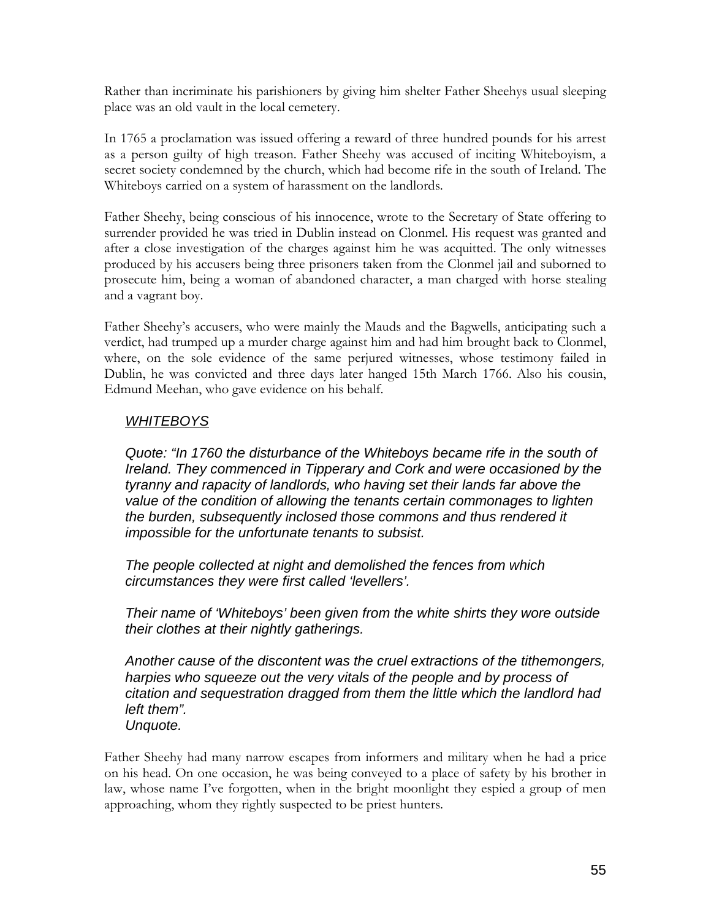Rather than incriminate his parishioners by giving him shelter Father Sheehys usual sleeping place was an old vault in the local cemetery.

In 1765 a proclamation was issued offering a reward of three hundred pounds for his arrest as a person guilty of high treason. Father Sheehy was accused of inciting Whiteboyism, a secret society condemned by the church, which had become rife in the south of Ireland. The Whiteboys carried on a system of harassment on the landlords.

Father Sheehy, being conscious of his innocence, wrote to the Secretary of State offering to surrender provided he was tried in Dublin instead on Clonmel. His request was granted and after a close investigation of the charges against him he was acquitted. The only witnesses produced by his accusers being three prisoners taken from the Clonmel jail and suborned to prosecute him, being a woman of abandoned character, a man charged with horse stealing and a vagrant boy.

Father Sheehy's accusers, who were mainly the Mauds and the Bagwells, anticipating such a verdict, had trumped up a murder charge against him and had him brought back to Clonmel, where, on the sole evidence of the same perjured witnesses, whose testimony failed in Dublin, he was convicted and three days later hanged 15th March 1766. Also his cousin, Edmund Meehan, who gave evidence on his behalf.

> ***WHITEBOYS***
>
> *Quote: "In 1760 the disturbance of the Whiteboys became rife in the south of Ireland. They commenced in Tipperary and Cork and were occasioned by the tyranny and rapacity of landlords, who having set their lands far above the value of the condition of allowing the tenants certain commonages to lighten the burden, subsequently inclosed those commons and thus rendered it impossible for the unfortunate tenants to subsist.*
>
> *The people collected at night and demolished the fences from which circumstances they were first called 'levellers'.*
>
> *Their name of 'Whiteboys' been given from the white shirts they wore outside their clothes at their nightly gatherings.*
>
> *Another cause of the discontent was the cruel extractions of the tithemongers, harpies who squeeze out the very vitals of the people and by process of citation and sequestration dragged from them the little which the landlord had left them".*
> *Unquote.*

Father Sheehy had many narrow escapes from informers and military when he had a price on his head. On one occasion, he was being conveyed to a place of safety by his brother in law, whose name I've forgotten, when in the bright moonlight they espied a group of men approaching, whom they rightly suspected to be priest hunters.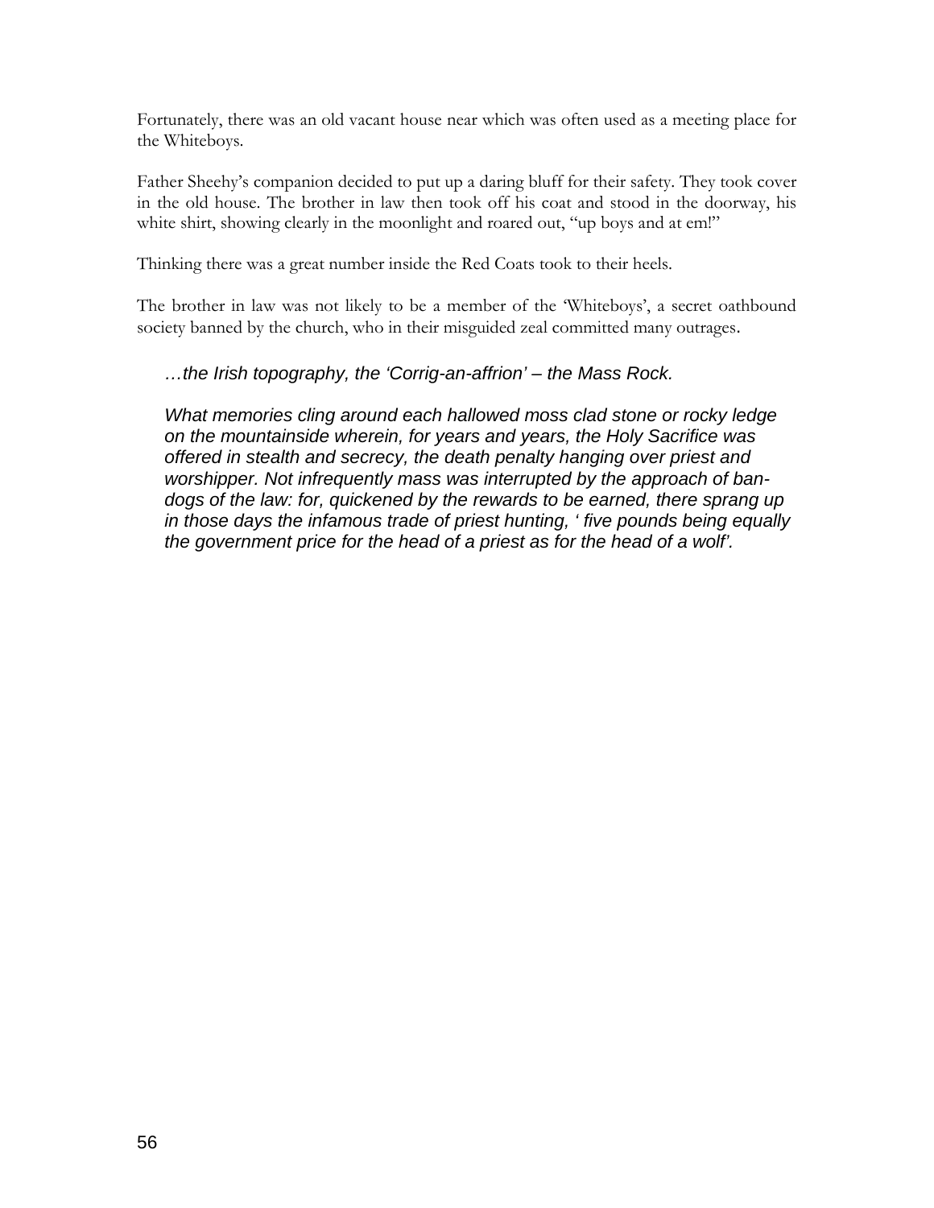Fortunately, there was an old vacant house near which was often used as a meeting place for the Whiteboys.

Father Sheehy's companion decided to put up a daring bluff for their safety. They took cover in the old house. The brother in law then took off his coat and stood in the doorway, his white shirt, showing clearly in the moonlight and roared out, "up boys and at em!"

Thinking there was a great number inside the Red Coats took to their heels.

The brother in law was not likely to be a member of the 'Whiteboys', a secret oathbound society banned by the church, who in their misguided zeal committed many outrages.

> *…the Irish topography, the 'Corrig-an-affrion' – the Mass Rock.*
>
> *What memories cling around each hallowed moss clad stone or rocky ledge on the mountainside wherein, for years and years, the Holy Sacrifice was offered in stealth and secrecy, the death penalty hanging over priest and worshipper. Not infrequently mass was interrupted by the approach of ban-dogs of the law: for, quickened by the rewards to be earned, there sprang up in those days the infamous trade of priest hunting, ' five pounds being equally the government price for the head of a priest as for the head of a wolf'.*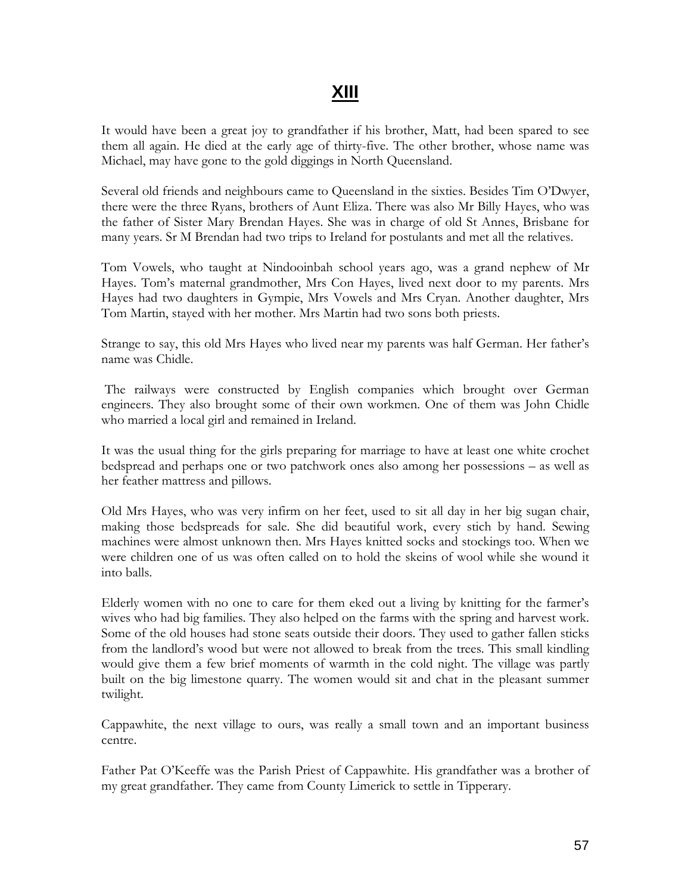# XIII

It would have been a great joy to grandfather if his brother, Matt, had been spared to see them all again. He died at the early age of thirty-five. The other brother, whose name was Michael, may have gone to the gold diggings in North Queensland.

Several old friends and neighbours came to Queensland in the sixties. Besides Tim O'Dwyer, there were the three Ryans, brothers of Aunt Eliza. There was also Mr Billy Hayes, who was the father of Sister Mary Brendan Hayes. She was in charge of old St Annes, Brisbane for many years. Sr M Brendan had two trips to Ireland for postulants and met all the relatives.

Tom Vowels, who taught at Nindooinbah school years ago, was a grand nephew of Mr Hayes. Tom's maternal grandmother, Mrs Con Hayes, lived next door to my parents. Mrs Hayes had two daughters in Gympie, Mrs Vowels and Mrs Cryan. Another daughter, Mrs Tom Martin, stayed with her mother. Mrs Martin had two sons both priests.

Strange to say, this old Mrs Hayes who lived near my parents was half German. Her father's name was Chidle.

The railways were constructed by English companies which brought over German engineers. They also brought some of their own workmen. One of them was John Chidle who married a local girl and remained in Ireland.

It was the usual thing for the girls preparing for marriage to have at least one white crochet bedspread and perhaps one or two patchwork ones also among her possessions – as well as her feather mattress and pillows.

Old Mrs Hayes, who was very infirm on her feet, used to sit all day in her big sugan chair, making those bedspreads for sale. She did beautiful work, every stich by hand. Sewing machines were almost unknown then. Mrs Hayes knitted socks and stockings too. When we were children one of us was often called on to hold the skeins of wool while she wound it into balls.

Elderly women with no one to care for them eked out a living by knitting for the farmer's wives who had big families. They also helped on the farms with the spring and harvest work. Some of the old houses had stone seats outside their doors. They used to gather fallen sticks from the landlord's wood but were not allowed to break from the trees. This small kindling would give them a few brief moments of warmth in the cold night. The village was partly built on the big limestone quarry. The women would sit and chat in the pleasant summer twilight.

Cappawhite, the next village to ours, was really a small town and an important business centre.

Father Pat O'Keeffe was the Parish Priest of Cappawhite. His grandfather was a brother of my great grandfather. They came from County Limerick to settle in Tipperary.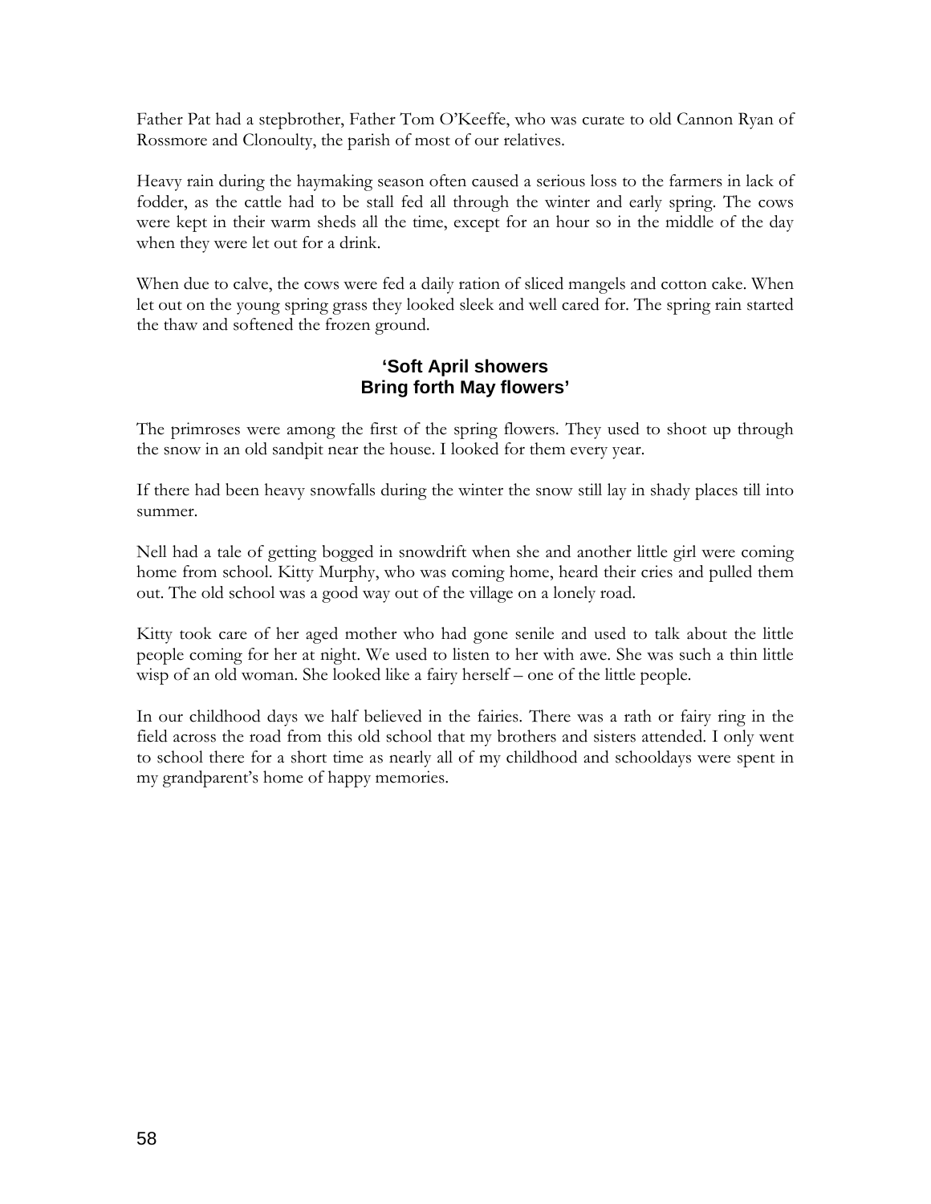Father Pat had a stepbrother, Father Tom O'Keeffe, who was curate to old Cannon Ryan of Rossmore and Clonoulty, the parish of most of our relatives.

Heavy rain during the haymaking season often caused a serious loss to the farmers in lack of fodder, as the cattle had to be stall fed all through the winter and early spring. The cows were kept in their warm sheds all the time, except for an hour so in the middle of the day when they were let out for a drink.

When due to calve, the cows were fed a daily ration of sliced mangels and cotton cake. When let out on the young spring grass they looked sleek and well cared for. The spring rain started the thaw and softened the frozen ground.

**'Soft April showers**
**Bring forth May flowers'**

The primroses were among the first of the spring flowers. They used to shoot up through the snow in an old sandpit near the house. I looked for them every year.

If there had been heavy snowfalls during the winter the snow still lay in shady places till into summer.

Nell had a tale of getting bogged in snowdrift when she and another little girl were coming home from school. Kitty Murphy, who was coming home, heard their cries and pulled them out. The old school was a good way out of the village on a lonely road.

Kitty took care of her aged mother who had gone senile and used to talk about the little people coming for her at night. We used to listen to her with awe. She was such a thin little wisp of an old woman. She looked like a fairy herself – one of the little people.

In our childhood days we half believed in the fairies. There was a rath or fairy ring in the field across the road from this old school that my brothers and sisters attended. I only went to school there for a short time as nearly all of my childhood and schooldays were spent in my grandparent's home of happy memories.